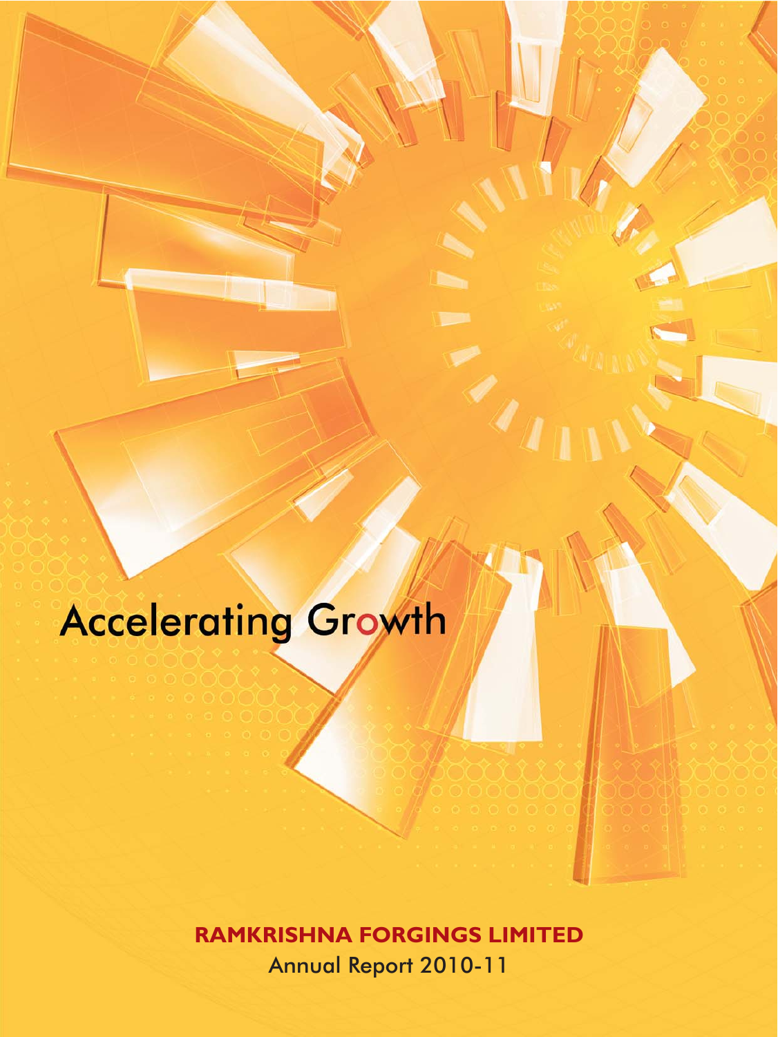# Accelerating Growth

**RAMKRISHNA FORGINGS LIMITED**

Annual Report 2010-11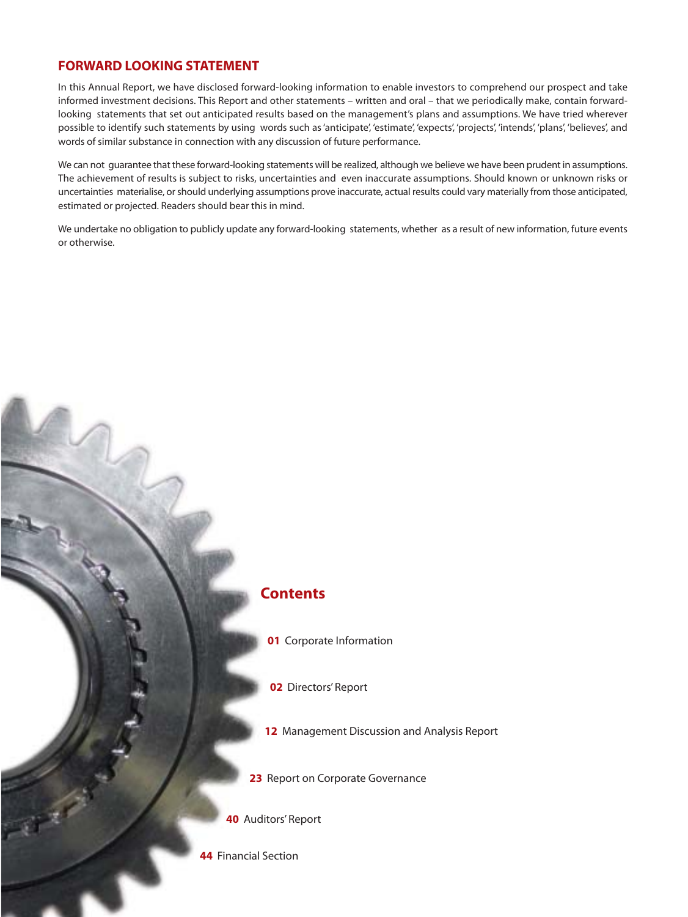## FORWARD LOOKING STATEMENT

In this Annual Report, we have disclosed forward-looking information to enable investors to comprehend our prospect and take informed investment decisions. This Report and other statements – written and oral – that we periodically make, contain forward-looking statements that set out anticipated results based on the management's plans and assumptions. We have tried wherever possible to identify such statements by using words such as 'anticipate', 'estimate', 'expects', 'projects', 'intends', 'plans', 'believes', and words of similar substance in connection with any discussion of future performance.

We can not guarantee that these forward-looking statements will be realized, although we believe we have been prudent in assumptions. The achievement of results is subject to risks, uncertainties and even inaccurate assumptions. Should known or unknown risks or uncertainties materialise, or should underlying assumptions prove inaccurate, actual results could vary materially from those anticipated, estimated or projected. Readers should bear this in mind.

We undertake no obligation to publicly update any forward-looking statements, whether as a result of new information, future events or otherwise.

## Contents

**01** Corporate Information

**02** Directors' Report

**12** Management Discussion and Analysis Report

**23** Report on Corporate Governance

**40** Auditors' Report

**44** Financial Section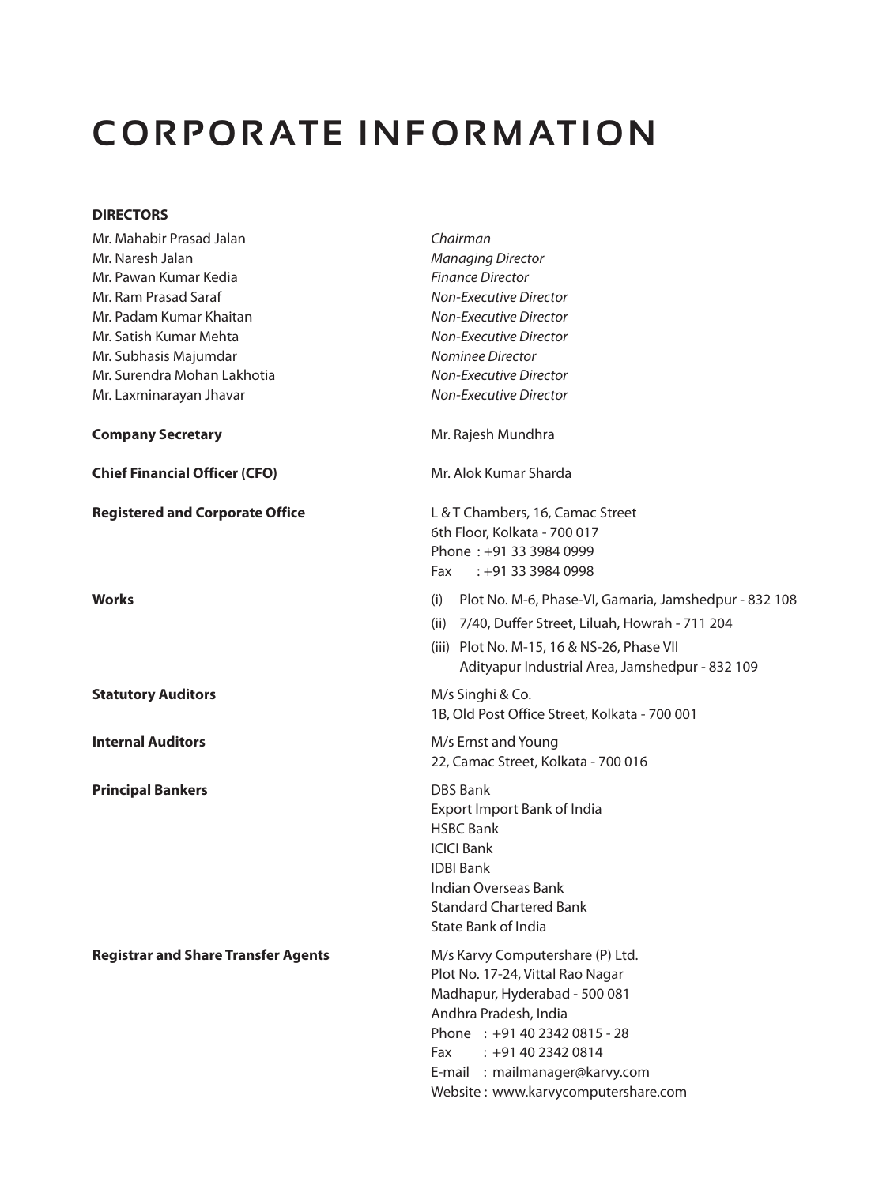# CORPORATE INFORMATION

**DIRECTORS**

| | |
|---|---|
| Mr. Mahabir Prasad Jalan | *Chairman* |
| Mr. Naresh Jalan | *Managing Director* |
| Mr. Pawan Kumar Kedia | *Finance Director* |
| Mr. Ram Prasad Saraf | *Non-Executive Director* |
| Mr. Padam Kumar Khaitan | *Non-Executive Director* |
| Mr. Satish Kumar Mehta | *Non-Executive Director* |
| Mr. Subhasis Majumdar | *Nominee Director* |
| Mr. Surendra Mohan Lakhotia | *Non-Executive Director* |
| Mr. Laxminarayan Jhavar | *Non-Executive Director* |

**Company Secretary**

Mr. Rajesh Mundhra

**Chief Financial Officer (CFO)**

Mr. Alok Kumar Sharda

**Registered and Corporate Office**

L & T Chambers, 16, Camac Street
6th Floor, Kolkata - 700 017
Phone : +91 33 3984 0999
Fax : +91 33 3984 0998

**Works**

(i) Plot No. M-6, Phase-VI, Gamaria, Jamshedpur - 832 108
(ii) 7/40, Duffer Street, Liluah, Howrah - 711 204
(iii) Plot No. M-15, 16 & NS-26, Phase VII
Adityapur Industrial Area, Jamshedpur - 832 109

**Statutory Auditors**

M/s Singhi & Co.
1B, Old Post Office Street, Kolkata - 700 001

**Internal Auditors**

M/s Ernst and Young
22, Camac Street, Kolkata - 700 016

**Principal Bankers**

DBS Bank
Export Import Bank of India
HSBC Bank
ICICI Bank
IDBI Bank
Indian Overseas Bank
Standard Chartered Bank
State Bank of India

**Registrar and Share Transfer Agents**

M/s Karvy Computershare (P) Ltd.
Plot No. 17-24, Vittal Rao Nagar
Madhapur, Hyderabad - 500 081
Andhra Pradesh, India
Phone : +91 40 2342 0815 - 28
Fax : +91 40 2342 0814
E-mail : mailmanager@karvy.com
Website : www.karvycomputershare.com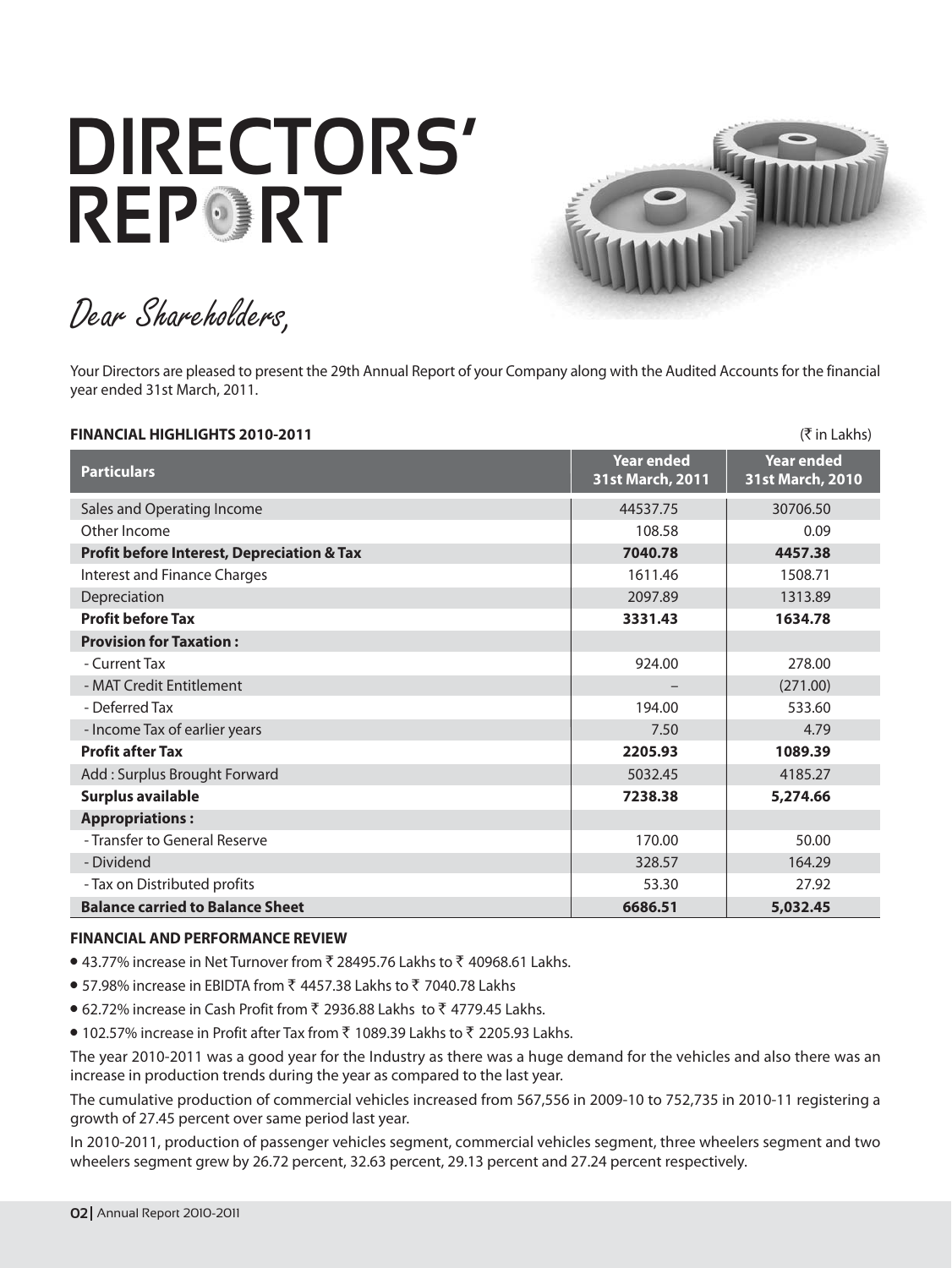# DIRECTORS' REPORT

*Dear Shareholders,*

Your Directors are pleased to present the 29th Annual Report of your Company along with the Audited Accounts for the financial year ended 31st March, 2011.

**FINANCIAL HIGHLIGHTS 2010-2011** (₹ in Lakhs)

| Particulars | Year ended 31st March, 2011 | Year ended 31st March, 2010 |
|---|---|---|
| Sales and Operating Income | 44537.75 | 30706.50 |
| Other Income | 108.58 | 0.09 |
| **Profit before Interest, Depreciation & Tax** | **7040.78** | **4457.38** |
| Interest and Finance Charges | 1611.46 | 1508.71 |
| Depreciation | 2097.89 | 1313.89 |
| **Profit before Tax** | **3331.43** | **1634.78** |
| **Provision for Taxation :** | | |
| - Current Tax | 924.00 | 278.00 |
| - MAT Credit Entitlement | – | (271.00) |
| - Deferred Tax | 194.00 | 533.60 |
| - Income Tax of earlier years | 7.50 | 4.79 |
| **Profit after Tax** | **2205.93** | **1089.39** |
| Add : Surplus Brought Forward | 5032.45 | 4185.27 |
| **Surplus available** | **7238.38** | **5,274.66** |
| **Appropriations :** | | |
| - Transfer to General Reserve | 170.00 | 50.00 |
| - Dividend | 328.57 | 164.29 |
| - Tax on Distributed profits | 53.30 | 27.92 |
| **Balance carried to Balance Sheet** | **6686.51** | **5,032.45** |

**FINANCIAL AND PERFORMANCE REVIEW**

- 43.77% increase in Net Turnover from ₹ 28495.76 Lakhs to ₹ 40968.61 Lakhs.
- 57.98% increase in EBIDTA from ₹ 4457.38 Lakhs to ₹ 7040.78 Lakhs
- 62.72% increase in Cash Profit from ₹ 2936.88 Lakhs to ₹ 4779.45 Lakhs.
- 102.57% increase in Profit after Tax from ₹ 1089.39 Lakhs to ₹ 2205.93 Lakhs.

The year 2010-2011 was a good year for the Industry as there was a huge demand for the vehicles and also there was an increase in production trends during the year as compared to the last year.

The cumulative production of commercial vehicles increased from 567,556 in 2009-10 to 752,735 in 2010-11 registering a growth of 27.45 percent over same period last year.

In 2010-2011, production of passenger vehicles segment, commercial vehicles segment, three wheelers segment and two wheelers segment grew by 26.72 percent, 32.63 percent, 29.13 percent and 27.24 percent respectively.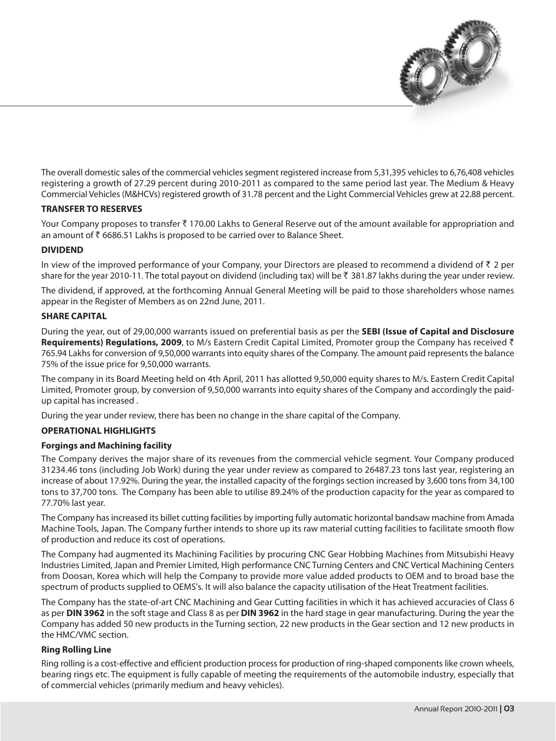The overall domestic sales of the commercial vehicles segment registered increase from 5,31,395 vehicles to 6,76,408 vehicles registering a growth of 27.29 percent during 2010-2011 as compared to the same period last year. The Medium & Heavy Commercial Vehicles (M&HCVs) registered growth of 31.78 percent and the Light Commercial Vehicles grew at 22.88 percent.

### TRANSFER TO RESERVES

Your Company proposes to transfer ₹ 170.00 Lakhs to General Reserve out of the amount available for appropriation and an amount of ₹ 6686.51 Lakhs is proposed to be carried over to Balance Sheet.

### DIVIDEND

In view of the improved performance of your Company, your Directors are pleased to recommend a dividend of ₹ 2 per share for the year 2010-11. The total payout on dividend (including tax) will be ₹ 381.87 lakhs during the year under review.

The dividend, if approved, at the forthcoming Annual General Meeting will be paid to those shareholders whose names appear in the Register of Members as on 22nd June, 2011.

### SHARE CAPITAL

During the year, out of 29,00,000 warrants issued on preferential basis as per the **SEBI (Issue of Capital and Disclosure Requirements) Regulations, 2009**, to M/s Eastern Credit Capital Limited, Promoter group the Company has received ₹ 765.94 Lakhs for conversion of 9,50,000 warrants into equity shares of the Company. The amount paid represents the balance 75% of the issue price for 9,50,000 warrants.

The company in its Board Meeting held on 4th April, 2011 has allotted 9,50,000 equity shares to M/s. Eastern Credit Capital Limited, Promoter group, by conversion of 9,50,000 warrants into equity shares of the Company and accordingly the paid-up capital has increased .

During the year under review, there has been no change in the share capital of the Company.

### OPERATIONAL HIGHLIGHTS

#### Forgings and Machining facility

The Company derives the major share of its revenues from the commercial vehicle segment. Your Company produced 31234.46 tons (including Job Work) during the year under review as compared to 26487.23 tons last year, registering an increase of about 17.92%. During the year, the installed capacity of the forgings section increased by 3,600 tons from 34,100 tons to 37,700 tons. The Company has been able to utilise 89.24% of the production capacity for the year as compared to 77.70% last year.

The Company has increased its billet cutting facilities by importing fully automatic horizontal bandsaw machine from Amada Machine Tools, Japan. The Company further intends to shore up its raw material cutting facilities to facilitate smooth flow of production and reduce its cost of operations.

The Company had augmented its Machining Facilities by procuring CNC Gear Hobbing Machines from Mitsubishi Heavy Industries Limited, Japan and Premier Limited, High performance CNC Turning Centers and CNC Vertical Machining Centers from Doosan, Korea which will help the Company to provide more value added products to OEM and to broad base the spectrum of products supplied to OEMS's. It will also balance the capacity utilisation of the Heat Treatment facilities.

The Company has the state-of-art CNC Machining and Gear Cutting facilities in which it has achieved accuracies of Class 6 as per **DIN 3962** in the soft stage and Class 8 as per **DIN 3962** in the hard stage in gear manufacturing. During the year the Company has added 50 new products in the Turning section, 22 new products in the Gear section and 12 new products in the HMC/VMC section.

#### Ring Rolling Line

Ring rolling is a cost-effective and efficient production process for production of ring-shaped components like crown wheels, bearing rings etc. The equipment is fully capable of meeting the requirements of the automobile industry, especially that of commercial vehicles (primarily medium and heavy vehicles).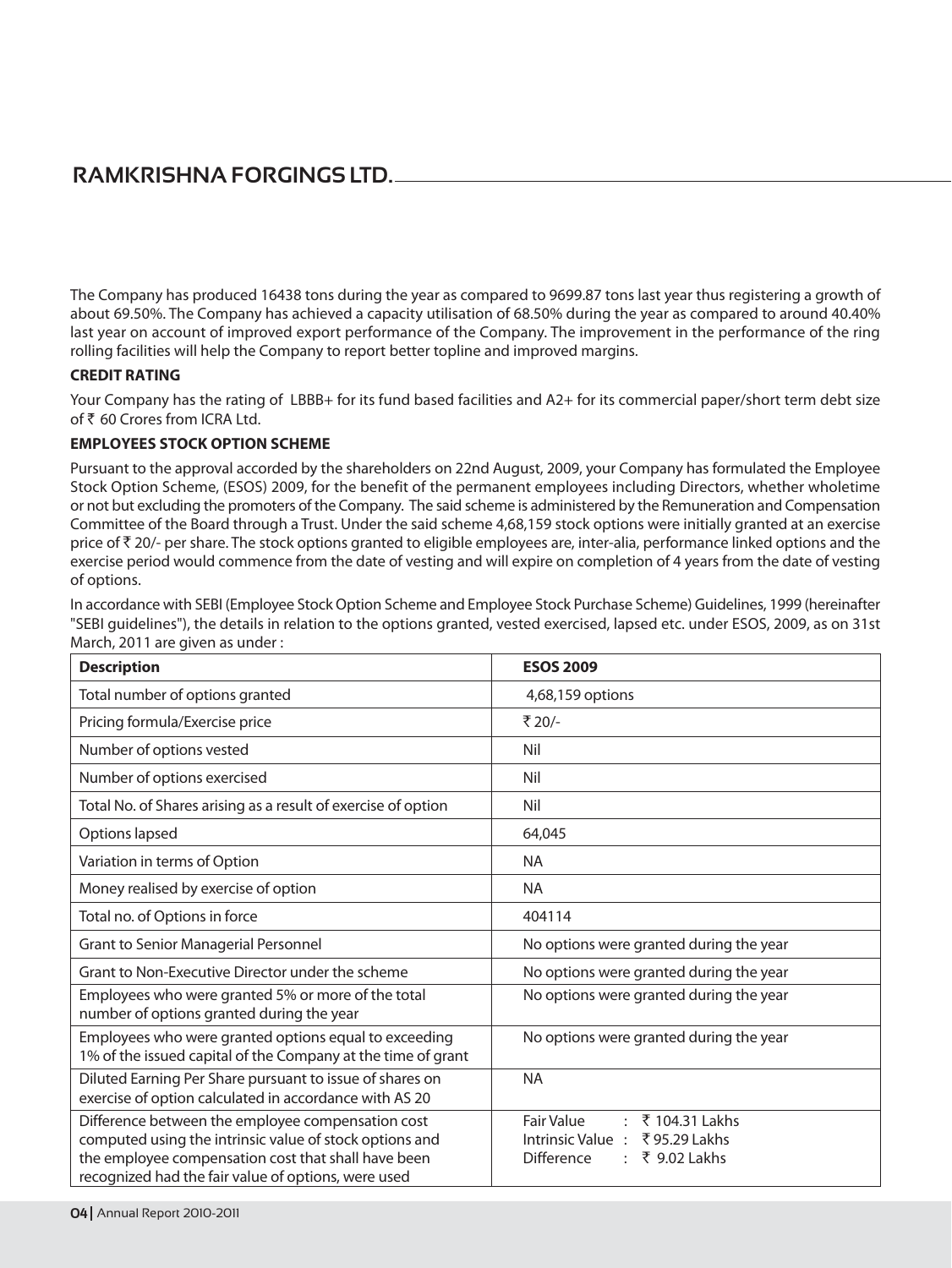The Company has produced 16438 tons during the year as compared to 9699.87 tons last year thus registering a growth of about 69.50%. The Company has achieved a capacity utilisation of 68.50% during the year as compared to around 40.40% last year on account of improved export performance of the Company. The improvement in the performance of the ring rolling facilities will help the Company to report better topline and improved margins.

**CREDIT RATING**

Your Company has the rating of LBBB+ for its fund based facilities and A2+ for its commercial paper/short term debt size of ₹ 60 Crores from ICRA Ltd.

**EMPLOYEES STOCK OPTION SCHEME**

Pursuant to the approval accorded by the shareholders on 22nd August, 2009, your Company has formulated the Employee Stock Option Scheme, (ESOS) 2009, for the benefit of the permanent employees including Directors, whether wholetime or not but excluding the promoters of the Company. The said scheme is administered by the Remuneration and Compensation Committee of the Board through a Trust. Under the said scheme 4,68,159 stock options were initially granted at an exercise price of ₹ 20/- per share. The stock options granted to eligible employees are, inter-alia, performance linked options and the exercise period would commence from the date of vesting and will expire on completion of 4 years from the date of vesting of options.

In accordance with SEBI (Employee Stock Option Scheme and Employee Stock Purchase Scheme) Guidelines, 1999 (hereinafter "SEBI guidelines"), the details in relation to the options granted, vested exercised, lapsed etc. under ESOS, 2009, as on 31st March, 2011 are given as under :

| **Description** | **ESOS 2009** |
|---|---|
| Total number of options granted | 4,68,159 options |
| Pricing formula/Exercise price | ₹ 20/- |
| Number of options vested | Nil |
| Number of options exercised | Nil |
| Total No. of Shares arising as a result of exercise of option | Nil |
| Options lapsed | 64,045 |
| Variation in terms of Option | NA |
| Money realised by exercise of option | NA |
| Total no. of Options in force | 404114 |
| Grant to Senior Managerial Personnel | No options were granted during the year |
| Grant to Non-Executive Director under the scheme | No options were granted during the year |
| Employees who were granted 5% or more of the total number of options granted during the year | No options were granted during the year |
| Employees who were granted options equal to exceeding 1% of the issued capital of the Company at the time of grant | No options were granted during the year |
| Diluted Earning Per Share pursuant to issue of shares on exercise of option calculated in accordance with AS 20 | NA |
| Difference between the employee compensation cost computed using the intrinsic value of stock options and the employee compensation cost that shall have been recognized had the fair value of options, were used | Fair Value : ₹ 104.31 Lakhs<br>Intrinsic Value : ₹ 95.29 Lakhs<br>Difference : ₹ 9.02 Lakhs |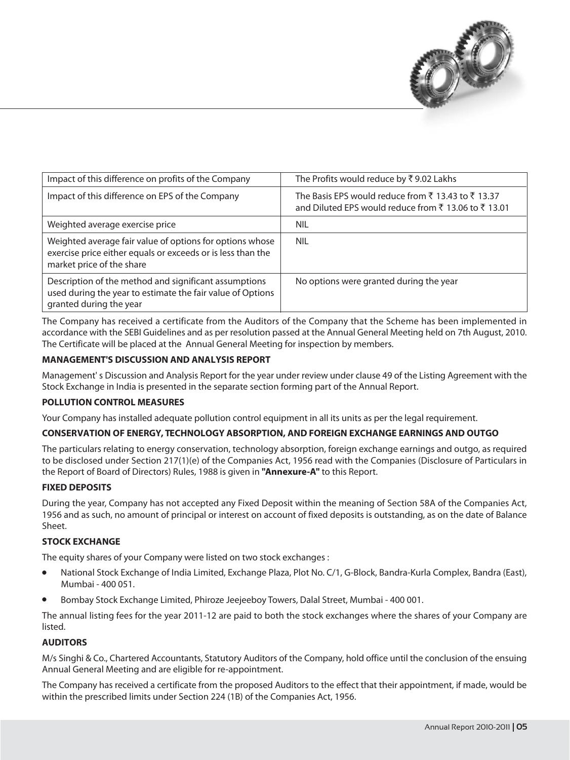| Impact of this difference on profits of the Company | The Profits would reduce by ₹ 9.02 Lakhs |
| --- | --- |
| Impact of this difference on EPS of the Company | The Basis EPS would reduce from ₹ 13.43 to ₹ 13.37 and Diluted EPS would reduce from ₹ 13.06 to ₹ 13.01 |
| Weighted average exercise price | NIL |
| Weighted average fair value of options for options whose exercise price either equals or exceeds or is less than the market price of the share | NIL |
| Description of the method and significant assumptions used during the year to estimate the fair value of Options granted during the year | No options were granted during the year |

The Company has received a certificate from the Auditors of the Company that the Scheme has been implemented in accordance with the SEBI Guidelines and as per resolution passed at the Annual General Meeting held on 7th August, 2010. The Certificate will be placed at the Annual General Meeting for inspection by members.

**MANAGEMENT'S DISCUSSION AND ANALYSIS REPORT**

Management' s Discussion and Analysis Report for the year under review under clause 49 of the Listing Agreement with the Stock Exchange in India is presented in the separate section forming part of the Annual Report.

**POLLUTION CONTROL MEASURES**

Your Company has installed adequate pollution control equipment in all its units as per the legal requirement.

**CONSERVATION OF ENERGY, TECHNOLOGY ABSORPTION, AND FOREIGN EXCHANGE EARNINGS AND OUTGO**

The particulars relating to energy conservation, technology absorption, foreign exchange earnings and outgo, as required to be disclosed under Section 217(1)(e) of the Companies Act, 1956 read with the Companies (Disclosure of Particulars in the Report of Board of Directors) Rules, 1988 is given in **"Annexure-A"** to this Report.

**FIXED DEPOSITS**

During the year, Company has not accepted any Fixed Deposit within the meaning of Section 58A of the Companies Act, 1956 and as such, no amount of principal or interest on account of fixed deposits is outstanding, as on the date of Balance Sheet.

**STOCK EXCHANGE**

The equity shares of your Company were listed on two stock exchanges :

- National Stock Exchange of India Limited, Exchange Plaza, Plot No. C/1, G-Block, Bandra-Kurla Complex, Bandra (East), Mumbai - 400 051.
- Bombay Stock Exchange Limited, Phiroze Jeejeeboy Towers, Dalal Street, Mumbai - 400 001.

The annual listing fees for the year 2011-12 are paid to both the stock exchanges where the shares of your Company are listed.

**AUDITORS**

M/s Singhi & Co., Chartered Accountants, Statutory Auditors of the Company, hold office until the conclusion of the ensuing Annual General Meeting and are eligible for re-appointment.

The Company has received a certificate from the proposed Auditors to the effect that their appointment, if made, would be within the prescribed limits under Section 224 (1B) of the Companies Act, 1956.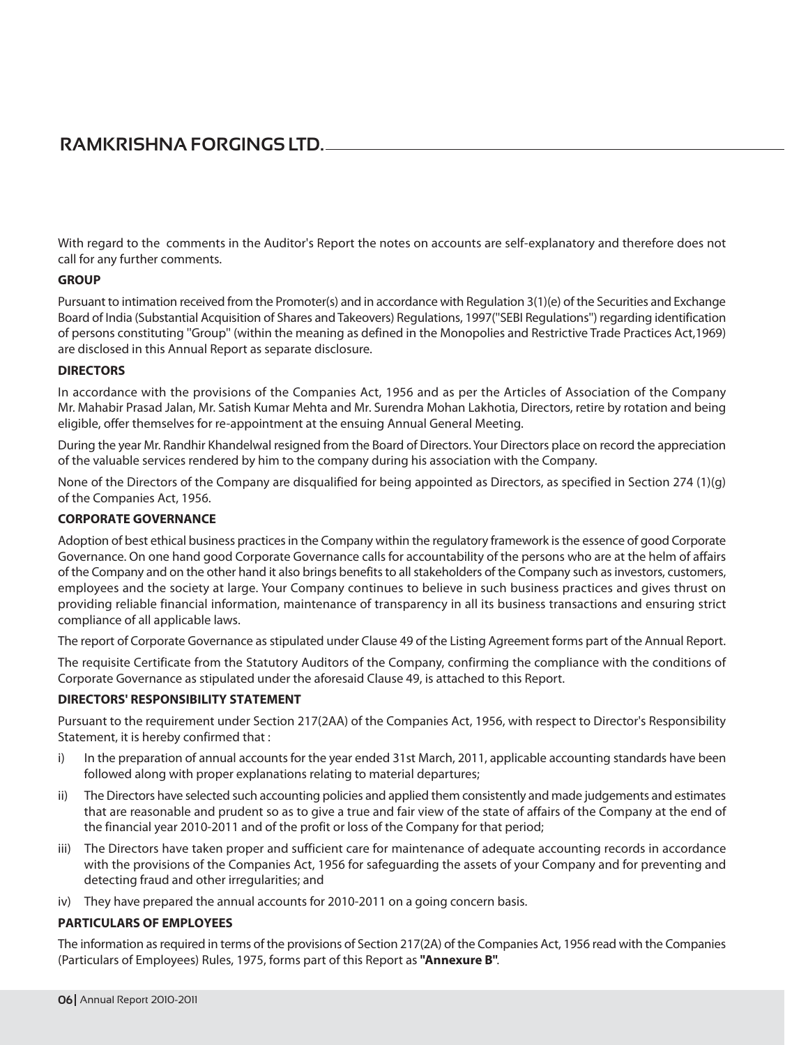With regard to the comments in the Auditor's Report the notes on accounts are self-explanatory and therefore does not call for any further comments.

## GROUP

Pursuant to intimation received from the Promoter(s) and in accordance with Regulation 3(1)(e) of the Securities and Exchange Board of India (Substantial Acquisition of Shares and Takeovers) Regulations, 1997("SEBI Regulations") regarding identification of persons constituting "Group" (within the meaning as defined in the Monopolies and Restrictive Trade Practices Act,1969) are disclosed in this Annual Report as separate disclosure.

## DIRECTORS

In accordance with the provisions of the Companies Act, 1956 and as per the Articles of Association of the Company Mr. Mahabir Prasad Jalan, Mr. Satish Kumar Mehta and Mr. Surendra Mohan Lakhotia, Directors, retire by rotation and being eligible, offer themselves for re-appointment at the ensuing Annual General Meeting.

During the year Mr. Randhir Khandelwal resigned from the Board of Directors. Your Directors place on record the appreciation of the valuable services rendered by him to the company during his association with the Company.

None of the Directors of the Company are disqualified for being appointed as Directors, as specified in Section 274 (1)(g) of the Companies Act, 1956.

## CORPORATE GOVERNANCE

Adoption of best ethical business practices in the Company within the regulatory framework is the essence of good Corporate Governance. On one hand good Corporate Governance calls for accountability of the persons who are at the helm of affairs of the Company and on the other hand it also brings benefits to all stakeholders of the Company such as investors, customers, employees and the society at large. Your Company continues to believe in such business practices and gives thrust on providing reliable financial information, maintenance of transparency in all its business transactions and ensuring strict compliance of all applicable laws.

The report of Corporate Governance as stipulated under Clause 49 of the Listing Agreement forms part of the Annual Report.

The requisite Certificate from the Statutory Auditors of the Company, confirming the compliance with the conditions of Corporate Governance as stipulated under the aforesaid Clause 49, is attached to this Report.

## DIRECTORS' RESPONSIBILITY STATEMENT

Pursuant to the requirement under Section 217(2AA) of the Companies Act, 1956, with respect to Director's Responsibility Statement, it is hereby confirmed that :

i) In the preparation of annual accounts for the year ended 31st March, 2011, applicable accounting standards have been followed along with proper explanations relating to material departures;

ii) The Directors have selected such accounting policies and applied them consistently and made judgements and estimates that are reasonable and prudent so as to give a true and fair view of the state of affairs of the Company at the end of the financial year 2010-2011 and of the profit or loss of the Company for that period;

iii) The Directors have taken proper and sufficient care for maintenance of adequate accounting records in accordance with the provisions of the Companies Act, 1956 for safeguarding the assets of your Company and for preventing and detecting fraud and other irregularities; and

iv) They have prepared the annual accounts for 2010-2011 on a going concern basis.

## PARTICULARS OF EMPLOYEES

The information as required in terms of the provisions of Section 217(2A) of the Companies Act, 1956 read with the Companies (Particulars of Employees) Rules, 1975, forms part of this Report as **"Annexure B"**.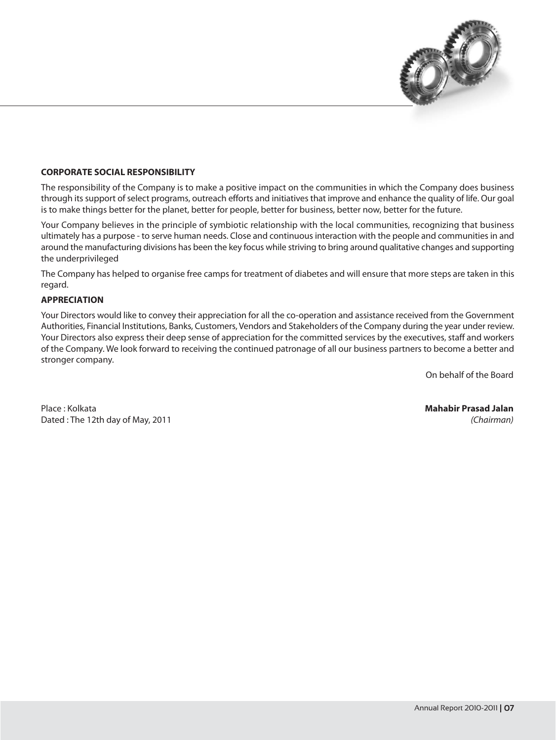**CORPORATE SOCIAL RESPONSIBILITY**

The responsibility of the Company is to make a positive impact on the communities in which the Company does business through its support of select programs, outreach efforts and initiatives that improve and enhance the quality of life. Our goal is to make things better for the planet, better for people, better for business, better now, better for the future.

Your Company believes in the principle of symbiotic relationship with the local communities, recognizing that business ultimately has a purpose - to serve human needs. Close and continuous interaction with the people and communities in and around the manufacturing divisions has been the key focus while striving to bring around qualitative changes and supporting the underprivileged

The Company has helped to organise free camps for treatment of diabetes and will ensure that more steps are taken in this regard.

**APPRECIATION**

Your Directors would like to convey their appreciation for all the co-operation and assistance received from the Government Authorities, Financial Institutions, Banks, Customers, Vendors and Stakeholders of the Company during the year under review. Your Directors also express their deep sense of appreciation for the committed services by the executives, staff and workers of the Company. We look forward to receiving the continued patronage of all our business partners to become a better and stronger company.

On behalf of the Board

Place : Kolkata
Dated : The 12th day of May, 2011

**Mahabir Prasad Jalan**
*(Chairman)*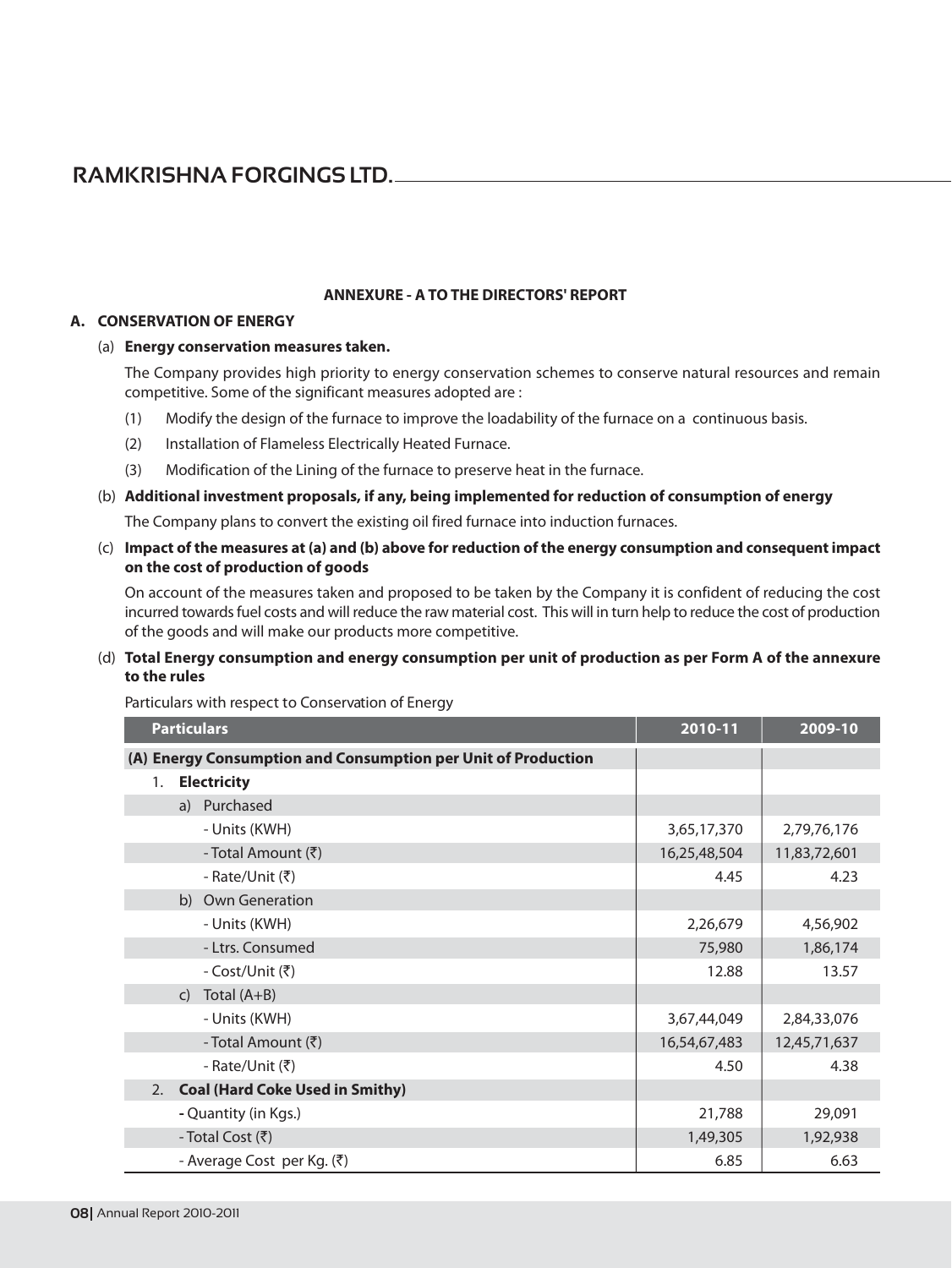## ANNEXURE - A TO THE DIRECTORS' REPORT

### A. CONSERVATION OF ENERGY

(a) **Energy conservation measures taken.**

The Company provides high priority to energy conservation schemes to conserve natural resources and remain competitive. Some of the significant measures adopted are :

(1) Modify the design of the furnace to improve the loadability of the furnace on a continuous basis.

(2) Installation of Flameless Electrically Heated Furnace.

(3) Modification of the Lining of the furnace to preserve heat in the furnace.

(b) **Additional investment proposals, if any, being implemented for reduction of consumption of energy**

The Company plans to convert the existing oil fired furnace into induction furnaces.

(c) **Impact of the measures at (a) and (b) above for reduction of the energy consumption and consequent impact on the cost of production of goods**

On account of the measures taken and proposed to be taken by the Company it is confident of reducing the cost incurred towards fuel costs and will reduce the raw material cost. This will in turn help to reduce the cost of production of the goods and will make our products more competitive.

(d) **Total Energy consumption and energy consumption per unit of production as per Form A of the annexure to the rules**

Particulars with respect to Conservation of Energy

| Particulars | 2010-11 | 2009-10 |
|---|---|---|
| **(A) Energy Consumption and Consumption per Unit of Production** | | |
| 1. **Electricity** | | |
| a) Purchased | | |
| - Units (KWH) | 3,65,17,370 | 2,79,76,176 |
| - Total Amount (₹) | 16,25,48,504 | 11,83,72,601 |
| - Rate/Unit (₹) | 4.45 | 4.23 |
| b) Own Generation | | |
| - Units (KWH) | 2,26,679 | 4,56,902 |
| - Ltrs. Consumed | 75,980 | 1,86,174 |
| - Cost/Unit (₹) | 12.88 | 13.57 |
| c) Total (A+B) | | |
| - Units (KWH) | 3,67,44,049 | 2,84,33,076 |
| - Total Amount (₹) | 16,54,67,483 | 12,45,71,637 |
| - Rate/Unit (₹) | 4.50 | 4.38 |
| 2. **Coal (Hard Coke Used in Smithy)** | | |
| - Quantity (in Kgs.) | 21,788 | 29,091 |
| - Total Cost (₹) | 1,49,305 | 1,92,938 |
| - Average Cost per Kg. (₹) | 6.85 | 6.63 |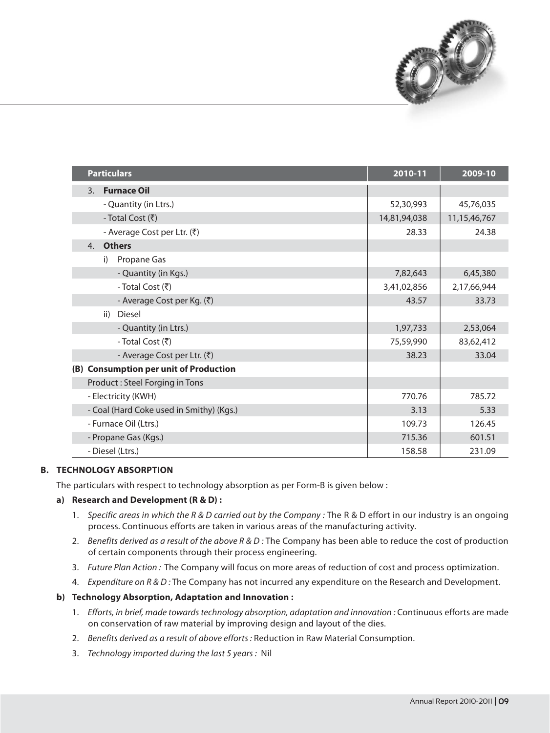| Particulars | 2010-11 | 2009-10 |
|---|---|---|
| 3. **Furnace Oil** | | |
| - Quantity (in Ltrs.) | 52,30,993 | 45,76,035 |
| - Total Cost (₹) | 14,81,94,038 | 11,15,46,767 |
| - Average Cost per Ltr. (₹) | 28.33 | 24.38 |
| 4. **Others** | | |
| i) Propane Gas | | |
| - Quantity (in Kgs.) | 7,82,643 | 6,45,380 |
| - Total Cost (₹) | 3,41,02,856 | 2,17,66,944 |
| - Average Cost per Kg. (₹) | 43.57 | 33.73 |
| ii) Diesel | | |
| - Quantity (in Ltrs.) | 1,97,733 | 2,53,064 |
| - Total Cost (₹) | 75,59,990 | 83,62,412 |
| - Average Cost per Ltr. (₹) | 38.23 | 33.04 |
| **(B) Consumption per unit of Production** | | |
| Product : Steel Forging in Tons | | |
| - Electricity (KWH) | 770.76 | 785.72 |
| - Coal (Hard Coke used in Smithy) (Kgs.) | 3.13 | 5.33 |
| - Furnace Oil (Ltrs.) | 109.73 | 126.45 |
| - Propane Gas (Kgs.) | 715.36 | 601.51 |
| - Diesel (Ltrs.) | 158.58 | 231.09 |

## B. TECHNOLOGY ABSORPTION

The particulars with respect to technology absorption as per Form-B is given below :

### a) Research and Development (R & D) :

1. *Specific areas in which the R & D carried out by the Company :* The R & D effort in our industry is an ongoing process. Continuous efforts are taken in various areas of the manufacturing activity.
2. *Benefits derived as a result of the above R & D :* The Company has been able to reduce the cost of production of certain components through their process engineering.
3. *Future Plan Action :* The Company will focus on more areas of reduction of cost and process optimization.
4. *Expenditure on R & D :* The Company has not incurred any expenditure on the Research and Development.

### b) Technology Absorption, Adaptation and Innovation :

1. *Efforts, in brief, made towards technology absorption, adaptation and innovation :* Continuous efforts are made on conservation of raw material by improving design and layout of the dies.
2. *Benefits derived as a result of above efforts :* Reduction in Raw Material Consumption.
3. *Technology imported during the last 5 years :* Nil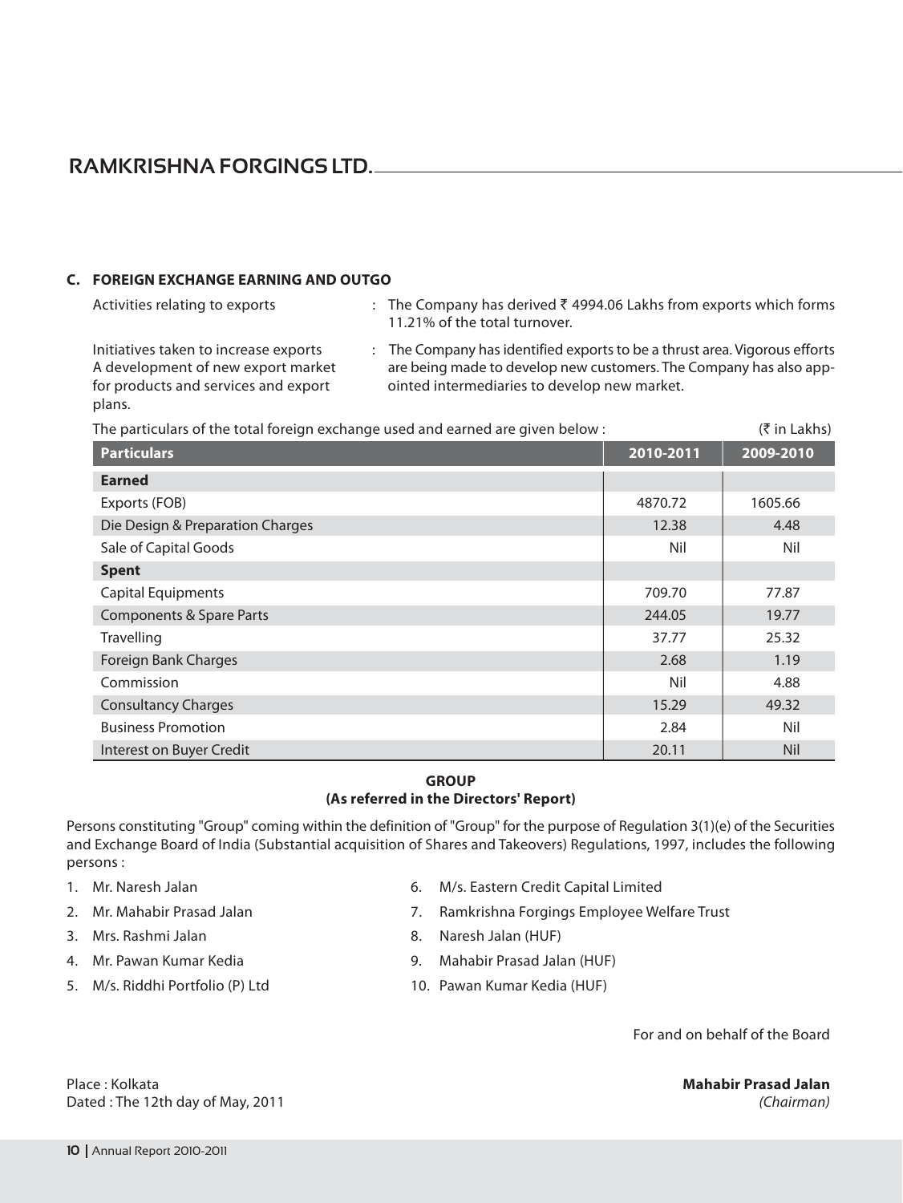### C. FOREIGN EXCHANGE EARNING AND OUTGO

Activities relating to exports : The Company has derived ₹ 4994.06 Lakhs from exports which forms 11.21% of the total turnover.

Initiatives taken to increase exports A development of new export market for products and services and export plans. : The Company has identified exports to be a thrust area. Vigorous efforts are being made to develop new customers. The Company has also appointed intermediaries to develop new market.

The particulars of the total foreign exchange used and earned are given below : (₹ in Lakhs)

| Particulars | 2010-2011 | 2009-2010 |
|---|---|---|
| **Earned** | | |
| Exports (FOB) | 4870.72 | 1605.66 |
| Die Design & Preparation Charges | 12.38 | 4.48 |
| Sale of Capital Goods | Nil | Nil |
| **Spent** | | |
| Capital Equipments | 709.70 | 77.87 |
| Components & Spare Parts | 244.05 | 19.77 |
| Travelling | 37.77 | 25.32 |
| Foreign Bank Charges | 2.68 | 1.19 |
| Commission | Nil | 4.88 |
| Consultancy Charges | 15.29 | 49.32 |
| Business Promotion | 2.84 | Nil |
| Interest on Buyer Credit | 20.11 | Nil |

**GROUP**
**(As referred in the Directors' Report)**

Persons constituting "Group" coming within the definition of "Group" for the purpose of Regulation 3(1)(e) of the Securities and Exchange Board of India (Substantial acquisition of Shares and Takeovers) Regulations, 1997, includes the following persons :

1. Mr. Naresh Jalan
2. Mr. Mahabir Prasad Jalan
3. Mrs. Rashmi Jalan
4. Mr. Pawan Kumar Kedia
5. M/s. Riddhi Portfolio (P) Ltd
6. M/s. Eastern Credit Capital Limited
7. Ramkrishna Forgings Employee Welfare Trust
8. Naresh Jalan (HUF)
9. Mahabir Prasad Jalan (HUF)
10. Pawan Kumar Kedia (HUF)

For and on behalf of the Board

Place : Kolkata
Dated : The 12th day of May, 2011

**Mahabir Prasad Jalan**
*(Chairman)*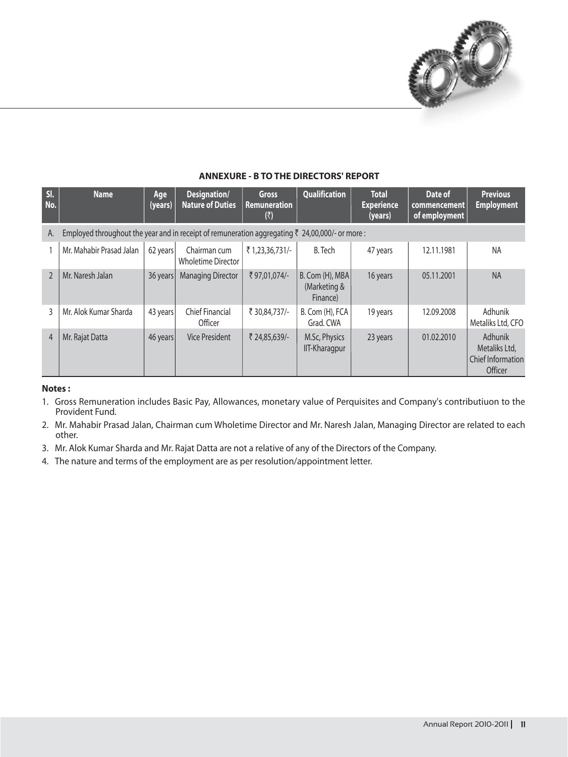## ANNEXURE - B TO THE DIRECTORS' REPORT

| Sl. No. | Name | Age (years) | Designation/ Nature of Duties | Gross Remuneration (₹) | Qualification | Total Experience (years) | Date of commencement of employment | Previous Employment |
|---|---|---|---|---|---|---|---|---|
| A. | Employed throughout the year and in receipt of remuneration aggregating ₹ 24,00,000/- or more : | | | | | | | |
| 1 | Mr. Mahabir Prasad Jalan | 62 years | Chairman cum Wholetime Director | ₹ 1,23,36,731/- | B. Tech | 47 years | 12.11.1981 | NA |
| 2 | Mr. Naresh Jalan | 36 years | Managing Director | ₹ 97,01,074/- | B. Com (H), MBA (Marketing & Finance) | 16 years | 05.11.2001 | NA |
| 3 | Mr. Alok Kumar Sharda | 43 years | Chief Financial Officer | ₹ 30,84,737/- | B. Com (H), FCA Grad. CWA | 19 years | 12.09.2008 | Adhunik Metaliks Ltd, CFO |
| 4 | Mr. Rajat Datta | 46 years | Vice President | ₹ 24,85,639/- | M.Sc, Physics IIT-Kharagpur | 23 years | 01.02.2010 | Adhunik Metaliks Ltd, Chief Information Officer |

**Notes :**

1. Gross Remuneration includes Basic Pay, Allowances, monetary value of Perquisites and Company's contributiuon to the Provident Fund.
2. Mr. Mahabir Prasad Jalan, Chairman cum Wholetime Director and Mr. Naresh Jalan, Managing Director are related to each other.
3. Mr. Alok Kumar Sharda and Mr. Rajat Datta are not a relative of any of the Directors of the Company.
4. The nature and terms of the employment are as per resolution/appointment letter.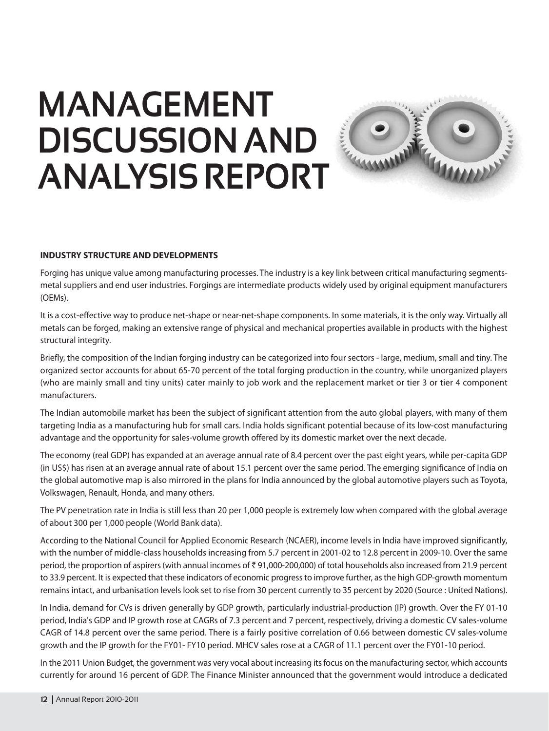# MANAGEMENT DISCUSSION AND ANALYSIS REPORT

**INDUSTRY STRUCTURE AND DEVELOPMENTS**

Forging has unique value among manufacturing processes. The industry is a key link between critical manufacturing segments-metal suppliers and end user industries. Forgings are intermediate products widely used by original equipment manufacturers (OEMs).

It is a cost-effective way to produce net-shape or near-net-shape components. In some materials, it is the only way. Virtually all metals can be forged, making an extensive range of physical and mechanical properties available in products with the highest structural integrity.

Briefly, the composition of the Indian forging industry can be categorized into four sectors - large, medium, small and tiny. The organized sector accounts for about 65-70 percent of the total forging production in the country, while unorganized players (who are mainly small and tiny units) cater mainly to job work and the replacement market or tier 3 or tier 4 component manufacturers.

The Indian automobile market has been the subject of significant attention from the auto global players, with many of them targeting India as a manufacturing hub for small cars. India holds significant potential because of its low-cost manufacturing advantage and the opportunity for sales-volume growth offered by its domestic market over the next decade.

The economy (real GDP) has expanded at an average annual rate of 8.4 percent over the past eight years, while per-capita GDP (in US$) has risen at an average annual rate of about 15.1 percent over the same period. The emerging significance of India on the global automotive map is also mirrored in the plans for India announced by the global automotive players such as Toyota, Volkswagen, Renault, Honda, and many others.

The PV penetration rate in India is still less than 20 per 1,000 people is extremely low when compared with the global average of about 300 per 1,000 people (World Bank data).

According to the National Council for Applied Economic Research (NCAER), income levels in India have improved significantly, with the number of middle-class households increasing from 5.7 percent in 2001-02 to 12.8 percent in 2009-10. Over the same period, the proportion of aspirers (with annual incomes of ₹ 91,000-200,000) of total households also increased from 21.9 percent to 33.9 percent. It is expected that these indicators of economic progress to improve further, as the high GDP-growth momentum remains intact, and urbanisation levels look set to rise from 30 percent currently to 35 percent by 2020 (Source : United Nations).

In India, demand for CVs is driven generally by GDP growth, particularly industrial-production (IP) growth. Over the FY 01-10 period, India's GDP and IP growth rose at CAGRs of 7.3 percent and 7 percent, respectively, driving a domestic CV sales-volume CAGR of 14.8 percent over the same period. There is a fairly positive correlation of 0.66 between domestic CV sales-volume growth and the IP growth for the FY01- FY10 period. MHCV sales rose at a CAGR of 11.1 percent over the FY01-10 period.

In the 2011 Union Budget, the government was very vocal about increasing its focus on the manufacturing sector, which accounts currently for around 16 percent of GDP. The Finance Minister announced that the government would introduce a dedicated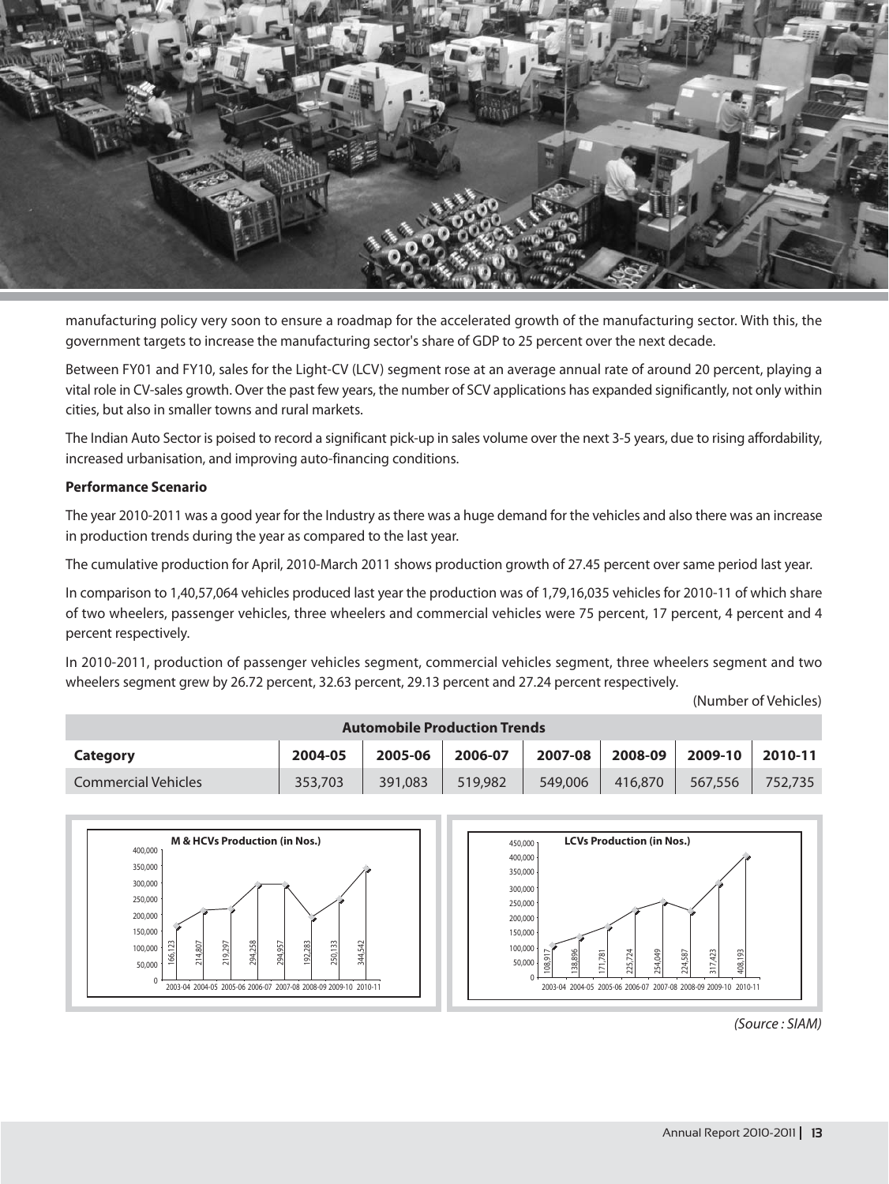manufacturing policy very soon to ensure a roadmap for the accelerated growth of the manufacturing sector. With this, the government targets to increase the manufacturing sector's share of GDP to 25 percent over the next decade.

Between FY01 and FY10, sales for the Light-CV (LCV) segment rose at an average annual rate of around 20 percent, playing a vital role in CV-sales growth. Over the past few years, the number of SCV applications has expanded significantly, not only within cities, but also in smaller towns and rural markets.

The Indian Auto Sector is poised to record a significant pick-up in sales volume over the next 3-5 years, due to rising affordability, increased urbanisation, and improving auto-financing conditions.

**Performance Scenario**

The year 2010-2011 was a good year for the Industry as there was a huge demand for the vehicles and also there was an increase in production trends during the year as compared to the last year.

The cumulative production for April, 2010-March 2011 shows production growth of 27.45 percent over same period last year.

In comparison to 1,40,57,064 vehicles produced last year the production was of 1,79,16,035 vehicles for 2010-11 of which share of two wheelers, passenger vehicles, three wheelers and commercial vehicles were 75 percent, 17 percent, 4 percent and 4 percent respectively.

In 2010-2011, production of passenger vehicles segment, commercial vehicles segment, three wheelers segment and two wheelers segment grew by 26.72 percent, 32.63 percent, 29.13 percent and 27.24 percent respectively.

(Number of Vehicles)

| Automobile Production Trends | | | | | | | |
|---|---|---|---|---|---|---|---|
| **Category** | **2004-05** | **2005-06** | **2006-07** | **2007-08** | **2008-09** | **2009-10** | **2010-11** |
| Commercial Vehicles | 353,703 | 391,083 | 519,982 | 549,006 | 416,870 | 567,556 | 752,735 |

**M & HCVs Production (in Nos.)**

| 2003-04 | 2004-05 | 2005-06 | 2006-07 | 2007-08 | 2008-09 | 2009-10 | 2010-11 |
|---|---|---|---|---|---|---|---|
| 166,123 | 214,807 | 219,297 | 294,258 | 294,957 | 192,283 | 250,133 | 344,542 |

**LCVs Production (in Nos.)**

| 2003-04 | 2004-05 | 2005-06 | 2006-07 | 2007-08 | 2008-09 | 2009-10 | 2010-11 |
|---|---|---|---|---|---|---|---|
| 108,917 | 138,896 | 171,781 | 225,724 | 254,049 | 224,587 | 317,423 | 408,193 |

*(Source : SIAM)*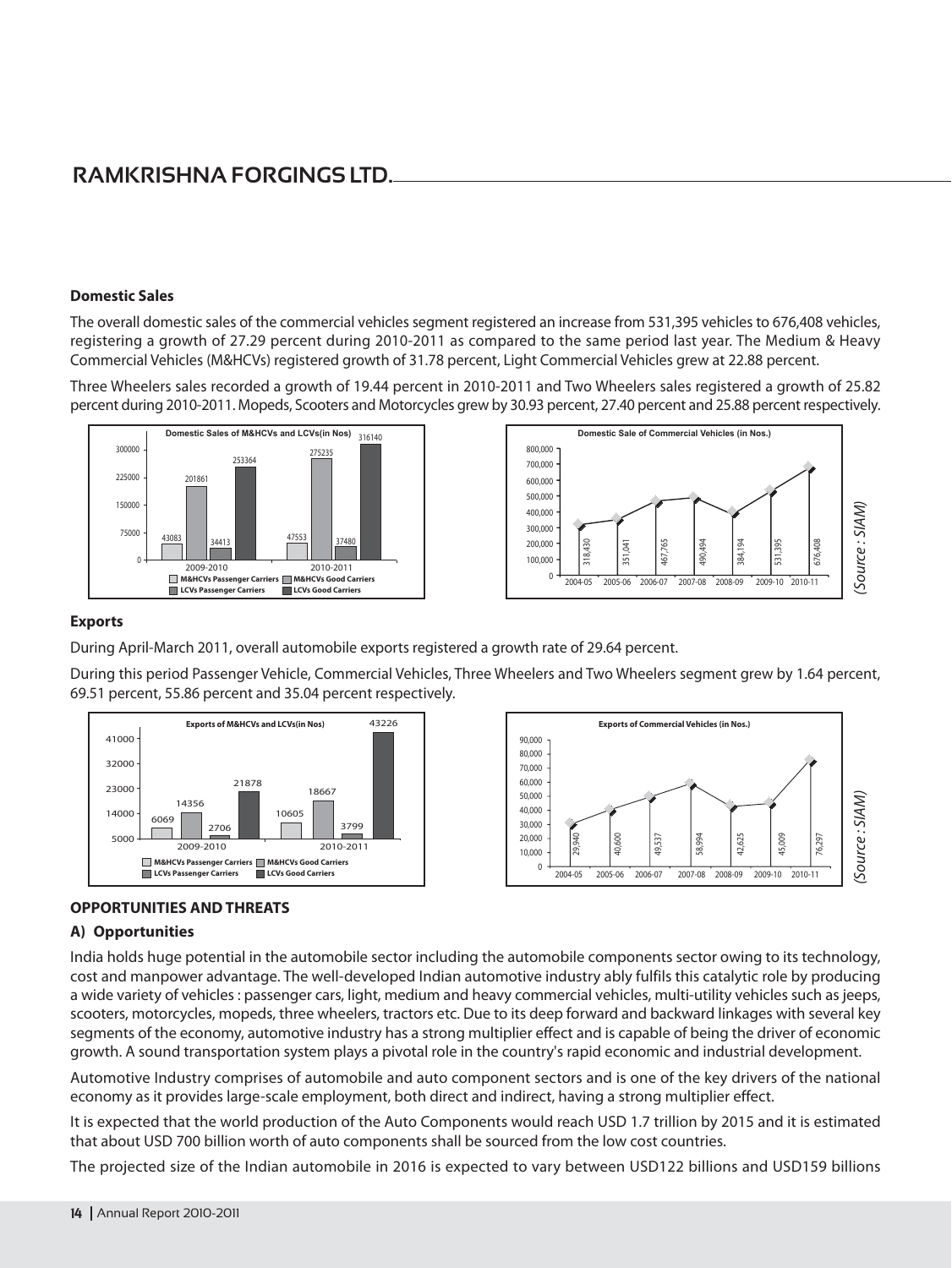## Domestic Sales

The overall domestic sales of the commercial vehicles segment registered an increase from 531,395 vehicles to 676,408 vehicles, registering a growth of 27.29 percent during 2010-2011 as compared to the same period last year. The Medium & Heavy Commercial Vehicles (M&HCVs) registered growth of 31.78 percent, Light Commercial Vehicles grew at 22.88 percent.

Three Wheelers sales recorded a growth of 19.44 percent in 2010-2011 and Two Wheelers sales registered a growth of 25.82 percent during 2010-2011. Mopeds, Scooters and Motorcycles grew by 30.93 percent, 27.40 percent and 25.88 percent respectively.

**Domestic Sales of M&HCVs and LCVs(in Nos)**

| | 2009-2010 | 2010-2011 |
|---|---|---|
| M&HCVs Passenger Carriers | 43083 | 47553 |
| M&HCVs Good Carriers | 201861 | 275235 |
| LCVs Passenger Carriers | 34413 | 37480 |
| LCVs Good Carriers | 253364 | 316140 |

**Domestic Sale of Commercial Vehicles (in Nos.)**

| Year | 2004-05 | 2005-06 | 2006-07 | 2007-08 | 2008-09 | 2009-10 | 2010-11 |
|---|---|---|---|---|---|---|---|
| Vehicles | 318,430 | 351,041 | 467,765 | 490,494 | 384,194 | 531,395 | 676,408 |

*(Source : SIAM)*

## Exports

During April-March 2011, overall automobile exports registered a growth rate of 29.64 percent.

During this period Passenger Vehicle, Commercial Vehicles, Three Wheelers and Two Wheelers segment grew by 1.64 percent, 69.51 percent, 55.86 percent and 35.04 percent respectively.

**Exports of M&HCVs and LCVs(in Nos)**

| | 2009-2010 | 2010-2011 |
|---|---|---|
| M&HCVs Passenger Carriers | 6069 | 10605 |
| M&HCVs Good Carriers | 14356 | 18667 |
| LCVs Passenger Carriers | 2706 | 3799 |
| LCVs Good Carriers | 21878 | 43226 |

**Exports of Commercial Vehicles (in Nos.)**

| Year | 2004-05 | 2005-06 | 2006-07 | 2007-08 | 2008-09 | 2009-10 | 2010-11 |
|---|---|---|---|---|---|---|---|
| Vehicles | 29,940 | 40,600 | 49,537 | 58,994 | 42,625 | 45,009 | 76,297 |

*(Source : SIAM)*

## OPPORTUNITIES AND THREATS

### A) Opportunities

India holds huge potential in the automobile sector including the automobile components sector owing to its technology, cost and manpower advantage. The well-developed Indian automotive industry ably fulfils this catalytic role by producing a wide variety of vehicles : passenger cars, light, medium and heavy commercial vehicles, multi-utility vehicles such as jeeps, scooters, motorcycles, mopeds, three wheelers, tractors etc. Due to its deep forward and backward linkages with several key segments of the economy, automotive industry has a strong multiplier effect and is capable of being the driver of economic growth. A sound transportation system plays a pivotal role in the country's rapid economic and industrial development.

Automotive Industry comprises of automobile and auto component sectors and is one of the key drivers of the national economy as it provides large-scale employment, both direct and indirect, having a strong multiplier effect.

It is expected that the world production of the Auto Components would reach USD 1.7 trillion by 2015 and it is estimated that about USD 700 billion worth of auto components shall be sourced from the low cost countries.

The projected size of the Indian automobile in 2016 is expected to vary between USD122 billions and USD159 billions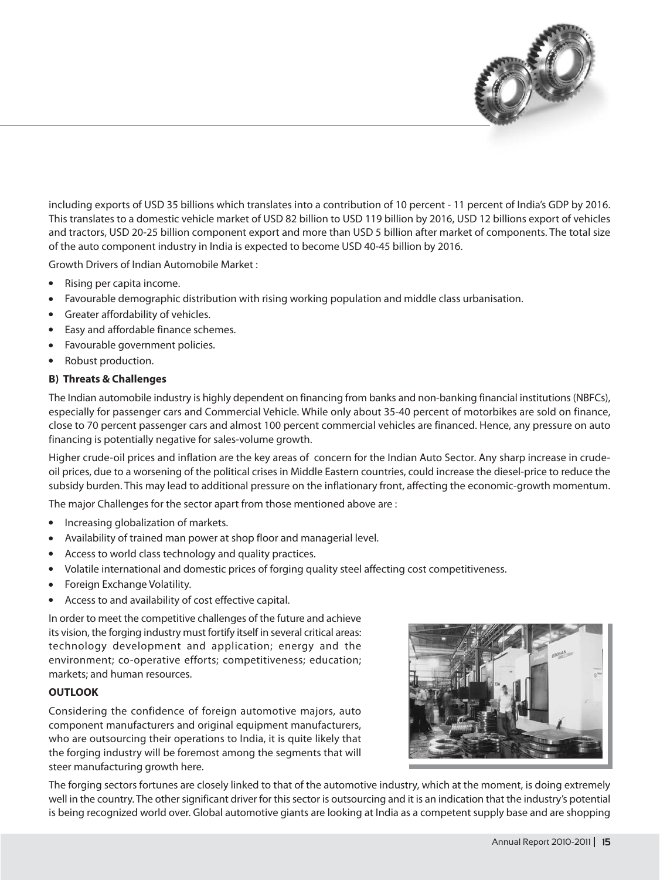including exports of USD 35 billions which translates into a contribution of 10 percent - 11 percent of India's GDP by 2016. This translates to a domestic vehicle market of USD 82 billion to USD 119 billion by 2016, USD 12 billions export of vehicles and tractors, USD 20-25 billion component export and more than USD 5 billion after market of components. The total size of the auto component industry in India is expected to become USD 40-45 billion by 2016.

Growth Drivers of Indian Automobile Market :

- Rising per capita income.
- Favourable demographic distribution with rising working population and middle class urbanisation.
- Greater affordability of vehicles.
- Easy and affordable finance schemes.
- Favourable government policies.
- Robust production.

**B) Threats & Challenges**

The Indian automobile industry is highly dependent on financing from banks and non-banking financial institutions (NBFCs), especially for passenger cars and Commercial Vehicle. While only about 35-40 percent of motorbikes are sold on finance, close to 70 percent passenger cars and almost 100 percent commercial vehicles are financed. Hence, any pressure on auto financing is potentially negative for sales-volume growth.

Higher crude-oil prices and inflation are the key areas of concern for the Indian Auto Sector. Any sharp increase in crude-oil prices, due to a worsening of the political crises in Middle Eastern countries, could increase the diesel-price to reduce the subsidy burden. This may lead to additional pressure on the inflationary front, affecting the economic-growth momentum.

The major Challenges for the sector apart from those mentioned above are :

- Increasing globalization of markets.
- Availability of trained man power at shop floor and managerial level.
- Access to world class technology and quality practices.
- Volatile international and domestic prices of forging quality steel affecting cost competitiveness.
- Foreign Exchange Volatility.
- Access to and availability of cost effective capital.

In order to meet the competitive challenges of the future and achieve its vision, the forging industry must fortify itself in several critical areas: technology development and application; energy and the environment; co-operative efforts; competitiveness; education; markets; and human resources.

**OUTLOOK**

Considering the confidence of foreign automotive majors, auto component manufacturers and original equipment manufacturers, who are outsourcing their operations to India, it is quite likely that the forging industry will be foremost among the segments that will steer manufacturing growth here.

The forging sectors fortunes are closely linked to that of the automotive industry, which at the moment, is doing extremely well in the country. The other significant driver for this sector is outsourcing and it is an indication that the industry's potential is being recognized world over. Global automotive giants are looking at India as a competent supply base and are shopping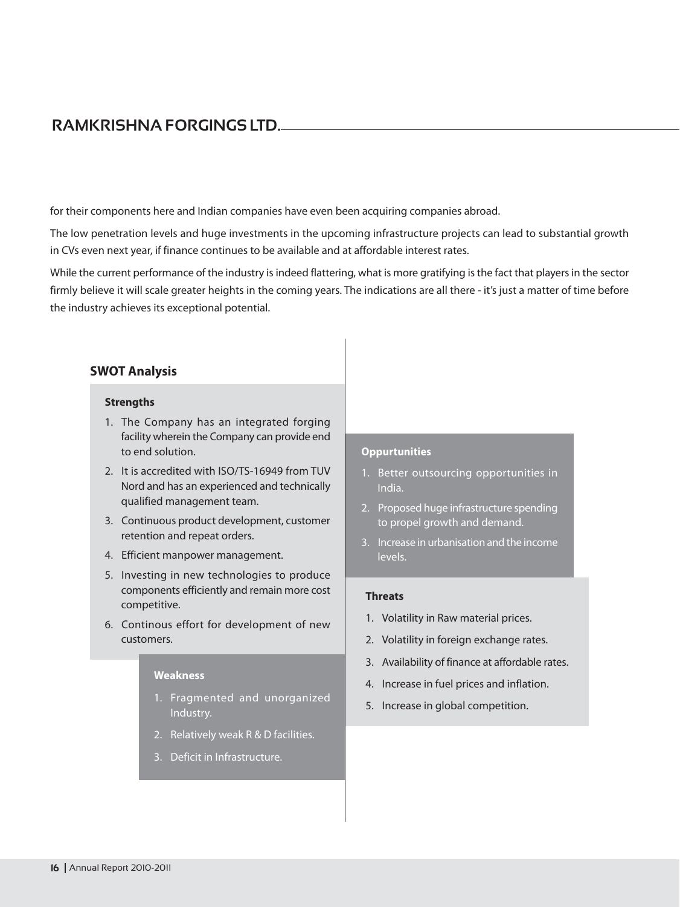for their components here and Indian companies have even been acquiring companies abroad.

The low penetration levels and huge investments in the upcoming infrastructure projects can lead to substantial growth in CVs even next year, if finance continues to be available and at affordable interest rates.

While the current performance of the industry is indeed flattering, what is more gratifying is the fact that players in the sector firmly believe it will scale greater heights in the coming years. The indications are all there - it's just a matter of time before the industry achieves its exceptional potential.

## SWOT Analysis

### Strengths

1. The Company has an integrated forging facility wherein the Company can provide end to end solution.
2. It is accredited with ISO/TS-16949 from TUV Nord and has an experienced and technically qualified management team.
3. Continuous product development, customer retention and repeat orders.
4. Efficient manpower management.
5. Investing in new technologies to produce components efficiently and remain more cost competitive.
6. Continous effort for development of new customers.

### Weakness

1. Fragmented and unorganized Industry.
2. Relatively weak R & D facilities.
3. Deficit in Infrastructure.

### Oppurtunities

1. Better outsourcing opportunities in India.
2. Proposed huge infrastructure spending to propel growth and demand.
3. Increase in urbanisation and the income levels.

### Threats

1. Volatility in Raw material prices.
2. Volatility in foreign exchange rates.
3. Availability of finance at affordable rates.
4. Increase in fuel prices and inflation.
5. Increase in global competition.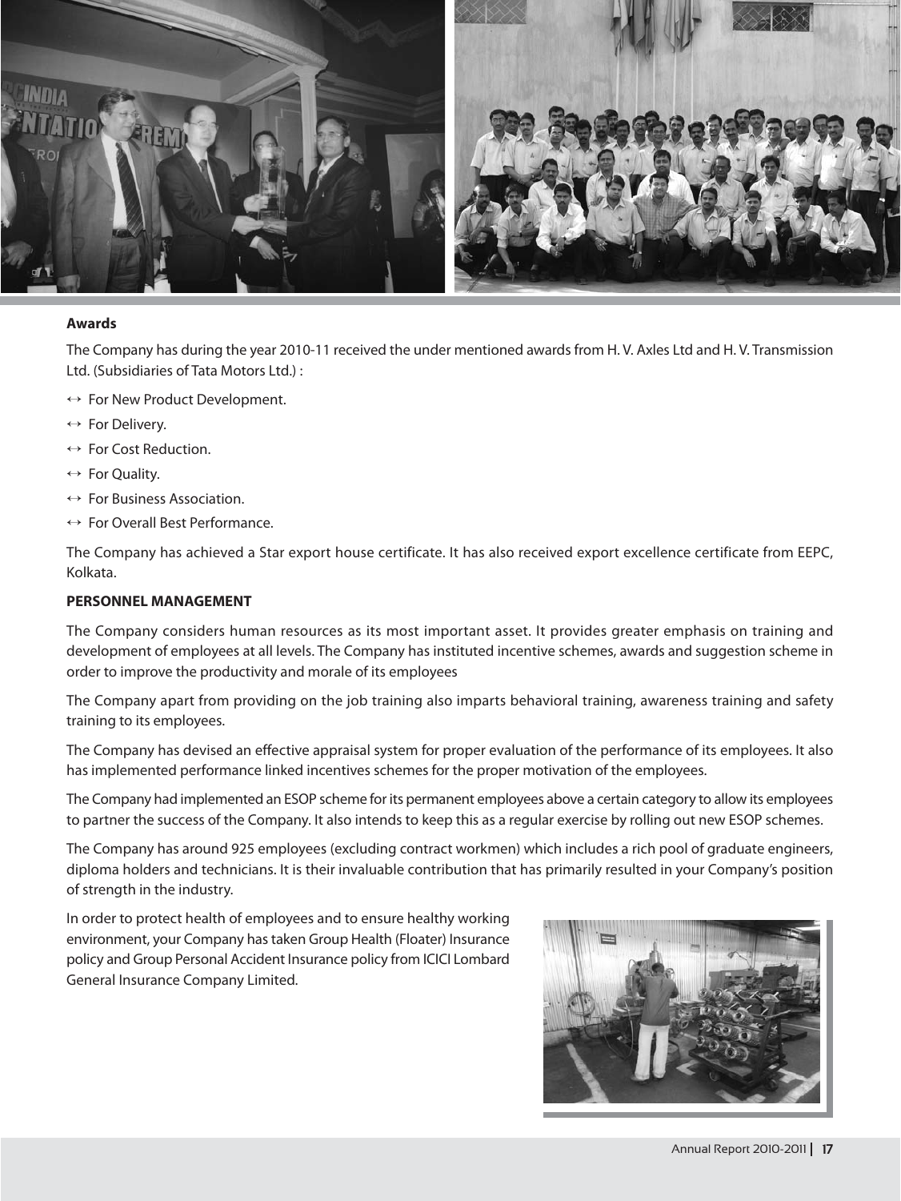**Awards**

The Company has during the year 2010-11 received the under mentioned awards from H. V. Axles Ltd and H. V. Transmission Ltd. (Subsidiaries of Tata Motors Ltd.) :

- For New Product Development.
- For Delivery.
- For Cost Reduction.
- For Quality.
- For Business Association.
- For Overall Best Performance.

The Company has achieved a Star export house certificate. It has also received export excellence certificate from EEPC, Kolkata.

**PERSONNEL MANAGEMENT**

The Company considers human resources as its most important asset. It provides greater emphasis on training and development of employees at all levels. The Company has instituted incentive schemes, awards and suggestion scheme in order to improve the productivity and morale of its employees

The Company apart from providing on the job training also imparts behavioral training, awareness training and safety training to its employees.

The Company has devised an effective appraisal system for proper evaluation of the performance of its employees. It also has implemented performance linked incentives schemes for the proper motivation of the employees.

The Company had implemented an ESOP scheme for its permanent employees above a certain category to allow its employees to partner the success of the Company. It also intends to keep this as a regular exercise by rolling out new ESOP schemes.

The Company has around 925 employees (excluding contract workmen) which includes a rich pool of graduate engineers, diploma holders and technicians. It is their invaluable contribution that has primarily resulted in your Company's position of strength in the industry.

In order to protect health of employees and to ensure healthy working environment, your Company has taken Group Health (Floater) Insurance policy and Group Personal Accident Insurance policy from ICICI Lombard General Insurance Company Limited.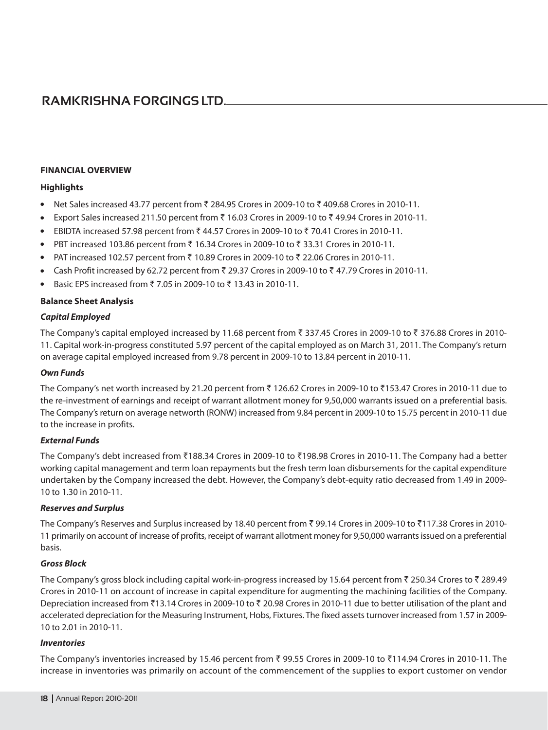## FINANCIAL OVERVIEW

### Highlights

- Net Sales increased 43.77 percent from ₹ 284.95 Crores in 2009-10 to ₹ 409.68 Crores in 2010-11.
- Export Sales increased 211.50 percent from ₹ 16.03 Crores in 2009-10 to ₹ 49.94 Crores in 2010-11.
- EBIDTA increased 57.98 percent from ₹ 44.57 Crores in 2009-10 to ₹ 70.41 Crores in 2010-11.
- PBT increased 103.86 percent from ₹ 16.34 Crores in 2009-10 to ₹ 33.31 Crores in 2010-11.
- PAT increased 102.57 percent from ₹ 10.89 Crores in 2009-10 to ₹ 22.06 Crores in 2010-11.
- Cash Profit increased by 62.72 percent from ₹ 29.37 Crores in 2009-10 to ₹ 47.79 Crores in 2010-11.
- Basic EPS increased from ₹ 7.05 in 2009-10 to ₹ 13.43 in 2010-11.

### Balance Sheet Analysis

***Capital Employed***

The Company's capital employed increased by 11.68 percent from ₹ 337.45 Crores in 2009-10 to ₹ 376.88 Crores in 2010-11. Capital work-in-progress constituted 5.97 percent of the capital employed as on March 31, 2011. The Company's return on average capital employed increased from 9.78 percent in 2009-10 to 13.84 percent in 2010-11.

***Own Funds***

The Company's net worth increased by 21.20 percent from ₹ 126.62 Crores in 2009-10 to ₹153.47 Crores in 2010-11 due to the re-investment of earnings and receipt of warrant allotment money for 9,50,000 warrants issued on a preferential basis. The Company's return on average networth (RONW) increased from 9.84 percent in 2009-10 to 15.75 percent in 2010-11 due to the increase in profits.

***External Funds***

The Company's debt increased from ₹188.34 Crores in 2009-10 to ₹198.98 Crores in 2010-11. The Company had a better working capital management and term loan repayments but the fresh term loan disbursements for the capital expenditure undertaken by the Company increased the debt. However, the Company's debt-equity ratio decreased from 1.49 in 2009-10 to 1.30 in 2010-11.

***Reserves and Surplus***

The Company's Reserves and Surplus increased by 18.40 percent from ₹ 99.14 Crores in 2009-10 to ₹117.38 Crores in 2010-11 primarily on account of increase of profits, receipt of warrant allotment money for 9,50,000 warrants issued on a preferential basis.

***Gross Block***

The Company's gross block including capital work-in-progress increased by 15.64 percent from ₹ 250.34 Crores to ₹ 289.49 Crores in 2010-11 on account of increase in capital expenditure for augmenting the machining facilities of the Company. Depreciation increased from ₹13.14 Crores in 2009-10 to ₹ 20.98 Crores in 2010-11 due to better utilisation of the plant and accelerated depreciation for the Measuring Instrument, Hobs, Fixtures. The fixed assets turnover increased from 1.57 in 2009-10 to 2.01 in 2010-11.

***Inventories***

The Company's inventories increased by 15.46 percent from ₹ 99.55 Crores in 2009-10 to ₹114.94 Crores in 2010-11. The increase in inventories was primarily on account of the commencement of the supplies to export customer on vendor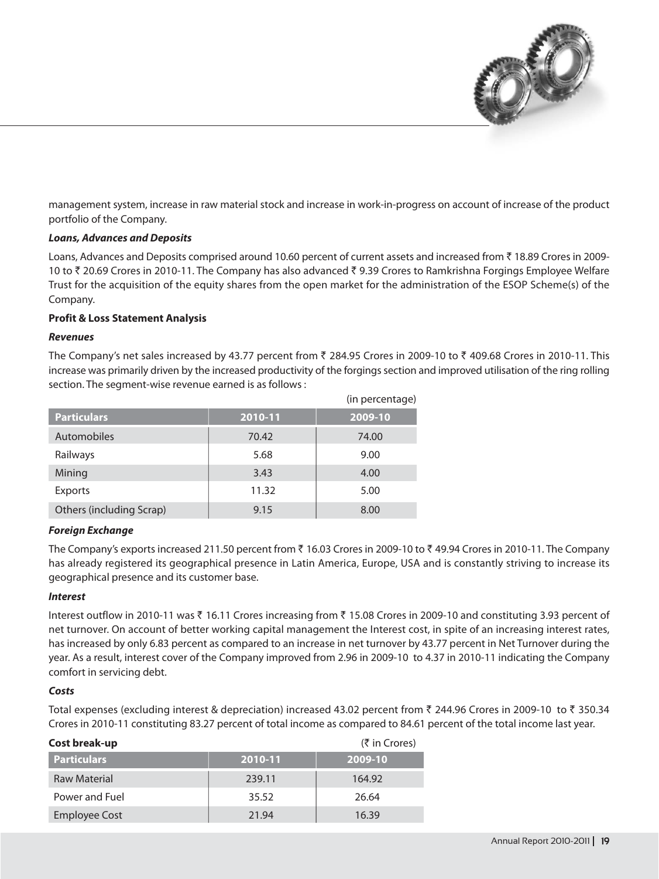management system, increase in raw material stock and increase in work-in-progress on account of increase of the product portfolio of the Company.

***Loans, Advances and Deposits***

Loans, Advances and Deposits comprised around 10.60 percent of current assets and increased from ₹ 18.89 Crores in 2009-10 to ₹ 20.69 Crores in 2010-11. The Company has also advanced ₹ 9.39 Crores to Ramkrishna Forgings Employee Welfare Trust for the acquisition of the equity shares from the open market for the administration of the ESOP Scheme(s) of the Company.

**Profit & Loss Statement Analysis**

***Revenues***

The Company's net sales increased by 43.77 percent from ₹ 284.95 Crores in 2009-10 to ₹ 409.68 Crores in 2010-11. This increase was primarily driven by the increased productivity of the forgings section and improved utilisation of the ring rolling section. The segment-wise revenue earned is as follows :

(in percentage)

| Particulars | 2010-11 | 2009-10 |
|---|---|---|
| Automobiles | 70.42 | 74.00 |
| Railways | 5.68 | 9.00 |
| Mining | 3.43 | 4.00 |
| Exports | 11.32 | 5.00 |
| Others (including Scrap) | 9.15 | 8.00 |

***Foreign Exchange***

The Company's exports increased 211.50 percent from ₹ 16.03 Crores in 2009-10 to ₹ 49.94 Crores in 2010-11. The Company has already registered its geographical presence in Latin America, Europe, USA and is constantly striving to increase its geographical presence and its customer base.

***Interest***

Interest outflow in 2010-11 was ₹ 16.11 Crores increasing from ₹ 15.08 Crores in 2009-10 and constituting 3.93 percent of net turnover. On account of better working capital management the Interest cost, in spite of an increasing interest rates, has increased by only 6.83 percent as compared to an increase in net turnover by 43.77 percent in Net Turnover during the year. As a result, interest cover of the Company improved from 2.96 in 2009-10 to 4.37 in 2010-11 indicating the Company comfort in servicing debt.

***Costs***

Total expenses (excluding interest & depreciation) increased 43.02 percent from ₹ 244.96 Crores in 2009-10 to ₹ 350.34 Crores in 2010-11 constituting 83.27 percent of total income as compared to 84.61 percent of the total income last year.

**Cost break-up** (₹ in Crores)

| Particulars | 2010-11 | 2009-10 |
|---|---|---|
| Raw Material | 239.11 | 164.92 |
| Power and Fuel | 35.52 | 26.64 |
| Employee Cost | 21.94 | 16.39 |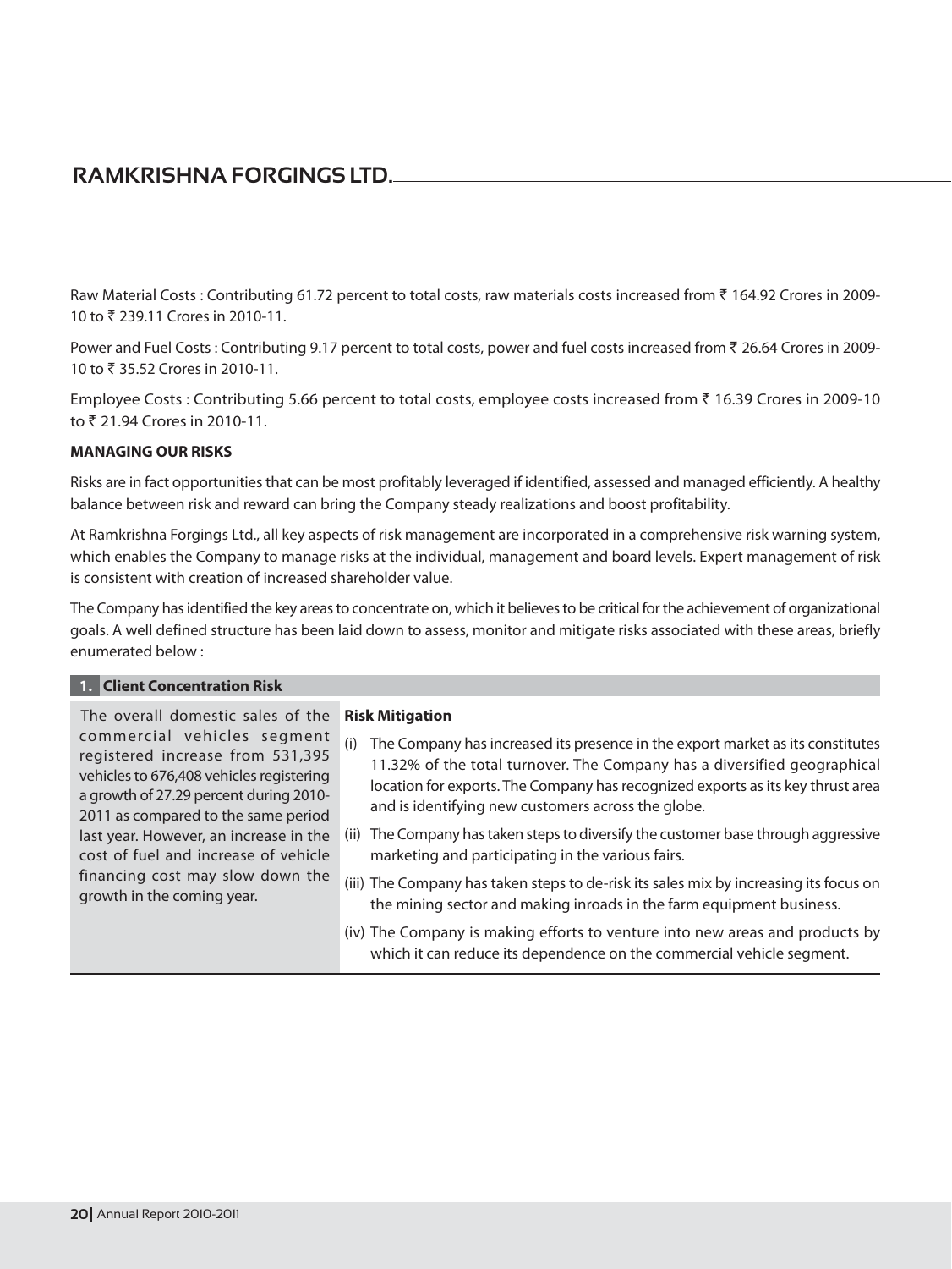Raw Material Costs : Contributing 61.72 percent to total costs, raw materials costs increased from ₹ 164.92 Crores in 2009-10 to ₹ 239.11 Crores in 2010-11.

Power and Fuel Costs : Contributing 9.17 percent to total costs, power and fuel costs increased from ₹ 26.64 Crores in 2009-10 to ₹ 35.52 Crores in 2010-11.

Employee Costs : Contributing 5.66 percent to total costs, employee costs increased from ₹ 16.39 Crores in 2009-10 to ₹ 21.94 Crores in 2010-11.

**MANAGING OUR RISKS**

Risks are in fact opportunities that can be most profitably leveraged if identified, assessed and managed efficiently. A healthy balance between risk and reward can bring the Company steady realizations and boost profitability.

At Ramkrishna Forgings Ltd., all key aspects of risk management are incorporated in a comprehensive risk warning system, which enables the Company to manage risks at the individual, management and board levels. Expert management of risk is consistent with creation of increased shareholder value.

The Company has identified the key areas to concentrate on, which it believes to be critical for the achievement of organizational goals. A well defined structure has been laid down to assess, monitor and mitigate risks associated with these areas, briefly enumerated below :

**1. Client Concentration Risk**

The overall domestic sales of the commercial vehicles segment registered increase from 531,395 vehicles to 676,408 vehicles registering a growth of 27.29 percent during 2010-2011 as compared to the same period last year. However, an increase in the cost of fuel and increase of vehicle financing cost may slow down the growth in the coming year.

**Risk Mitigation**

(i) The Company has increased its presence in the export market as its constitutes 11.32% of the total turnover. The Company has a diversified geographical location for exports. The Company has recognized exports as its key thrust area and is identifying new customers across the globe.

(ii) The Company has taken steps to diversify the customer base through aggressive marketing and participating in the various fairs.

(iii) The Company has taken steps to de-risk its sales mix by increasing its focus on the mining sector and making inroads in the farm equipment business.

(iv) The Company is making efforts to venture into new areas and products by which it can reduce its dependence on the commercial vehicle segment.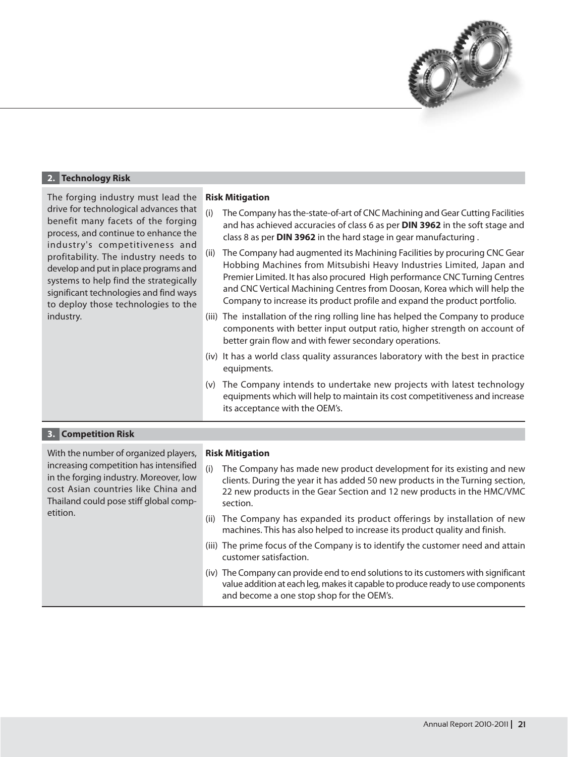## 2. Technology Risk

The forging industry must lead the drive for technological advances that benefit many facets of the forging process, and continue to enhance the industry's competitiveness and profitability. The industry needs to develop and put in place programs and systems to help find the strategically significant technologies and find ways to deploy those technologies to the industry.

**Risk Mitigation**

(i) The Company has the-state-of-art of CNC Machining and Gear Cutting Facilities and has achieved accuracies of class 6 as per **DIN 3962** in the soft stage and class 8 as per **DIN 3962** in the hard stage in gear manufacturing .

(ii) The Company had augmented its Machining Facilities by procuring CNC Gear Hobbing Machines from Mitsubishi Heavy Industries Limited, Japan and Premier Limited. It has also procured High performance CNC Turning Centres and CNC Vertical Machining Centres from Doosan, Korea which will help the Company to increase its product profile and expand the product portfolio.

(iii) The installation of the ring rolling line has helped the Company to produce components with better input output ratio, higher strength on account of better grain flow and with fewer secondary operations.

(iv) It has a world class quality assurances laboratory with the best in practice equipments.

(v) The Company intends to undertake new projects with latest technology equipments which will help to maintain its cost competitiveness and increase its acceptance with the OEM's.

## 3. Competition Risk

With the number of organized players, increasing competition has intensified in the forging industry. Moreover, low cost Asian countries like China and Thailand could pose stiff global competition.

**Risk Mitigation**

(i) The Company has made new product development for its existing and new clients. During the year it has added 50 new products in the Turning section, 22 new products in the Gear Section and 12 new products in the HMC/VMC section.

(ii) The Company has expanded its product offerings by installation of new machines. This has also helped to increase its product quality and finish.

(iii) The prime focus of the Company is to identify the customer need and attain customer satisfaction.

(iv) The Company can provide end to end solutions to its customers with significant value addition at each leg, makes it capable to produce ready to use components and become a one stop shop for the OEM's.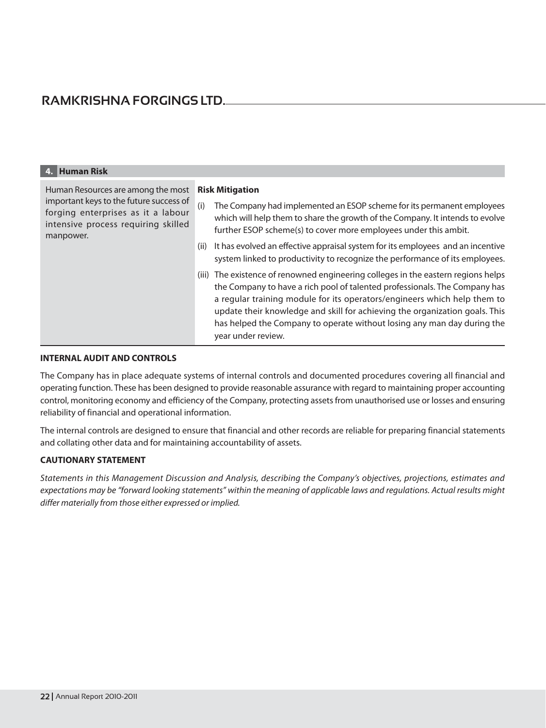| 4. Human Risk | |
|---|---|
| Human Resources are among the most important keys to the future success of forging enterprises as it a labour intensive process requiring skilled manpower. | **Risk Mitigation**<br>(i) The Company had implemented an ESOP scheme for its permanent employees which will help them to share the growth of the Company. It intends to evolve further ESOP scheme(s) to cover more employees under this ambit.<br>(ii) It has evolved an effective appraisal system for its employees and an incentive system linked to productivity to recognize the performance of its employees.<br>(iii) The existence of renowned engineering colleges in the eastern regions helps the Company to have a rich pool of talented professionals. The Company has a regular training module for its operators/engineers which help them to update their knowledge and skill for achieving the organization goals. This has helped the Company to operate without losing any man day during the year under review. |

**INTERNAL AUDIT AND CONTROLS**

The Company has in place adequate systems of internal controls and documented procedures covering all financial and operating function. These has been designed to provide reasonable assurance with regard to maintaining proper accounting control, monitoring economy and efficiency of the Company, protecting assets from unauthorised use or losses and ensuring reliability of financial and operational information.

The internal controls are designed to ensure that financial and other records are reliable for preparing financial statements and collating other data and for maintaining accountability of assets.

**CAUTIONARY STATEMENT**

*Statements in this Management Discussion and Analysis, describing the Company's objectives, projections, estimates and expectations may be "forward looking statements" within the meaning of applicable laws and regulations. Actual results might differ materially from those either expressed or implied.*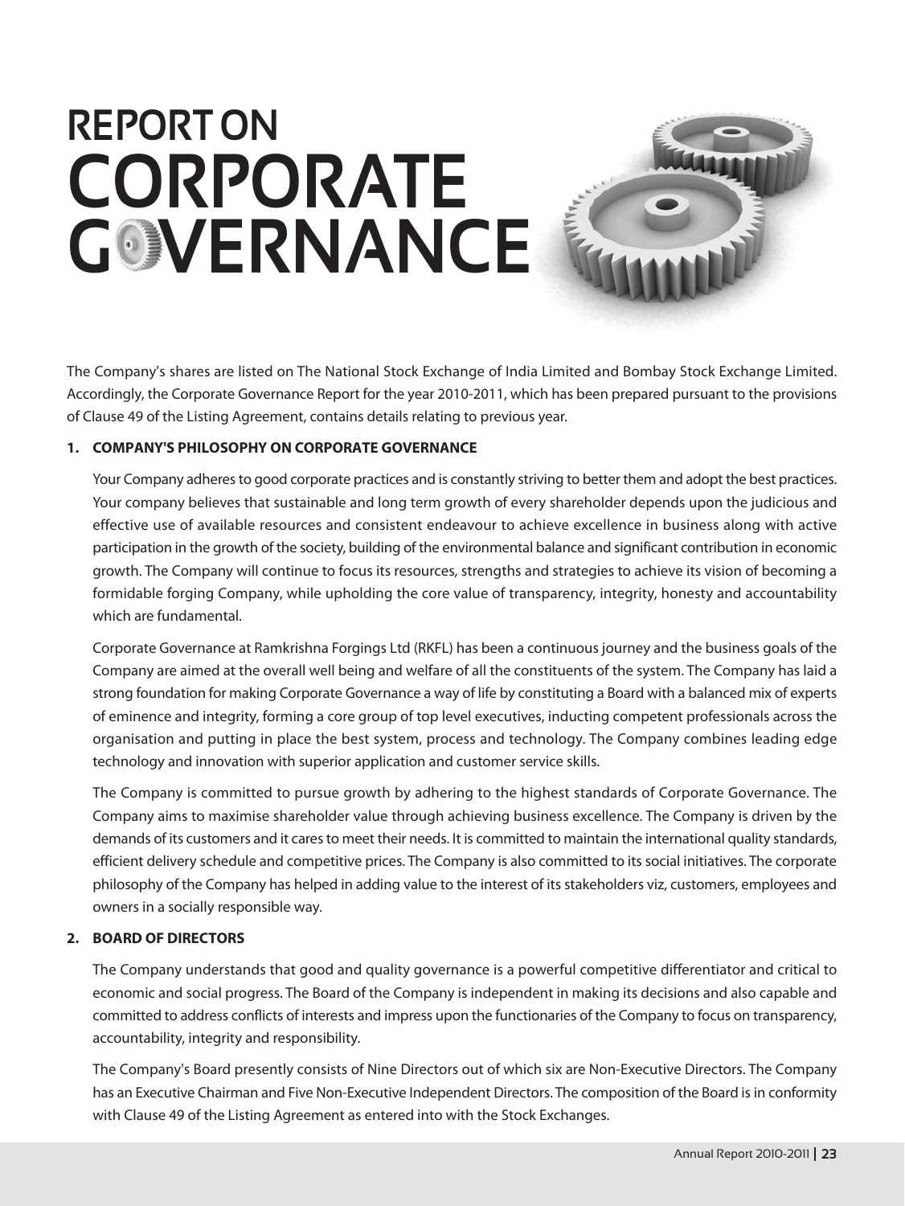# REPORT ON CORPORATE GOVERNANCE

The Company's shares are listed on The National Stock Exchange of India Limited and Bombay Stock Exchange Limited. Accordingly, the Corporate Governance Report for the year 2010-2011, which has been prepared pursuant to the provisions of Clause 49 of the Listing Agreement, contains details relating to previous year.

## 1. COMPANY'S PHILOSOPHY ON CORPORATE GOVERNANCE

Your Company adheres to good corporate practices and is constantly striving to better them and adopt the best practices. Your company believes that sustainable and long term growth of every shareholder depends upon the judicious and effective use of available resources and consistent endeavour to achieve excellence in business along with active participation in the growth of the society, building of the environmental balance and significant contribution in economic growth. The Company will continue to focus its resources, strengths and strategies to achieve its vision of becoming a formidable forging Company, while upholding the core value of transparency, integrity, honesty and accountability which are fundamental.

Corporate Governance at Ramkrishna Forgings Ltd (RKFL) has been a continuous journey and the business goals of the Company are aimed at the overall well being and welfare of all the constituents of the system. The Company has laid a strong foundation for making Corporate Governance a way of life by constituting a Board with a balanced mix of experts of eminence and integrity, forming a core group of top level executives, inducting competent professionals across the organisation and putting in place the best system, process and technology. The Company combines leading edge technology and innovation with superior application and customer service skills.

The Company is committed to pursue growth by adhering to the highest standards of Corporate Governance. The Company aims to maximise shareholder value through achieving business excellence. The Company is driven by the demands of its customers and it cares to meet their needs. It is committed to maintain the international quality standards, efficient delivery schedule and competitive prices. The Company is also committed to its social initiatives. The corporate philosophy of the Company has helped in adding value to the interest of its stakeholders viz, customers, employees and owners in a socially responsible way.

## 2. BOARD OF DIRECTORS

The Company understands that good and quality governance is a powerful competitive differentiator and critical to economic and social progress. The Board of the Company is independent in making its decisions and also capable and committed to address conflicts of interests and impress upon the functionaries of the Company to focus on transparency, accountability, integrity and responsibility.

The Company's Board presently consists of Nine Directors out of which six are Non-Executive Directors. The Company has an Executive Chairman and Five Non-Executive Independent Directors. The composition of the Board is in conformity with Clause 49 of the Listing Agreement as entered into with the Stock Exchanges.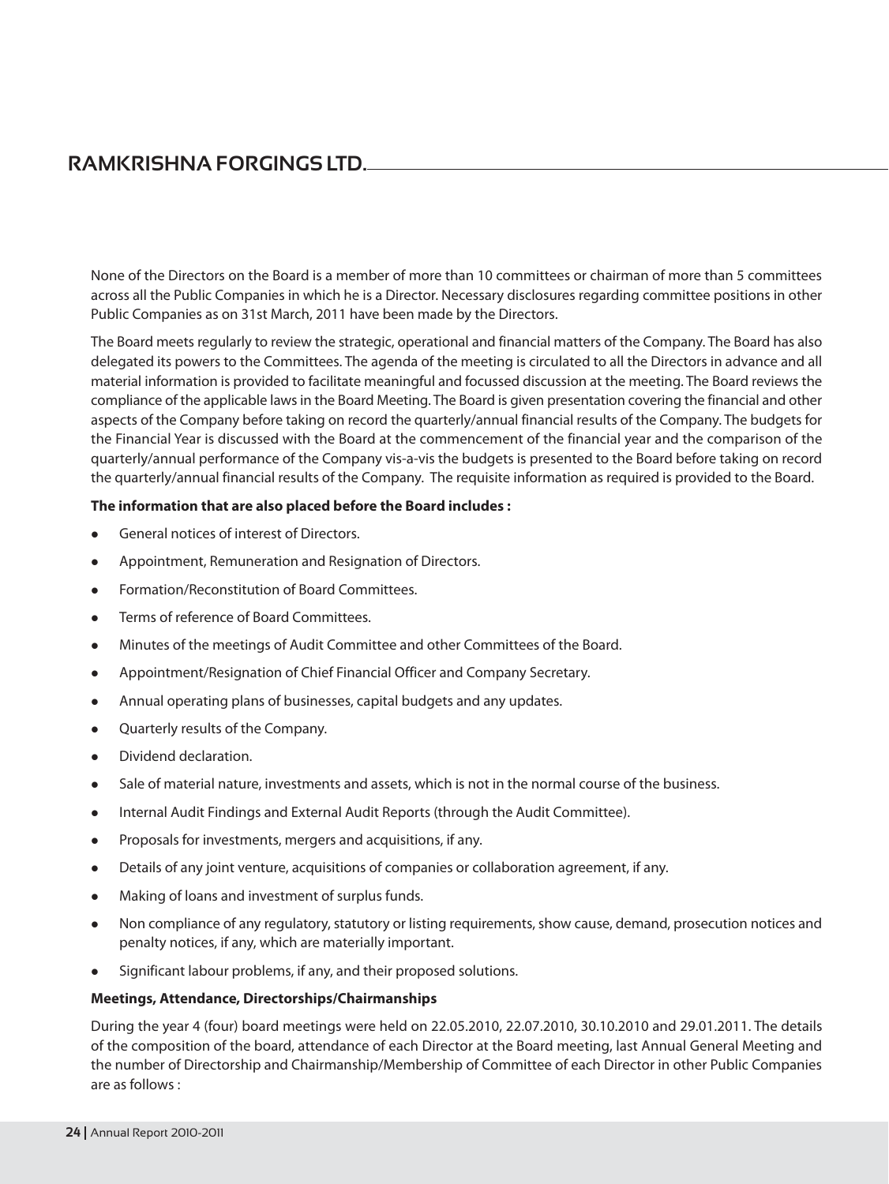None of the Directors on the Board is a member of more than 10 committees or chairman of more than 5 committees across all the Public Companies in which he is a Director. Necessary disclosures regarding committee positions in other Public Companies as on 31st March, 2011 have been made by the Directors.

The Board meets regularly to review the strategic, operational and financial matters of the Company. The Board has also delegated its powers to the Committees. The agenda of the meeting is circulated to all the Directors in advance and all material information is provided to facilitate meaningful and focussed discussion at the meeting. The Board reviews the compliance of the applicable laws in the Board Meeting. The Board is given presentation covering the financial and other aspects of the Company before taking on record the quarterly/annual financial results of the Company. The budgets for the Financial Year is discussed with the Board at the commencement of the financial year and the comparison of the quarterly/annual performance of the Company vis-a-vis the budgets is presented to the Board before taking on record the quarterly/annual financial results of the Company. The requisite information as required is provided to the Board.

**The information that are also placed before the Board includes :**

- General notices of interest of Directors.
- Appointment, Remuneration and Resignation of Directors.
- Formation/Reconstitution of Board Committees.
- Terms of reference of Board Committees.
- Minutes of the meetings of Audit Committee and other Committees of the Board.
- Appointment/Resignation of Chief Financial Officer and Company Secretary.
- Annual operating plans of businesses, capital budgets and any updates.
- Quarterly results of the Company.
- Dividend declaration.
- Sale of material nature, investments and assets, which is not in the normal course of the business.
- Internal Audit Findings and External Audit Reports (through the Audit Committee).
- Proposals for investments, mergers and acquisitions, if any.
- Details of any joint venture, acquisitions of companies or collaboration agreement, if any.
- Making of loans and investment of surplus funds.
- Non compliance of any regulatory, statutory or listing requirements, show cause, demand, prosecution notices and penalty notices, if any, which are materially important.
- Significant labour problems, if any, and their proposed solutions.

**Meetings, Attendance, Directorships/Chairmanships**

During the year 4 (four) board meetings were held on 22.05.2010, 22.07.2010, 30.10.2010 and 29.01.2011. The details of the composition of the board, attendance of each Director at the Board meeting, last Annual General Meeting and the number of Directorship and Chairmanship/Membership of Committee of each Director in other Public Companies are as follows :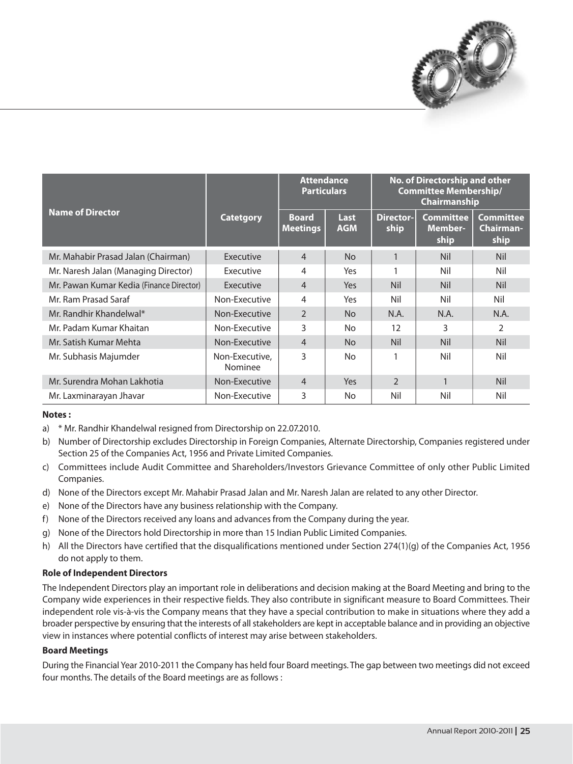| Name of Director | Catetgory | Attendance Particulars | | No. of Directorship and other Committee Membership/ Chairmanship | | |
|---|---|---|---|---|---|---|
| | | Board Meetings | Last AGM | Director-ship | Committee Member-ship | Committee Chairman-ship |
| Mr. Mahabir Prasad Jalan (Chairman) | Executive | 4 | No | 1 | Nil | Nil |
| Mr. Naresh Jalan (Managing Director) | Executive | 4 | Yes | 1 | Nil | Nil |
| Mr. Pawan Kumar Kedia (Finance Director) | Executive | 4 | Yes | Nil | Nil | Nil |
| Mr. Ram Prasad Saraf | Non-Executive | 4 | Yes | Nil | Nil | Nil |
| Mr. Randhir Khandelwal* | Non-Executive | 2 | No | N.A. | N.A. | N.A. |
| Mr. Padam Kumar Khaitan | Non-Executive | 3 | No | 12 | 3 | 2 |
| Mr. Satish Kumar Mehta | Non-Executive | 4 | No | Nil | Nil | Nil |
| Mr. Subhasis Majumder | Non-Executive, Nominee | 3 | No | 1 | Nil | Nil |
| Mr. Surendra Mohan Lakhotia | Non-Executive | 4 | Yes | 2 | 1 | Nil |
| Mr. Laxminarayan Jhavar | Non-Executive | 3 | No | Nil | Nil | Nil |

**Notes :**

a) * Mr. Randhir Khandelwal resigned from Directorship on 22.07.2010.

b) Number of Directorship excludes Directorship in Foreign Companies, Alternate Directorship, Companies registered under Section 25 of the Companies Act, 1956 and Private Limited Companies.

c) Committees include Audit Committee and Shareholders/Investors Grievance Committee of only other Public Limited Companies.

d) None of the Directors except Mr. Mahabir Prasad Jalan and Mr. Naresh Jalan are related to any other Director.

e) None of the Directors have any business relationship with the Company.

f) None of the Directors received any loans and advances from the Company during the year.

g) None of the Directors hold Directorship in more than 15 Indian Public Limited Companies.

h) All the Directors have certified that the disqualifications mentioned under Section 274(1)(g) of the Companies Act, 1956 do not apply to them.

**Role of Independent Directors**

The Independent Directors play an important role in deliberations and decision making at the Board Meeting and bring to the Company wide experiences in their respective fields. They also contribute in significant measure to Board Committees. Their independent role vis-à-vis the Company means that they have a special contribution to make in situations where they add a broader perspective by ensuring that the interests of all stakeholders are kept in acceptable balance and in providing an objective view in instances where potential conflicts of interest may arise between stakeholders.

**Board Meetings**

During the Financial Year 2010-2011 the Company has held four Board meetings. The gap between two meetings did not exceed four months. The details of the Board meetings are as follows :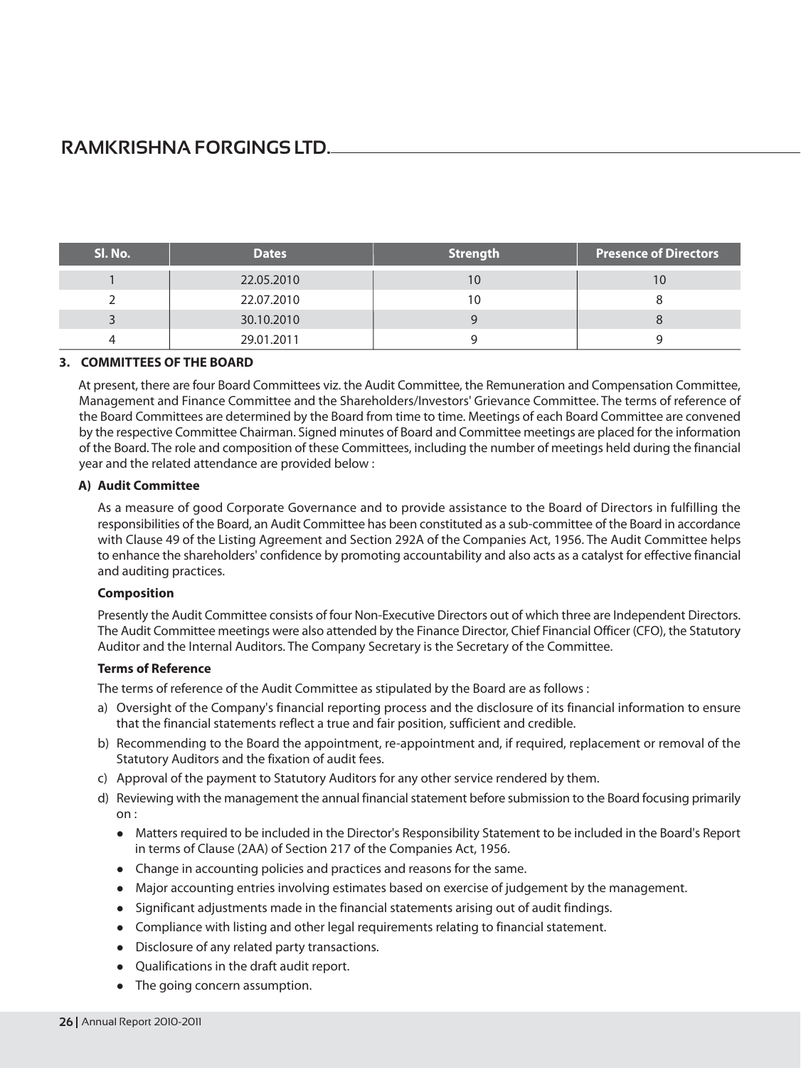| Sl. No. | Dates | Strength | Presence of Directors |
|---|---|---|---|
| 1 | 22.05.2010 | 10 | 10 |
| 2 | 22.07.2010 | 10 | 8 |
| 3 | 30.10.2010 | 9 | 8 |
| 4 | 29.01.2011 | 9 | 9 |

## 3. COMMITTEES OF THE BOARD

At present, there are four Board Committees viz. the Audit Committee, the Remuneration and Compensation Committee, Management and Finance Committee and the Shareholders/Investors' Grievance Committee. The terms of reference of the Board Committees are determined by the Board from time to time. Meetings of each Board Committee are convened by the respective Committee Chairman. Signed minutes of Board and Committee meetings are placed for the information of the Board. The role and composition of these Committees, including the number of meetings held during the financial year and the related attendance are provided below :

### A) Audit Committee

As a measure of good Corporate Governance and to provide assistance to the Board of Directors in fulfilling the responsibilities of the Board, an Audit Committee has been constituted as a sub-committee of the Board in accordance with Clause 49 of the Listing Agreement and Section 292A of the Companies Act, 1956. The Audit Committee helps to enhance the shareholders' confidence by promoting accountability and also acts as a catalyst for effective financial and auditing practices.

**Composition**

Presently the Audit Committee consists of four Non-Executive Directors out of which three are Independent Directors. The Audit Committee meetings were also attended by the Finance Director, Chief Financial Officer (CFO), the Statutory Auditor and the Internal Auditors. The Company Secretary is the Secretary of the Committee.

**Terms of Reference**

The terms of reference of the Audit Committee as stipulated by the Board are as follows :

a) Oversight of the Company's financial reporting process and the disclosure of its financial information to ensure that the financial statements reflect a true and fair position, sufficient and credible.

b) Recommending to the Board the appointment, re-appointment and, if required, replacement or removal of the Statutory Auditors and the fixation of audit fees.

c) Approval of the payment to Statutory Auditors for any other service rendered by them.

d) Reviewing with the management the annual financial statement before submission to the Board focusing primarily on :

- Matters required to be included in the Director's Responsibility Statement to be included in the Board's Report in terms of Clause (2AA) of Section 217 of the Companies Act, 1956.
- Change in accounting policies and practices and reasons for the same.
- Major accounting entries involving estimates based on exercise of judgement by the management.
- Significant adjustments made in the financial statements arising out of audit findings.
- Compliance with listing and other legal requirements relating to financial statement.
- Disclosure of any related party transactions.
- Qualifications in the draft audit report.
- The going concern assumption.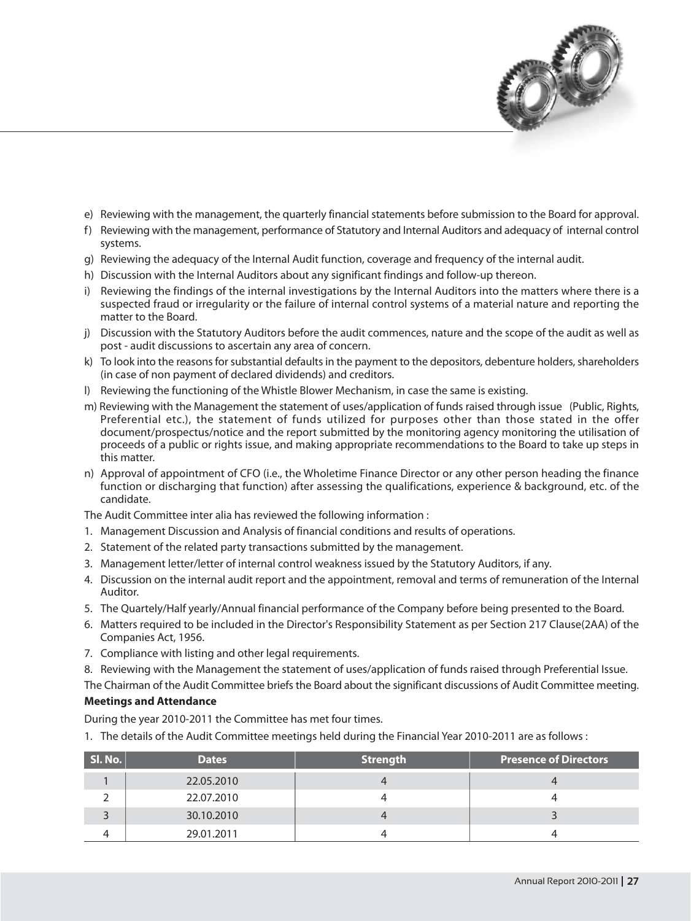e) Reviewing with the management, the quarterly financial statements before submission to the Board for approval.

f) Reviewing with the management, performance of Statutory and Internal Auditors and adequacy of internal control systems.

g) Reviewing the adequacy of the Internal Audit function, coverage and frequency of the internal audit.

h) Discussion with the Internal Auditors about any significant findings and follow-up thereon.

i) Reviewing the findings of the internal investigations by the Internal Auditors into the matters where there is a suspected fraud or irregularity or the failure of internal control systems of a material nature and reporting the matter to the Board.

j) Discussion with the Statutory Auditors before the audit commences, nature and the scope of the audit as well as post - audit discussions to ascertain any area of concern.

k) To look into the reasons for substantial defaults in the payment to the depositors, debenture holders, shareholders (in case of non payment of declared dividends) and creditors.

l) Reviewing the functioning of the Whistle Blower Mechanism, in case the same is existing.

m) Reviewing with the Management the statement of uses/application of funds raised through issue (Public, Rights, Preferential etc.), the statement of funds utilized for purposes other than those stated in the offer document/prospectus/notice and the report submitted by the monitoring agency monitoring the utilisation of proceeds of a public or rights issue, and making appropriate recommendations to the Board to take up steps in this matter.

n) Approval of appointment of CFO (i.e., the Wholetime Finance Director or any other person heading the finance function or discharging that function) after assessing the qualifications, experience & background, etc. of the candidate.

The Audit Committee inter alia has reviewed the following information :

1. Management Discussion and Analysis of financial conditions and results of operations.
2. Statement of the related party transactions submitted by the management.
3. Management letter/letter of internal control weakness issued by the Statutory Auditors, if any.
4. Discussion on the internal audit report and the appointment, removal and terms of remuneration of the Internal Auditor.
5. The Quartely/Half yearly/Annual financial performance of the Company before being presented to the Board.
6. Matters required to be included in the Director's Responsibility Statement as per Section 217 Clause(2AA) of the Companies Act, 1956.
7. Compliance with listing and other legal requirements.
8. Reviewing with the Management the statement of uses/application of funds raised through Preferential Issue.

The Chairman of the Audit Committee briefs the Board about the significant discussions of Audit Committee meeting.

**Meetings and Attendance**

During the year 2010-2011 the Committee has met four times.

1. The details of the Audit Committee meetings held during the Financial Year 2010-2011 are as follows :

| Sl. No. | Dates | Strength | Presence of Directors |
|---|---|---|---|
| 1 | 22.05.2010 | 4 | 4 |
| 2 | 22.07.2010 | 4 | 4 |
| 3 | 30.10.2010 | 4 | 3 |
| 4 | 29.01.2011 | 4 | 4 |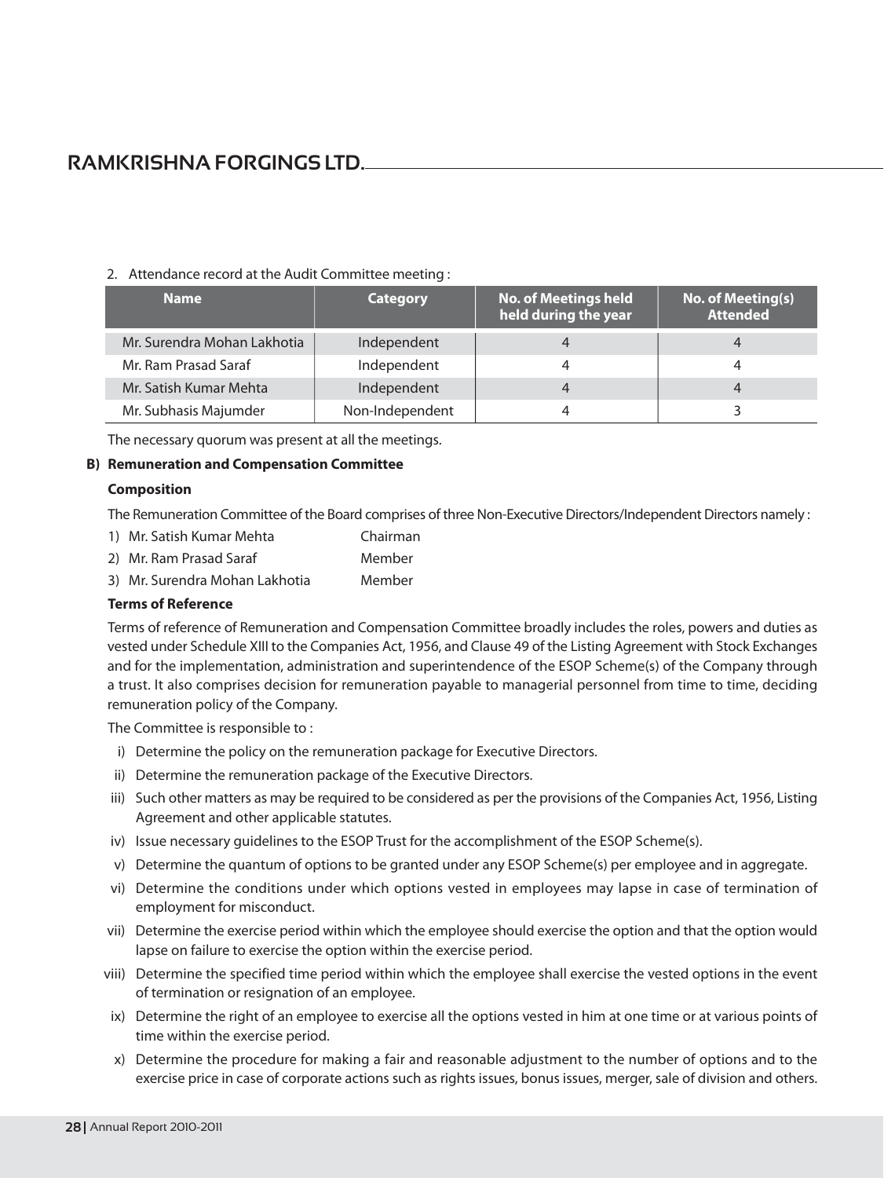2. Attendance record at the Audit Committee meeting :

| Name | Category | No. of Meetings held held during the year | No. of Meeting(s) Attended |
|---|---|---|---|
| Mr. Surendra Mohan Lakhotia | Independent | 4 | 4 |
| Mr. Ram Prasad Saraf | Independent | 4 | 4 |
| Mr. Satish Kumar Mehta | Independent | 4 | 4 |
| Mr. Subhasis Majumder | Non-Independent | 4 | 3 |

The necessary quorum was present at all the meetings.

**B) Remuneration and Compensation Committee**

**Composition**

The Remuneration Committee of the Board comprises of three Non-Executive Directors/Independent Directors namely :

1) Mr. Satish Kumar Mehta Chairman
2) Mr. Ram Prasad Saraf Member
3) Mr. Surendra Mohan Lakhotia Member

**Terms of Reference**

Terms of reference of Remuneration and Compensation Committee broadly includes the roles, powers and duties as vested under Schedule XIII to the Companies Act, 1956, and Clause 49 of the Listing Agreement with Stock Exchanges and for the implementation, administration and superintendence of the ESOP Scheme(s) of the Company through a trust. It also comprises decision for remuneration payable to managerial personnel from time to time, deciding remuneration policy of the Company.

The Committee is responsible to :

i) Determine the policy on the remuneration package for Executive Directors.
ii) Determine the remuneration package of the Executive Directors.
iii) Such other matters as may be required to be considered as per the provisions of the Companies Act, 1956, Listing Agreement and other applicable statutes.
iv) Issue necessary guidelines to the ESOP Trust for the accomplishment of the ESOP Scheme(s).
v) Determine the quantum of options to be granted under any ESOP Scheme(s) per employee and in aggregate.
vi) Determine the conditions under which options vested in employees may lapse in case of termination of employment for misconduct.
vii) Determine the exercise period within which the employee should exercise the option and that the option would lapse on failure to exercise the option within the exercise period.
viii) Determine the specified time period within which the employee shall exercise the vested options in the event of termination or resignation of an employee.
ix) Determine the right of an employee to exercise all the options vested in him at one time or at various points of time within the exercise period.
x) Determine the procedure for making a fair and reasonable adjustment to the number of options and to the exercise price in case of corporate actions such as rights issues, bonus issues, merger, sale of division and others.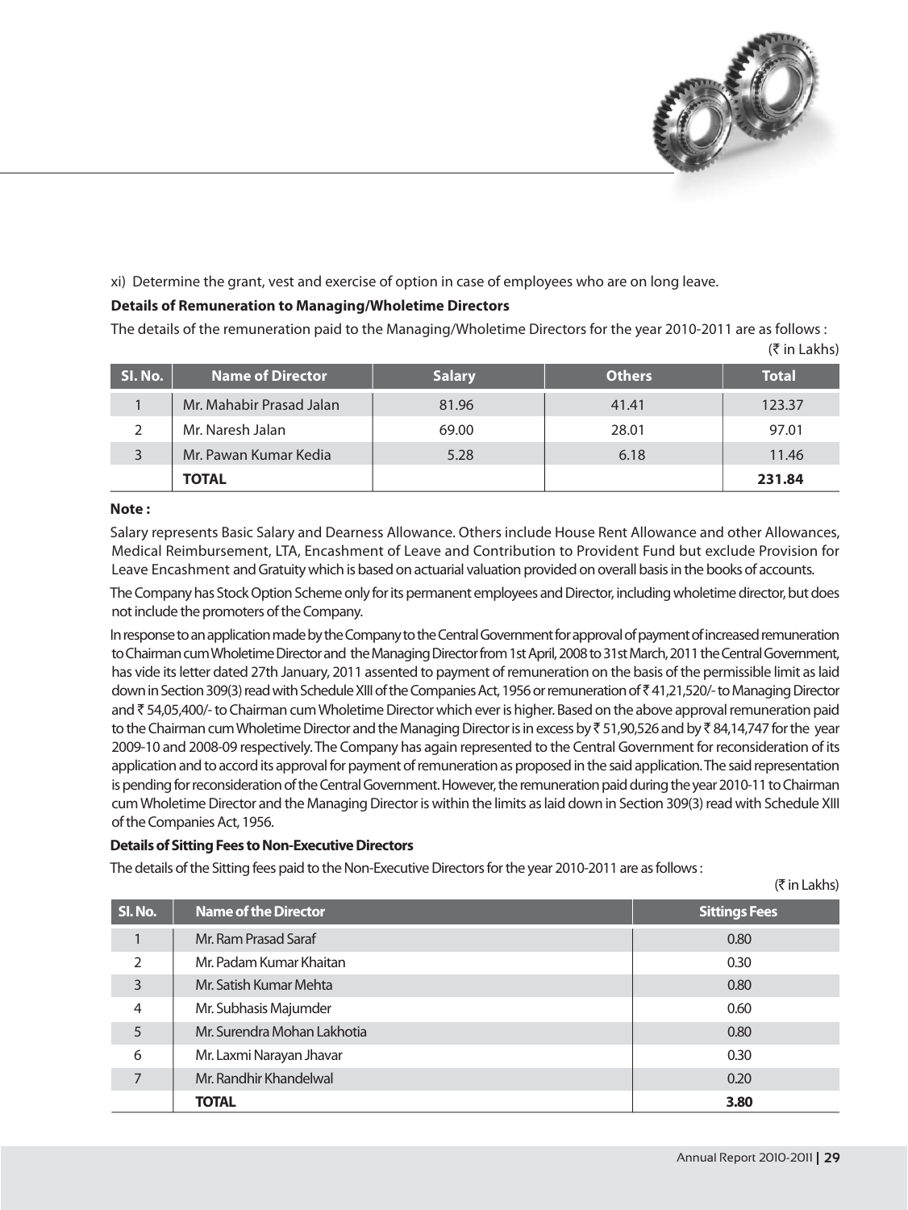xi) Determine the grant, vest and exercise of option in case of employees who are on long leave.

**Details of Remuneration to Managing/Wholetime Directors**

The details of the remuneration paid to the Managing/Wholetime Directors for the year 2010-2011 are as follows :

(₹ in Lakhs)

| Sl. No. | Name of Director | Salary | Others | Total |
|---|---|---|---|---|
| 1 | Mr. Mahabir Prasad Jalan | 81.96 | 41.41 | 123.37 |
| 2 | Mr. Naresh Jalan | 69.00 | 28.01 | 97.01 |
| 3 | Mr. Pawan Kumar Kedia | 5.28 | 6.18 | 11.46 |
| | **TOTAL** | | | **231.84** |

**Note :**

Salary represents Basic Salary and Dearness Allowance. Others include House Rent Allowance and other Allowances, Medical Reimbursement, LTA, Encashment of Leave and Contribution to Provident Fund but exclude Provision for Leave Encashment and Gratuity which is based on actuarial valuation provided on overall basis in the books of accounts.

The Company has Stock Option Scheme only for its permanent employees and Director, including wholetime director, but does not include the promoters of the Company.

In response to an application made by the Company to the Central Government for approval of payment of increased remuneration to Chairman cum Wholetime Director and the Managing Director from 1st April, 2008 to 31st March, 2011 the Central Government, has vide its letter dated 27th January, 2011 assented to payment of remuneration on the basis of the permissible limit as laid down in Section 309(3) read with Schedule XIII of the Companies Act, 1956 or remuneration of ₹ 41,21,520/- to Managing Director and ₹ 54,05,400/- to Chairman cum Wholetime Director which ever is higher. Based on the above approval remuneration paid to the Chairman cum Wholetime Director and the Managing Director is in excess by ₹ 51,90,526 and by ₹ 84,14,747 for the year 2009-10 and 2008-09 respectively. The Company has again represented to the Central Government for reconsideration of its application and to accord its approval for payment of remuneration as proposed in the said application. The said representation is pending for reconsideration of the Central Government. However, the remuneration paid during the year 2010-11 to Chairman cum Wholetime Director and the Managing Director is within the limits as laid down in Section 309(3) read with Schedule XIII of the Companies Act, 1956.

**Details of Sitting Fees to Non-Executive Directors**

The details of the Sitting fees paid to the Non-Executive Directors for the year 2010-2011 are as follows :

(₹ in Lakhs)

| Sl. No. | Name of the Director | Sittings Fees |
|---|---|---|
| 1 | Mr. Ram Prasad Saraf | 0.80 |
| 2 | Mr. Padam Kumar Khaitan | 0.30 |
| 3 | Mr. Satish Kumar Mehta | 0.80 |
| 4 | Mr. Subhasis Majumder | 0.60 |
| 5 | Mr. Surendra Mohan Lakhotia | 0.80 |
| 6 | Mr. Laxmi Narayan Jhavar | 0.30 |
| 7 | Mr. Randhir Khandelwal | 0.20 |
| | **TOTAL** | **3.80** |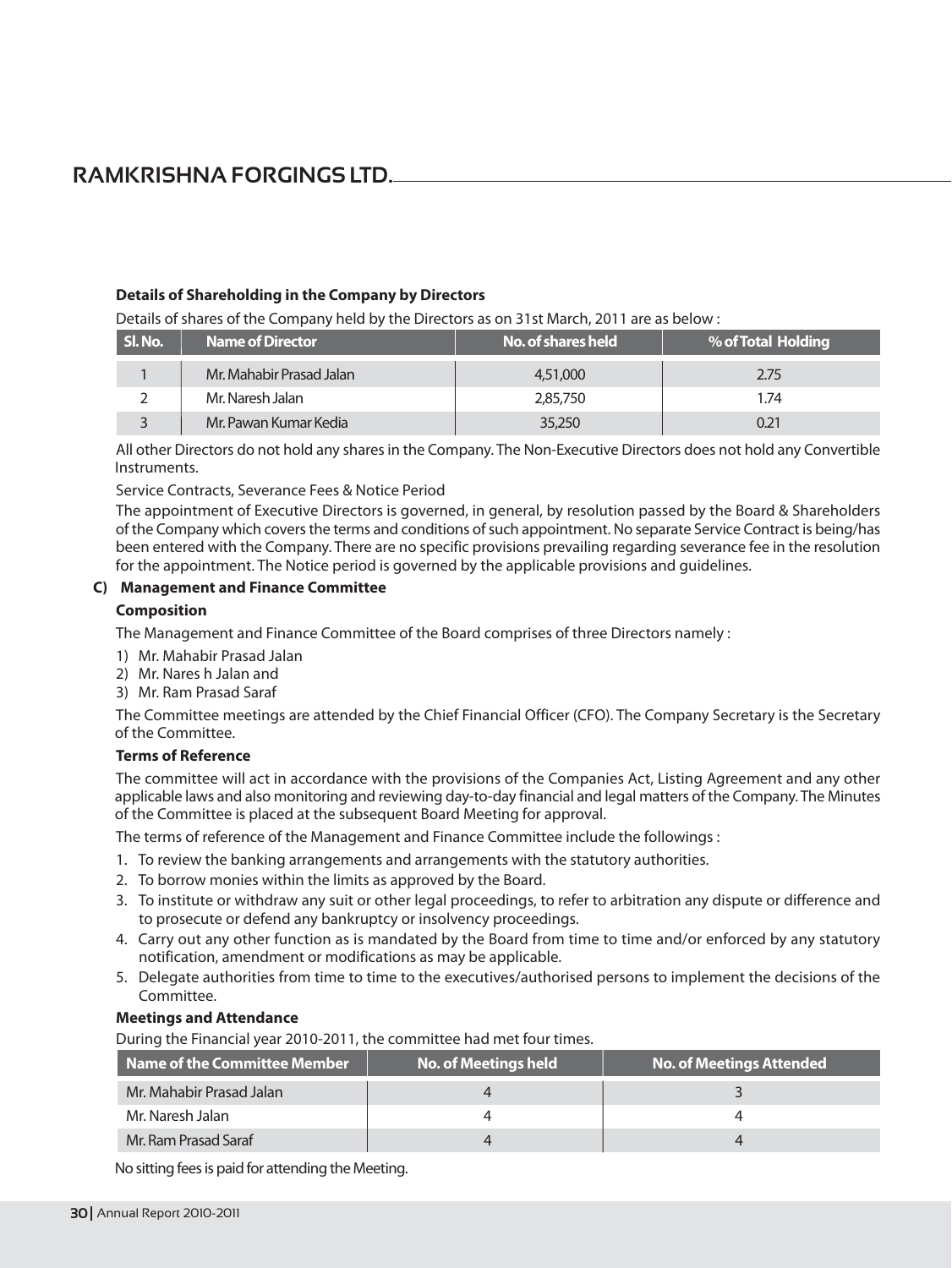**Details of Shareholding in the Company by Directors**

Details of shares of the Company held by the Directors as on 31st March, 2011 are as below :

| Sl. No. | Name of Director | No. of shares held | % of Total Holding |
|---|---|---|---|
| 1 | Mr. Mahabir Prasad Jalan | 4,51,000 | 2.75 |
| 2 | Mr. Naresh Jalan | 2,85,750 | 1.74 |
| 3 | Mr. Pawan Kumar Kedia | 35,250 | 0.21 |

All other Directors do not hold any shares in the Company. The Non-Executive Directors does not hold any Convertible Instruments.

Service Contracts, Severance Fees & Notice Period

The appointment of Executive Directors is governed, in general, by resolution passed by the Board & Shareholders of the Company which covers the terms and conditions of such appointment. No separate Service Contract is being/has been entered with the Company. There are no specific provisions prevailing regarding severance fee in the resolution for the appointment. The Notice period is governed by the applicable provisions and guidelines.

**C) Management and Finance Committee**

**Composition**

The Management and Finance Committee of the Board comprises of three Directors namely :

1) Mr. Mahabir Prasad Jalan
2) Mr. Nares h Jalan and
3) Mr. Ram Prasad Saraf

The Committee meetings are attended by the Chief Financial Officer (CFO). The Company Secretary is the Secretary of the Committee.

**Terms of Reference**

The committee will act in accordance with the provisions of the Companies Act, Listing Agreement and any other applicable laws and also monitoring and reviewing day-to-day financial and legal matters of the Company. The Minutes of the Committee is placed at the subsequent Board Meeting for approval.

The terms of reference of the Management and Finance Committee include the followings :

1. To review the banking arrangements and arrangements with the statutory authorities.
2. To borrow monies within the limits as approved by the Board.
3. To institute or withdraw any suit or other legal proceedings, to refer to arbitration any dispute or difference and to prosecute or defend any bankruptcy or insolvency proceedings.
4. Carry out any other function as is mandated by the Board from time to time and/or enforced by any statutory notification, amendment or modifications as may be applicable.
5. Delegate authorities from time to time to the executives/authorised persons to implement the decisions of the Committee.

**Meetings and Attendance**

During the Financial year 2010-2011, the committee had met four times.

| Name of the Committee Member | No. of Meetings held | No. of Meetings Attended |
|---|---|---|
| Mr. Mahabir Prasad Jalan | 4 | 3 |
| Mr. Naresh Jalan | 4 | 4 |
| Mr. Ram Prasad Saraf | 4 | 4 |

No sitting fees is paid for attending the Meeting.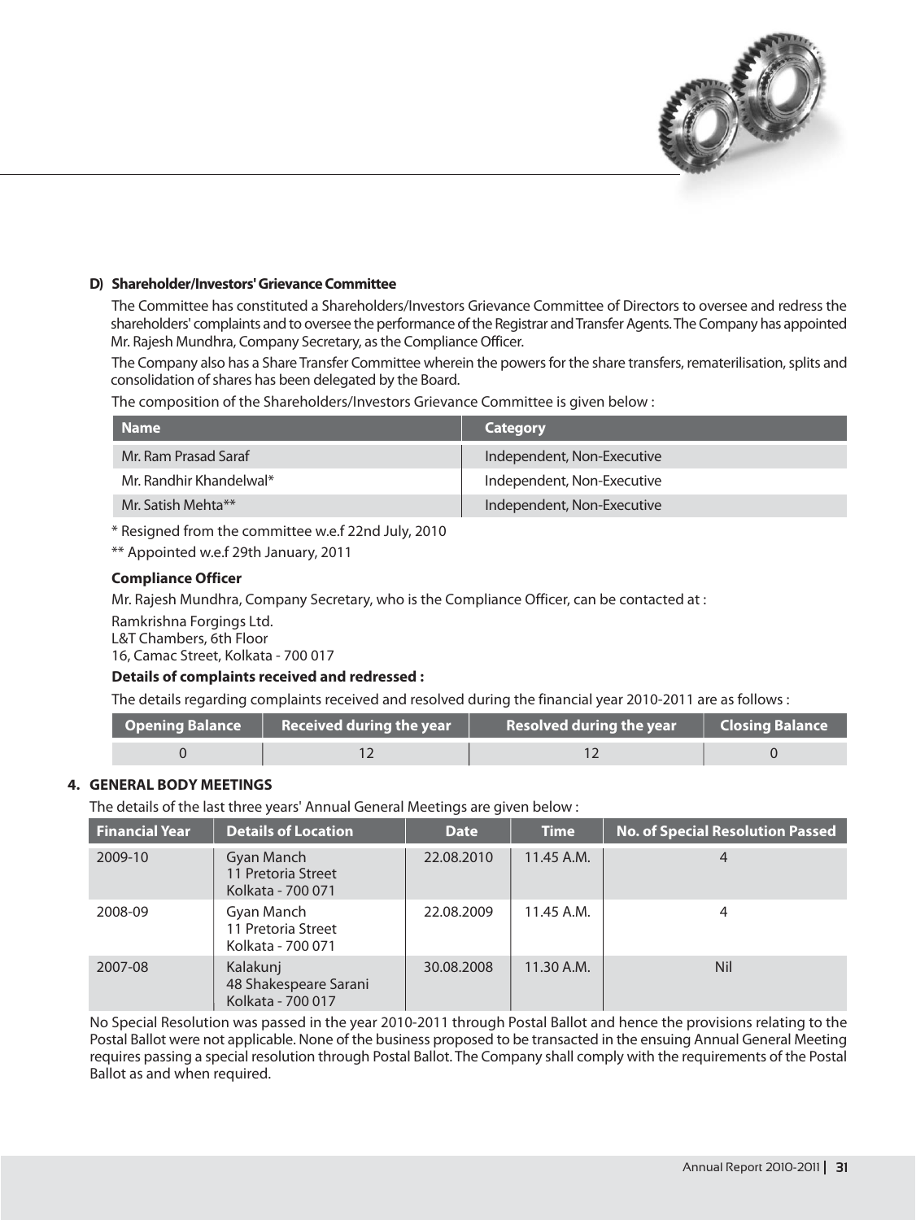### D) Shareholder/Investors' Grievance Committee

The Committee has constituted a Shareholders/Investors Grievance Committee of Directors to oversee and redress the shareholders' complaints and to oversee the performance of the Registrar and Transfer Agents. The Company has appointed Mr. Rajesh Mundhra, Company Secretary, as the Compliance Officer.

The Company also has a Share Transfer Committee wherein the powers for the share transfers, rematerilisation, splits and consolidation of shares has been delegated by the Board.

The composition of the Shareholders/Investors Grievance Committee is given below :

| Name | Category |
|---|---|
| Mr. Ram Prasad Saraf | Independent, Non-Executive |
| Mr. Randhir Khandelwal* | Independent, Non-Executive |
| Mr. Satish Mehta** | Independent, Non-Executive |

\* Resigned from the committee w.e.f 22nd July, 2010

\** Appointed w.e.f 29th January, 2011

**Compliance Officer**

Mr. Rajesh Mundhra, Company Secretary, who is the Compliance Officer, can be contacted at :

Ramkrishna Forgings Ltd.
L&T Chambers, 6th Floor
16, Camac Street, Kolkata - 700 017

**Details of complaints received and redressed :**

The details regarding complaints received and resolved during the financial year 2010-2011 are as follows :

| Opening Balance | Received during the year | Resolved during the year | Closing Balance |
|---|---|---|---|
| 0 | 12 | 12 | 0 |

## 4. GENERAL BODY MEETINGS

The details of the last three years' Annual General Meetings are given below :

| Financial Year | Details of Location | Date | Time | No. of Special Resolution Passed |
|---|---|---|---|---|
| 2009-10 | Gyan Manch 11 Pretoria Street Kolkata - 700 071 | 22.08.2010 | 11.45 A.M. | 4 |
| 2008-09 | Gyan Manch 11 Pretoria Street Kolkata - 700 071 | 22.08.2009 | 11.45 A.M. | 4 |
| 2007-08 | Kalakunj 48 Shakespeare Sarani Kolkata - 700 017 | 30.08.2008 | 11.30 A.M. | Nil |

No Special Resolution was passed in the year 2010-2011 through Postal Ballot and hence the provisions relating to the Postal Ballot were not applicable. None of the business proposed to be transacted in the ensuing Annual General Meeting requires passing a special resolution through Postal Ballot. The Company shall comply with the requirements of the Postal Ballot as and when required.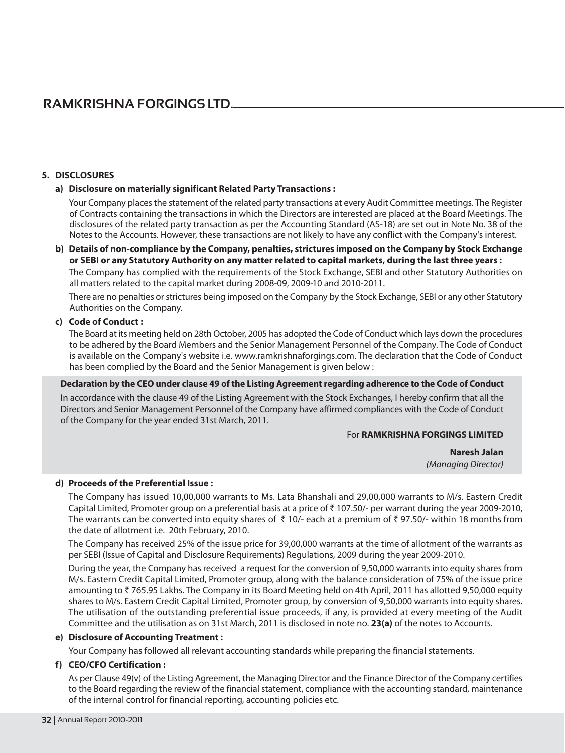## 5. DISCLOSURES

### a) Disclosure on materially significant Related Party Transactions :

Your Company places the statement of the related party transactions at every Audit Committee meetings. The Register of Contracts containing the transactions in which the Directors are interested are placed at the Board Meetings. The disclosures of the related party transaction as per the Accounting Standard (AS-18) are set out in Note No. 38 of the Notes to the Accounts. However, these transactions are not likely to have any conflict with the Company's interest.

### b) Details of non-compliance by the Company, penalties, strictures imposed on the Company by Stock Exchange or SEBI or any Statutory Authority on any matter related to capital markets, during the last three years :

The Company has complied with the requirements of the Stock Exchange, SEBI and other Statutory Authorities on all matters related to the capital market during 2008-09, 2009-10 and 2010-2011.

There are no penalties or strictures being imposed on the Company by the Stock Exchange, SEBI or any other Statutory Authorities on the Company.

### c) Code of Conduct :

The Board at its meeting held on 28th October, 2005 has adopted the Code of Conduct which lays down the procedures to be adhered by the Board Members and the Senior Management Personnel of the Company. The Code of Conduct is available on the Company's website i.e. www.ramkrishnaforgings.com. The declaration that the Code of Conduct has been complied by the Board and the Senior Management is given below :

**Declaration by the CEO under clause 49 of the Listing Agreement regarding adherence to the Code of Conduct**

In accordance with the clause 49 of the Listing Agreement with the Stock Exchanges, I hereby confirm that all the Directors and Senior Management Personnel of the Company have affirmed compliances with the Code of Conduct of the Company for the year ended 31st March, 2011.

For **RAMKRISHNA FORGINGS LIMITED**

**Naresh Jalan**
*(Managing Director)*

### d) Proceeds of the Preferential Issue :

The Company has issued 10,00,000 warrants to Ms. Lata Bhanshali and 29,00,000 warrants to M/s. Eastern Credit Capital Limited, Promoter group on a preferential basis at a price of ₹ 107.50/- per warrant during the year 2009-2010, The warrants can be converted into equity shares of ₹ 10/- each at a premium of ₹ 97.50/- within 18 months from the date of allotment i.e. 20th February, 2010.

The Company has received 25% of the issue price for 39,00,000 warrants at the time of allotment of the warrants as per SEBI (Issue of Capital and Disclosure Requirements) Regulations, 2009 during the year 2009-2010.

During the year, the Company has received a request for the conversion of 9,50,000 warrants into equity shares from M/s. Eastern Credit Capital Limited, Promoter group, along with the balance consideration of 75% of the issue price amounting to ₹ 765.95 Lakhs. The Company in its Board Meeting held on 4th April, 2011 has allotted 9,50,000 equity shares to M/s. Eastern Credit Capital Limited, Promoter group, by conversion of 9,50,000 warrants into equity shares. The utilisation of the outstanding preferential issue proceeds, if any, is provided at every meeting of the Audit Committee and the utilisation as on 31st March, 2011 is disclosed in note no. **23(a)** of the notes to Accounts.

### e) Disclosure of Accounting Treatment :

Your Company has followed all relevant accounting standards while preparing the financial statements.

### f) CEO/CFO Certification :

As per Clause 49(v) of the Listing Agreement, the Managing Director and the Finance Director of the Company certifies to the Board regarding the review of the financial statement, compliance with the accounting standard, maintenance of the internal control for financial reporting, accounting policies etc.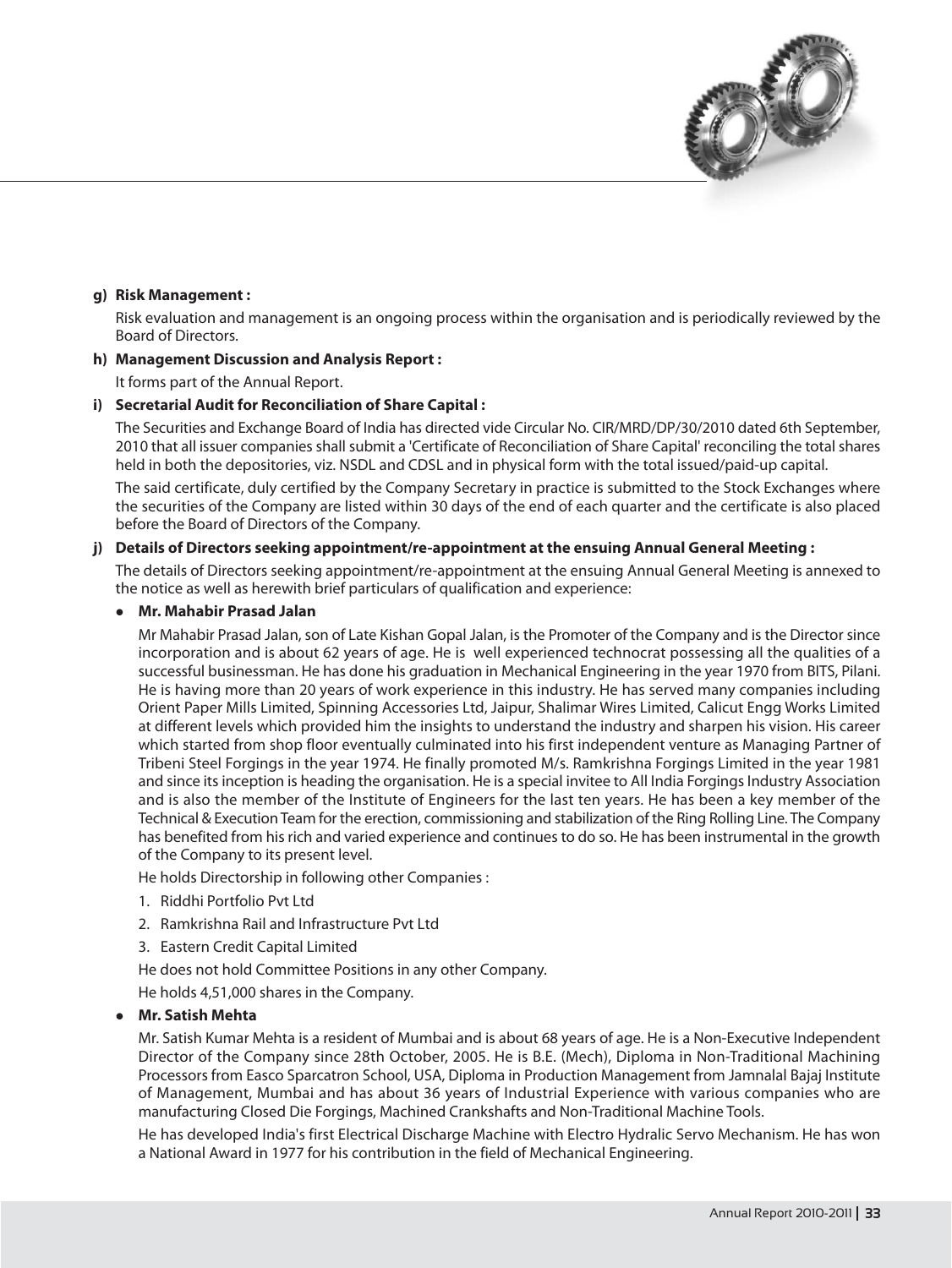**g) Risk Management :**

Risk evaluation and management is an ongoing process within the organisation and is periodically reviewed by the Board of Directors.

**h) Management Discussion and Analysis Report :**

It forms part of the Annual Report.

**i) Secretarial Audit for Reconciliation of Share Capital :**

The Securities and Exchange Board of India has directed vide Circular No. CIR/MRD/DP/30/2010 dated 6th September, 2010 that all issuer companies shall submit a 'Certificate of Reconciliation of Share Capital' reconciling the total shares held in both the depositories, viz. NSDL and CDSL and in physical form with the total issued/paid-up capital.

The said certificate, duly certified by the Company Secretary in practice is submitted to the Stock Exchanges where the securities of the Company are listed within 30 days of the end of each quarter and the certificate is also placed before the Board of Directors of the Company.

**j) Details of Directors seeking appointment/re-appointment at the ensuing Annual General Meeting :**

The details of Directors seeking appointment/re-appointment at the ensuing Annual General Meeting is annexed to the notice as well as herewith brief particulars of qualification and experience:

- **Mr. Mahabir Prasad Jalan**

  Mr Mahabir Prasad Jalan, son of Late Kishan Gopal Jalan, is the Promoter of the Company and is the Director since incorporation and is about 62 years of age. He is well experienced technocrat possessing all the qualities of a successful businessman. He has done his graduation in Mechanical Engineering in the year 1970 from BITS, Pilani. He is having more than 20 years of work experience in this industry. He has served many companies including Orient Paper Mills Limited, Spinning Accessories Ltd, Jaipur, Shalimar Wires Limited, Calicut Engg Works Limited at different levels which provided him the insights to understand the industry and sharpen his vision. His career which started from shop floor eventually culminated into his first independent venture as Managing Partner of Tribeni Steel Forgings in the year 1974. He finally promoted M/s. Ramkrishna Forgings Limited in the year 1981 and since its inception is heading the organisation. He is a special invitee to All India Forgings Industry Association and is also the member of the Institute of Engineers for the last ten years. He has been a key member of the Technical & Execution Team for the erection, commissioning and stabilization of the Ring Rolling Line. The Company has benefited from his rich and varied experience and continues to do so. He has been instrumental in the growth of the Company to its present level.

  He holds Directorship in following other Companies :

  1. Riddhi Portfolio Pvt Ltd
  2. Ramkrishna Rail and Infrastructure Pvt Ltd
  3. Eastern Credit Capital Limited

  He does not hold Committee Positions in any other Company.

  He holds 4,51,000 shares in the Company.

- **Mr. Satish Mehta**

  Mr. Satish Kumar Mehta is a resident of Mumbai and is about 68 years of age. He is a Non-Executive Independent Director of the Company since 28th October, 2005. He is B.E. (Mech), Diploma in Non-Traditional Machining Processors from Easco Sparcatron School, USA, Diploma in Production Management from Jamnalal Bajaj Institute of Management, Mumbai and has about 36 years of Industrial Experience with various companies who are manufacturing Closed Die Forgings, Machined Crankshafts and Non-Traditional Machine Tools.

  He has developed India's first Electrical Discharge Machine with Electro Hydralic Servo Mechanism. He has won a National Award in 1977 for his contribution in the field of Mechanical Engineering.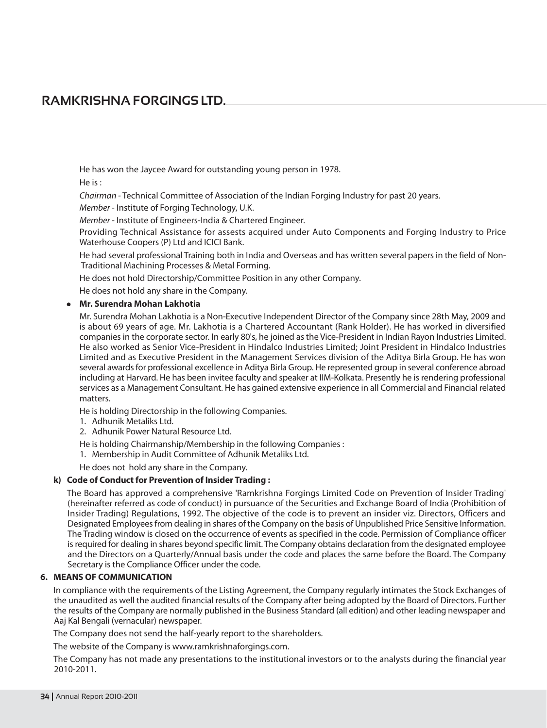He has won the Jaycee Award for outstanding young person in 1978.

He is :

*Chairman* - Technical Committee of Association of the Indian Forging Industry for past 20 years.

*Member* - Institute of Forging Technology, U.K.

*Member* - Institute of Engineers-India & Chartered Engineer.

Providing Technical Assistance for assests acquired under Auto Components and Forging Industry to Price Waterhouse Coopers (P) Ltd and ICICI Bank.

He had several professional Training both in India and Overseas and has written several papers in the field of Non-Traditional Machining Processes & Metal Forming.

He does not hold Directorship/Committee Position in any other Company.

He does not hold any share in the Company.

- **Mr. Surendra Mohan Lakhotia**

Mr. Surendra Mohan Lakhotia is a Non-Executive Independent Director of the Company since 28th May, 2009 and is about 69 years of age. Mr. Lakhotia is a Chartered Accountant (Rank Holder). He has worked in diversified companies in the corporate sector. In early 80's, he joined as the Vice-President in Indian Rayon Industries Limited. He also worked as Senior Vice-President in Hindalco Industries Limited; Joint President in Hindalco Industries Limited and as Executive President in the Management Services division of the Aditya Birla Group. He has won several awards for professional excellence in Aditya Birla Group. He represented group in several conference abroad including at Harvard. He has been invitee faculty and speaker at IIM-Kolkata. Presently he is rendering professional services as a Management Consultant. He has gained extensive experience in all Commercial and Financial related matters.

He is holding Directorship in the following Companies.

1. Adhunik Metaliks Ltd.
2. Adhunik Power Natural Resource Ltd.

He is holding Chairmanship/Membership in the following Companies :

1. Membership in Audit Committee of Adhunik Metaliks Ltd.

He does not hold any share in the Company.

**k) Code of Conduct for Prevention of Insider Trading :**

The Board has approved a comprehensive 'Ramkrishna Forgings Limited Code on Prevention of Insider Trading' (hereinafter referred as code of conduct) in pursuance of the Securities and Exchange Board of India (Prohibition of Insider Trading) Regulations, 1992. The objective of the code is to prevent an insider viz. Directors, Officers and Designated Employees from dealing in shares of the Company on the basis of Unpublished Price Sensitive Information. The Trading window is closed on the occurrence of events as specified in the code. Permission of Compliance officer is required for dealing in shares beyond specific limit. The Company obtains declaration from the designated employee and the Directors on a Quarterly/Annual basis under the code and places the same before the Board. The Company Secretary is the Compliance Officer under the code.

**6. MEANS OF COMMUNICATION**

In compliance with the requirements of the Listing Agreement, the Company regularly intimates the Stock Exchanges of the unaudited as well the audited financial results of the Company after being adopted by the Board of Directors. Further the results of the Company are normally published in the Business Standard (all edition) and other leading newspaper and Aaj Kal Bengali (vernacular) newspaper.

The Company does not send the half-yearly report to the shareholders.

The website of the Company is www.ramkrishnaforgings.com.

The Company has not made any presentations to the institutional investors or to the analysts during the financial year 2010-2011.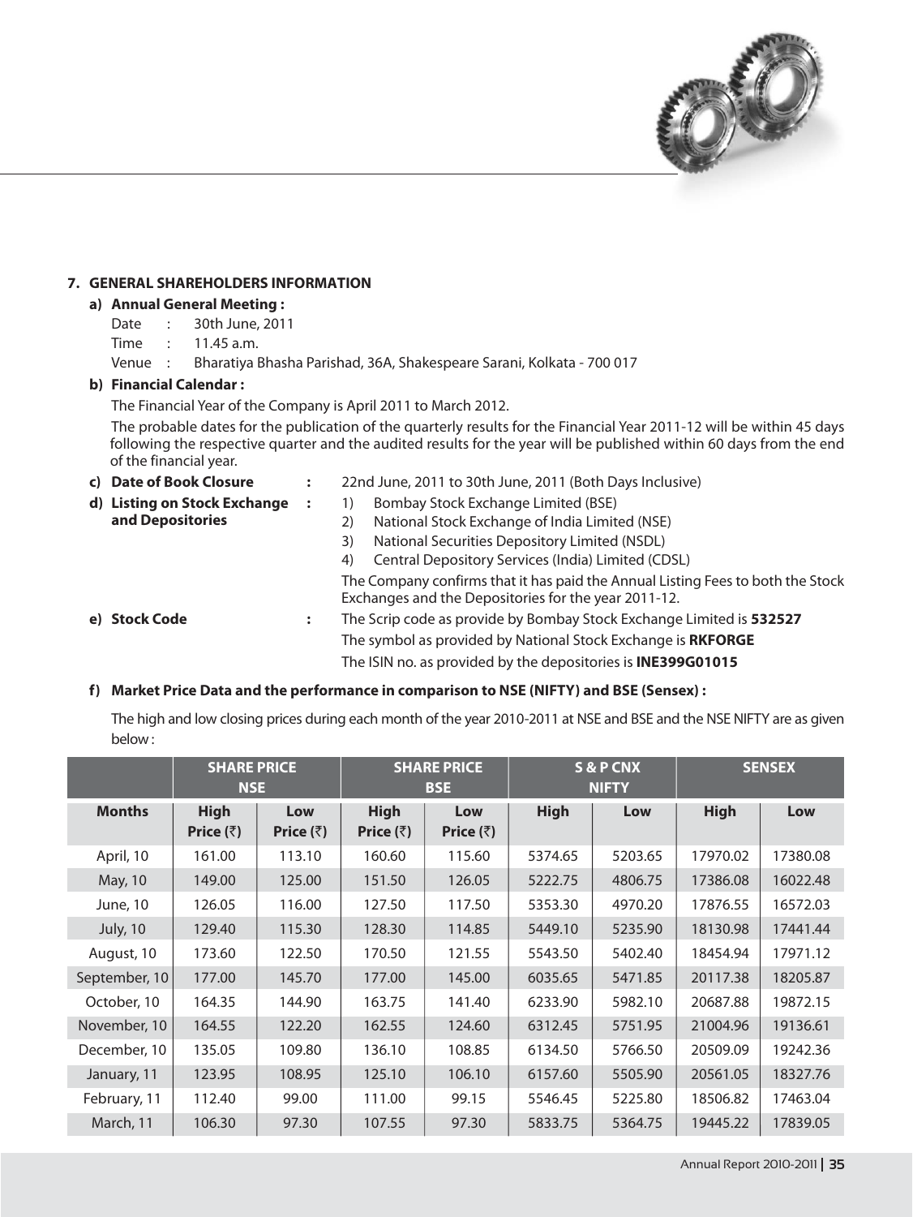## 7. GENERAL SHAREHOLDERS INFORMATION

### a) Annual General Meeting :

Date : 30th June, 2011

Time : 11.45 a.m.

Venue : Bharatiya Bhasha Parishad, 36A, Shakespeare Sarani, Kolkata - 700 017

### b) Financial Calendar :

The Financial Year of the Company is April 2011 to March 2012.

The probable dates for the publication of the quarterly results for the Financial Year 2011-12 will be within 45 days following the respective quarter and the audited results for the year will be published within 60 days from the end of the financial year.

**c) Date of Book Closure** : 22nd June, 2011 to 30th June, 2011 (Both Days Inclusive)

**d) Listing on Stock Exchange and Depositories** :

1) Bombay Stock Exchange Limited (BSE)
2) National Stock Exchange of India Limited (NSE)
3) National Securities Depository Limited (NSDL)
4) Central Depository Services (India) Limited (CDSL)

The Company confirms that it has paid the Annual Listing Fees to both the Stock Exchanges and the Depositories for the year 2011-12.

**e) Stock Code** : The Scrip code as provide by Bombay Stock Exchange Limited is **532527**

The symbol as provided by National Stock Exchange is **RKFORGE**

The ISIN no. as provided by the depositories is **INE399G01015**

### f) Market Price Data and the performance in comparison to NSE (NIFTY) and BSE (Sensex) :

The high and low closing prices during each month of the year 2010-2011 at NSE and BSE and the NSE NIFTY are as given below :

| | SHARE PRICE NSE | | SHARE PRICE BSE | | S & P CNX NIFTY | | SENSEX | |
|---|---|---|---|---|---|---|---|---|
| **Months** | **High Price (₹)** | **Low Price (₹)** | **High Price (₹)** | **Low Price (₹)** | **High** | **Low** | **High** | **Low** |
| April, 10 | 161.00 | 113.10 | 160.60 | 115.60 | 5374.65 | 5203.65 | 17970.02 | 17380.08 |
| May, 10 | 149.00 | 125.00 | 151.50 | 126.05 | 5222.75 | 4806.75 | 17386.08 | 16022.48 |
| June, 10 | 126.05 | 116.00 | 127.50 | 117.50 | 5353.30 | 4970.20 | 17876.55 | 16572.03 |
| July, 10 | 129.40 | 115.30 | 128.30 | 114.85 | 5449.10 | 5235.90 | 18130.98 | 17441.44 |
| August, 10 | 173.60 | 122.50 | 170.50 | 121.55 | 5543.50 | 5402.40 | 18454.94 | 17971.12 |
| September, 10 | 177.00 | 145.70 | 177.00 | 145.00 | 6035.65 | 5471.85 | 20117.38 | 18205.87 |
| October, 10 | 164.35 | 144.90 | 163.75 | 141.40 | 6233.90 | 5982.10 | 20687.88 | 19872.15 |
| November, 10 | 164.55 | 122.20 | 162.55 | 124.60 | 6312.45 | 5751.95 | 21004.96 | 19136.61 |
| December, 10 | 135.05 | 109.80 | 136.10 | 108.85 | 6134.50 | 5766.50 | 20509.09 | 19242.36 |
| January, 11 | 123.95 | 108.95 | 125.10 | 106.10 | 6157.60 | 5505.90 | 20561.05 | 18327.76 |
| February, 11 | 112.40 | 99.00 | 111.00 | 99.15 | 5546.45 | 5225.80 | 18506.82 | 17463.04 |
| March, 11 | 106.30 | 97.30 | 107.55 | 97.30 | 5833.75 | 5364.75 | 19445.22 | 17839.05 |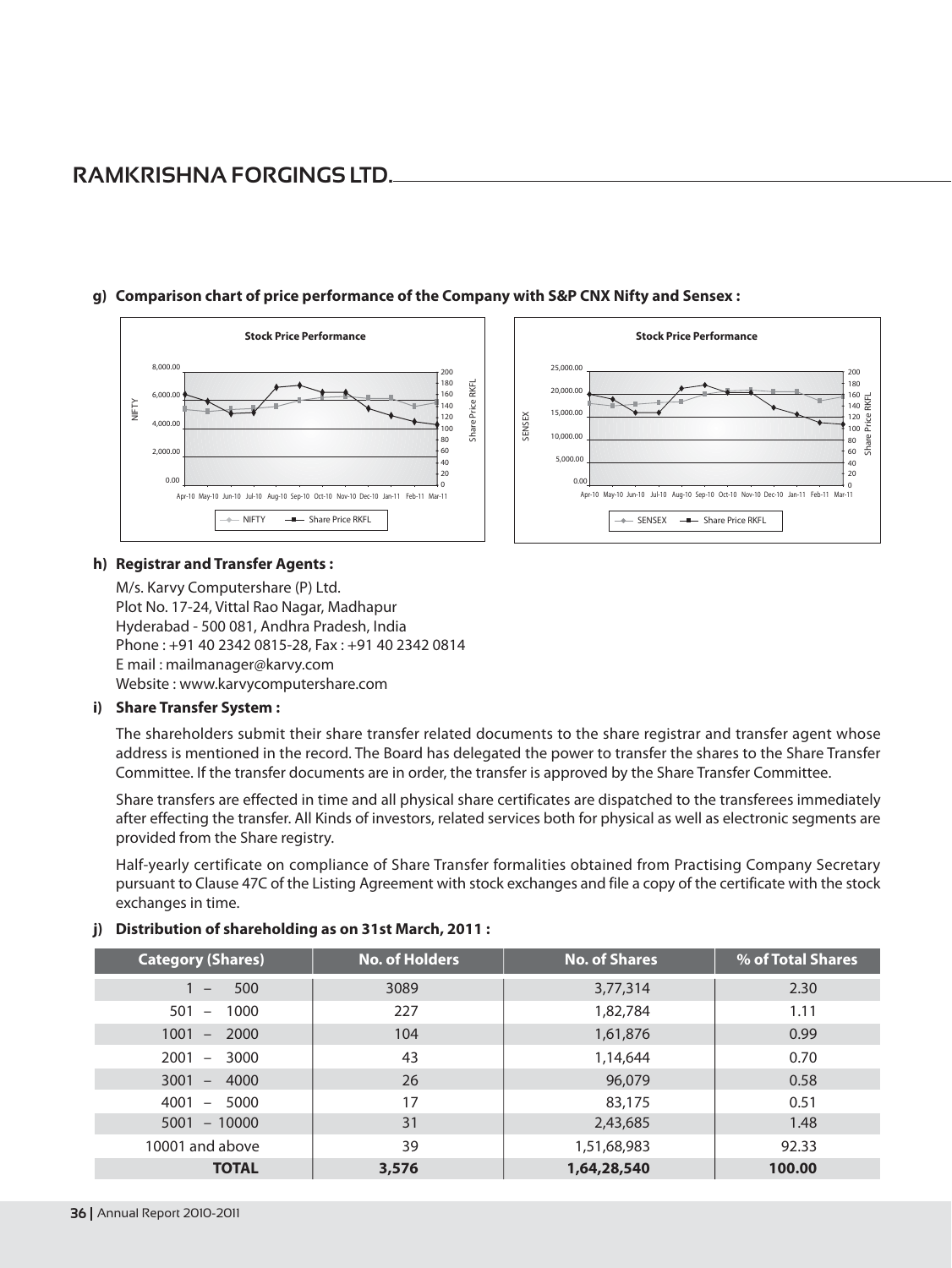**g) Comparison chart of price performance of the Company with S&P CNX Nifty and Sensex :**

**h) Registrar and Transfer Agents :**

M/s. Karvy Computershare (P) Ltd.
Plot No. 17-24, Vittal Rao Nagar, Madhapur
Hyderabad - 500 081, Andhra Pradesh, India
Phone : +91 40 2342 0815-28, Fax : +91 40 2342 0814
E mail : mailmanager@karvy.com
Website : www.karvycomputershare.com

**i) Share Transfer System :**

The shareholders submit their share transfer related documents to the share registrar and transfer agent whose address is mentioned in the record. The Board has delegated the power to transfer the shares to the Share Transfer Committee. If the transfer documents are in order, the transfer is approved by the Share Transfer Committee.

Share transfers are effected in time and all physical share certificates are dispatched to the transferees immediately after effecting the transfer. All Kinds of investors, related services both for physical as well as electronic segments are provided from the Share registry.

Half-yearly certificate on compliance of Share Transfer formalities obtained from Practising Company Secretary pursuant to Clause 47C of the Listing Agreement with stock exchanges and file a copy of the certificate with the stock exchanges in time.

**j) Distribution of shareholding as on 31st March, 2011 :**

| Category (Shares) | No. of Holders | No. of Shares | % of Total Shares |
|---|---|---|---|
| 1 – 500 | 3089 | 3,77,314 | 2.30 |
| 501 – 1000 | 227 | 1,82,784 | 1.11 |
| 1001 – 2000 | 104 | 1,61,876 | 0.99 |
| 2001 – 3000 | 43 | 1,14,644 | 0.70 |
| 3001 – 4000 | 26 | 96,079 | 0.58 |
| 4001 – 5000 | 17 | 83,175 | 0.51 |
| 5001 – 10000 | 31 | 2,43,685 | 1.48 |
| 10001 and above | 39 | 1,51,68,983 | 92.33 |
| **TOTAL** | **3,576** | **1,64,28,540** | **100.00** |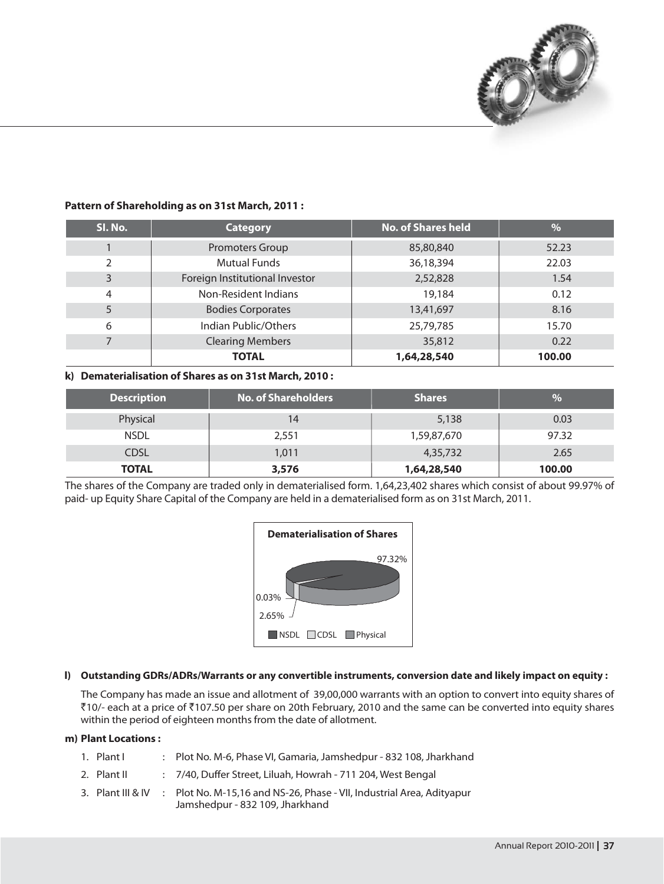**Pattern of Shareholding as on 31st March, 2011 :**

| Sl. No. | Category | No. of Shares held | % |
|---|---|---|---|
| 1 | Promoters Group | 85,80,840 | 52.23 |
| 2 | Mutual Funds | 36,18,394 | 22.03 |
| 3 | Foreign Institutional Investor | 2,52,828 | 1.54 |
| 4 | Non-Resident Indians | 19,184 | 0.12 |
| 5 | Bodies Corporates | 13,41,697 | 8.16 |
| 6 | Indian Public/Others | 25,79,785 | 15.70 |
| 7 | Clearing Members | 35,812 | 0.22 |
| | **TOTAL** | **1,64,28,540** | **100.00** |

**k) Dematerialisation of Shares as on 31st March, 2010 :**

| Description | No. of Shareholders | Shares | % |
|---|---|---|---|
| Physical | 14 | 5,138 | 0.03 |
| NSDL | 2,551 | 1,59,87,670 | 97.32 |
| CDSL | 1,011 | 4,35,732 | 2.65 |
| **TOTAL** | **3,576** | **1,64,28,540** | **100.00** |

The shares of the Company are traded only in dematerialised form. 1,64,23,402 shares which consist of about 99.97% of paid- up Equity Share Capital of the Company are held in a dematerialised form as on 31st March, 2011.

**Dematerialisation of Shares**

97.32%

0.03%

2.65%

NSDL CDSL Physical

**l) Outstanding GDRs/ADRs/Warrants or any convertible instruments, conversion date and likely impact on equity :**

The Company has made an issue and allotment of 39,00,000 warrants with an option to convert into equity shares of ₹10/- each at a price of ₹107.50 per share on 20th February, 2010 and the same can be converted into equity shares within the period of eighteen months from the date of allotment.

**m) Plant Locations :**

1. Plant I : Plot No. M-6, Phase VI, Gamaria, Jamshedpur - 832 108, Jharkhand
2. Plant II : 7/40, Duffer Street, Liluah, Howrah - 711 204, West Bengal
3. Plant III & IV : Plot No. M-15,16 and NS-26, Phase - VII, Industrial Area, Adityapur Jamshedpur - 832 109, Jharkhand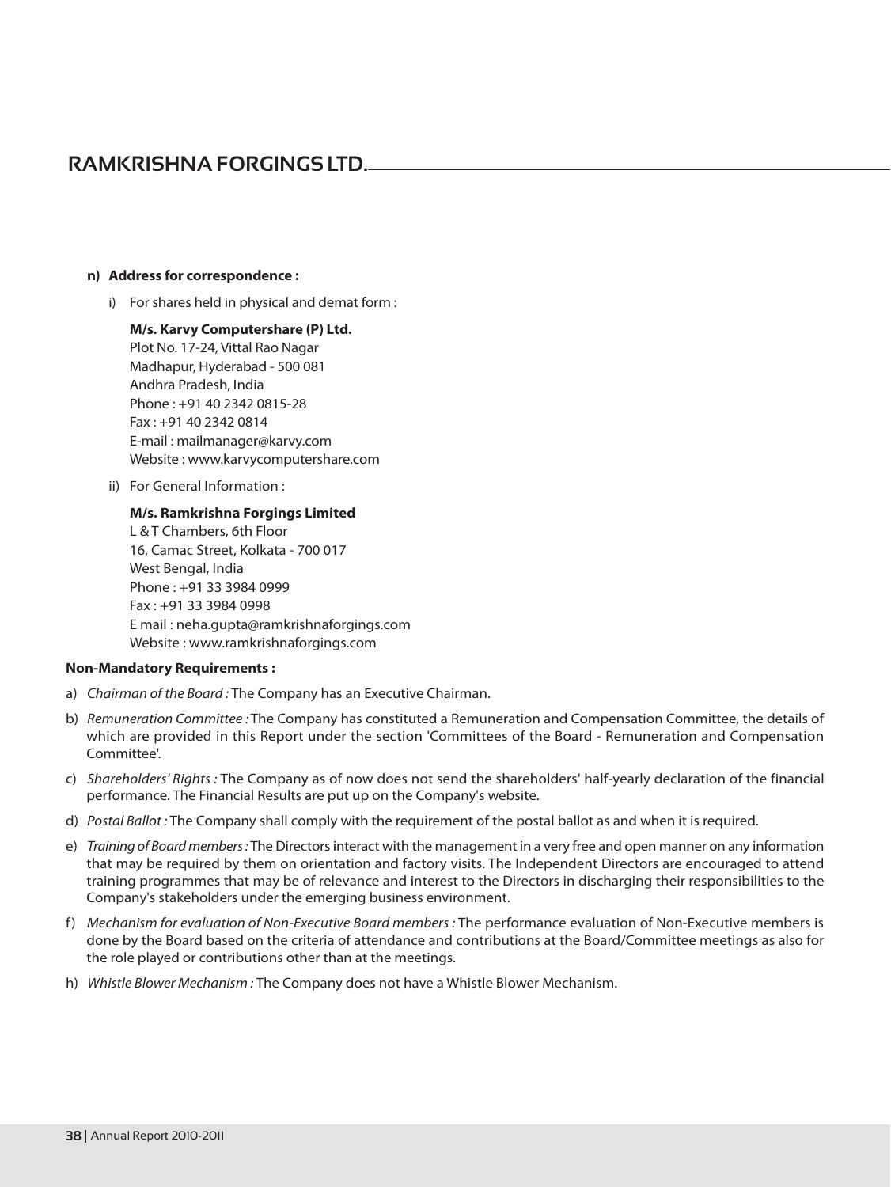**n) Address for correspondence :**

i) For shares held in physical and demat form :

**M/s. Karvy Computershare (P) Ltd.**
Plot No. 17-24, Vittal Rao Nagar
Madhapur, Hyderabad - 500 081
Andhra Pradesh, India
Phone : +91 40 2342 0815-28
Fax : +91 40 2342 0814
E-mail : mailmanager@karvy.com
Website : www.karvycomputershare.com

ii) For General Information :

**M/s. Ramkrishna Forgings Limited**
L & T Chambers, 6th Floor
16, Camac Street, Kolkata - 700 017
West Bengal, India
Phone : +91 33 3984 0999
Fax : +91 33 3984 0998
E mail : neha.gupta@ramkrishnaforgings.com
Website : www.ramkrishnaforgings.com

**Non-Mandatory Requirements :**

a) *Chairman of the Board :* The Company has an Executive Chairman.

b) *Remuneration Committee :* The Company has constituted a Remuneration and Compensation Committee, the details of which are provided in this Report under the section 'Committees of the Board - Remuneration and Compensation Committee'.

c) *Shareholders' Rights :* The Company as of now does not send the shareholders' half-yearly declaration of the financial performance. The Financial Results are put up on the Company's website.

d) *Postal Ballot :* The Company shall comply with the requirement of the postal ballot as and when it is required.

e) *Training of Board members :* The Directors interact with the management in a very free and open manner on any information that may be required by them on orientation and factory visits. The Independent Directors are encouraged to attend training programmes that may be of relevance and interest to the Directors in discharging their responsibilities to the Company's stakeholders under the emerging business environment.

f) *Mechanism for evaluation of Non-Executive Board members :* The performance evaluation of Non-Executive members is done by the Board based on the criteria of attendance and contributions at the Board/Committee meetings as also for the role played or contributions other than at the meetings.

h) *Whistle Blower Mechanism :* The Company does not have a Whistle Blower Mechanism.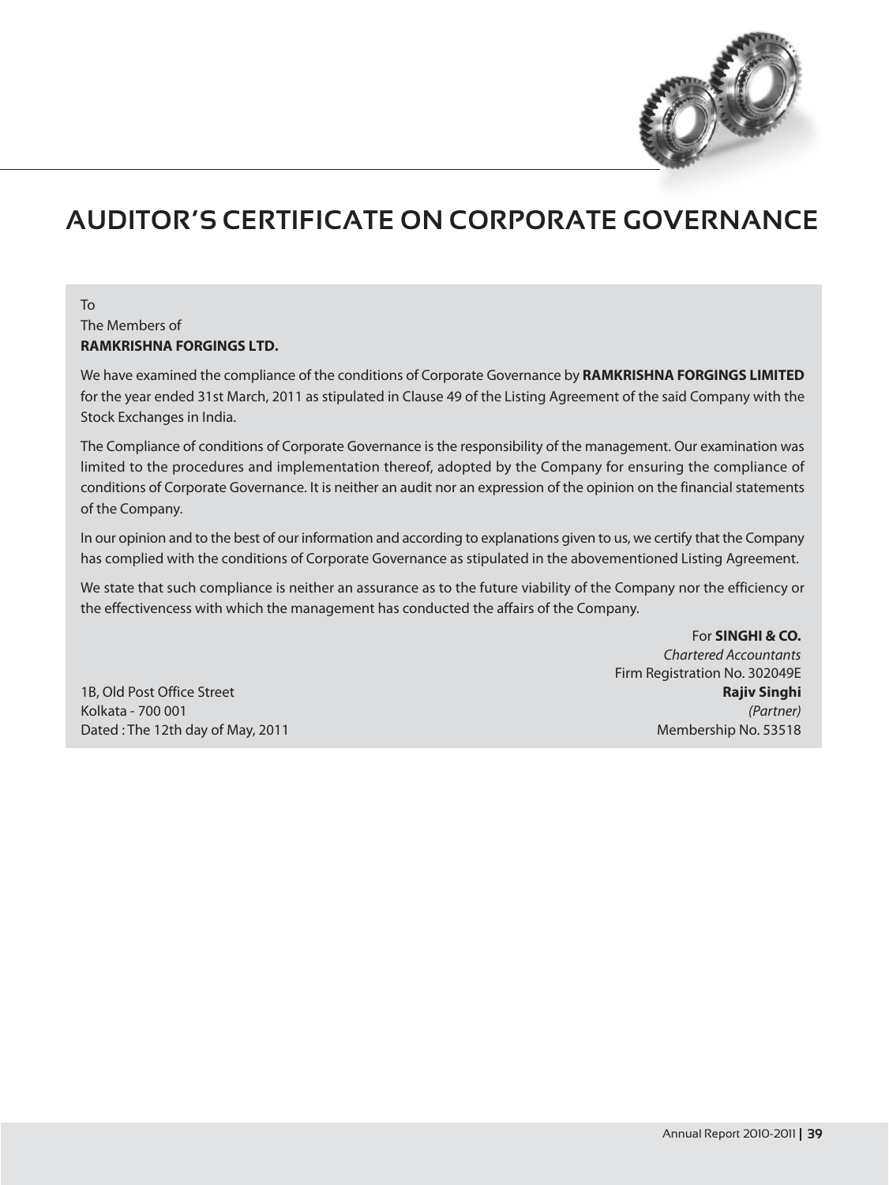# AUDITOR'S CERTIFICATE ON CORPORATE GOVERNANCE

To
The Members of
**RAMKRISHNA FORGINGS LTD.**

We have examined the compliance of the conditions of Corporate Governance by **RAMKRISHNA FORGINGS LIMITED** for the year ended 31st March, 2011 as stipulated in Clause 49 of the Listing Agreement of the said Company with the Stock Exchanges in India.

The Compliance of conditions of Corporate Governance is the responsibility of the management. Our examination was limited to the procedures and implementation thereof, adopted by the Company for ensuring the compliance of conditions of Corporate Governance. It is neither an audit nor an expression of the opinion on the financial statements of the Company.

In our opinion and to the best of our information and according to explanations given to us, we certify that the Company has complied with the conditions of Corporate Governance as stipulated in the abovementioned Listing Agreement.

We state that such compliance is neither an assurance as to the future viability of the Company nor the efficiency or the effectivencess with which the management has conducted the affairs of the Company.

For **SINGHI & CO.**
*Chartered Accountants*
Firm Registration No. 302049E
**Rajiv Singhi**
*(Partner)*
Membership No. 53518

1B, Old Post Office Street
Kolkata - 700 001
Dated : The 12th day of May, 2011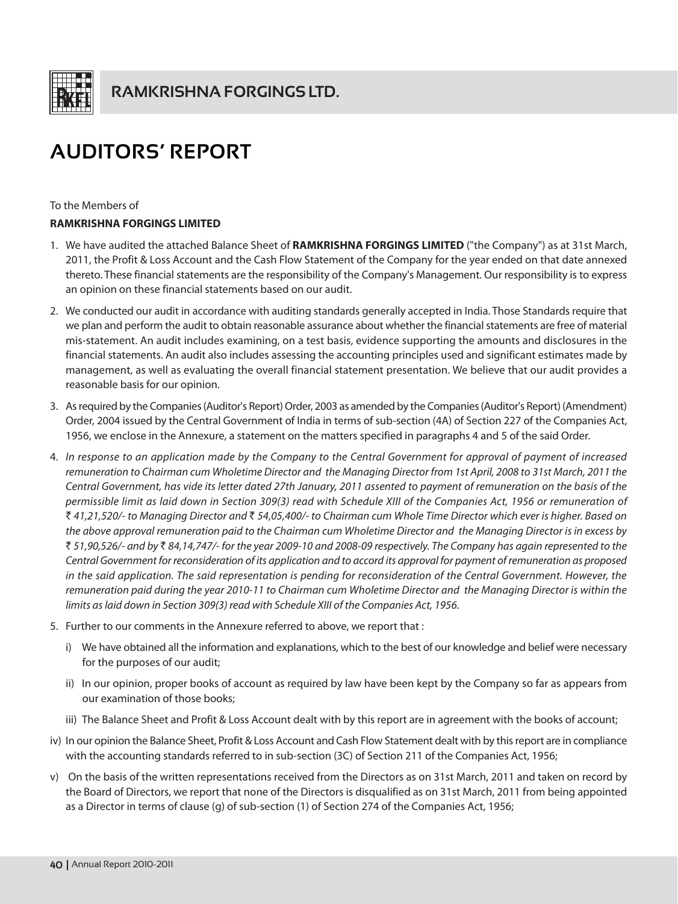# AUDITORS' REPORT

To the Members of

**RAMKRISHNA FORGINGS LIMITED**

1. We have audited the attached Balance Sheet of **RAMKRISHNA FORGINGS LIMITED** ("the Company") as at 31st March, 2011, the Profit & Loss Account and the Cash Flow Statement of the Company for the year ended on that date annexed thereto. These financial statements are the responsibility of the Company's Management. Our responsibility is to express an opinion on these financial statements based on our audit.

2. We conducted our audit in accordance with auditing standards generally accepted in India. Those Standards require that we plan and perform the audit to obtain reasonable assurance about whether the financial statements are free of material mis-statement. An audit includes examining, on a test basis, evidence supporting the amounts and disclosures in the financial statements. An audit also includes assessing the accounting principles used and significant estimates made by management, as well as evaluating the overall financial statement presentation. We believe that our audit provides a reasonable basis for our opinion.

3. As required by the Companies (Auditor's Report) Order, 2003 as amended by the Companies (Auditor's Report) (Amendment) Order, 2004 issued by the Central Government of India in terms of sub-section (4A) of Section 227 of the Companies Act, 1956, we enclose in the Annexure, a statement on the matters specified in paragraphs 4 and 5 of the said Order.

4. *In response to an application made by the Company to the Central Government for approval of payment of increased remuneration to Chairman cum Wholetime Director and the Managing Director from 1st April, 2008 to 31st March, 2011 the Central Government, has vide its letter dated 27th January, 2011 assented to payment of remuneration on the basis of the permissible limit as laid down in Section 309(3) read with Schedule XIII of the Companies Act, 1956 or remuneration of ₹ 41,21,520/- to Managing Director and ₹ 54,05,400/- to Chairman cum Whole Time Director which ever is higher. Based on the above approval remuneration paid to the Chairman cum Wholetime Director and the Managing Director is in excess by ₹ 51,90,526/- and by ₹ 84,14,747/- for the year 2009-10 and 2008-09 respectively. The Company has again represented to the Central Government for reconsideration of its application and to accord its approval for payment of remuneration as proposed in the said application. The said representation is pending for reconsideration of the Central Government. However, the remuneration paid during the year 2010-11 to Chairman cum Wholetime Director and the Managing Director is within the limits as laid down in Section 309(3) read with Schedule XIII of the Companies Act, 1956.*

5. Further to our comments in the Annexure referred to above, we report that :

   i) We have obtained all the information and explanations, which to the best of our knowledge and belief were necessary for the purposes of our audit;

   ii) In our opinion, proper books of account as required by law have been kept by the Company so far as appears from our examination of those books;

   iii) The Balance Sheet and Profit & Loss Account dealt with by this report are in agreement with the books of account;

iv) In our opinion the Balance Sheet, Profit & Loss Account and Cash Flow Statement dealt with by this report are in compliance with the accounting standards referred to in sub-section (3C) of Section 211 of the Companies Act, 1956;

v) On the basis of the written representations received from the Directors as on 31st March, 2011 and taken on record by the Board of Directors, we report that none of the Directors is disqualified as on 31st March, 2011 from being appointed as a Director in terms of clause (g) of sub-section (1) of Section 274 of the Companies Act, 1956;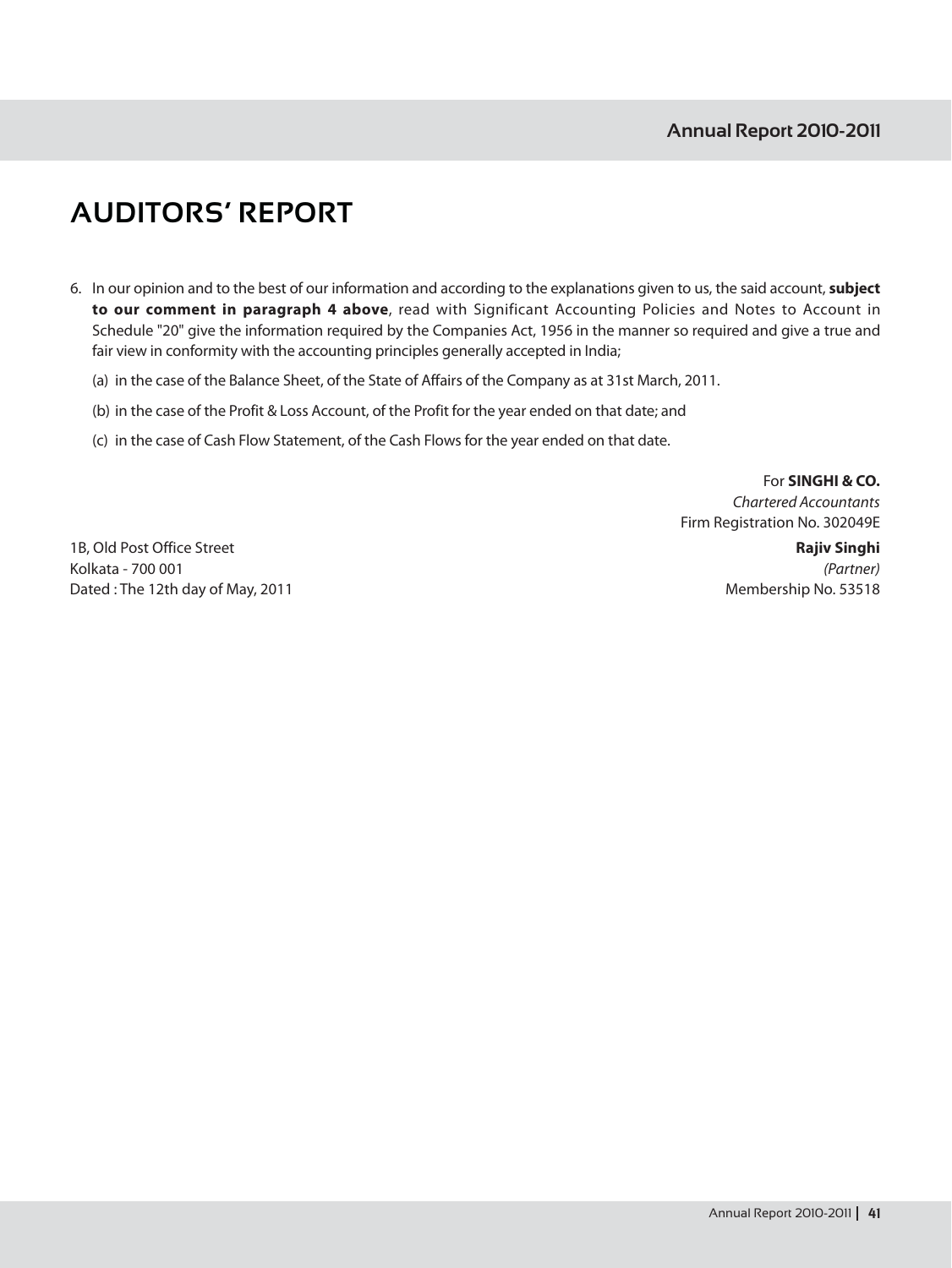# AUDITORS' REPORT

6. In our opinion and to the best of our information and according to the explanations given to us, the said account, **subject to our comment in paragraph 4 above**, read with Significant Accounting Policies and Notes to Account in Schedule "20" give the information required by the Companies Act, 1956 in the manner so required and give a true and fair view in conformity with the accounting principles generally accepted in India;

   (a) in the case of the Balance Sheet, of the State of Affairs of the Company as at 31st March, 2011.

   (b) in the case of the Profit & Loss Account, of the Profit for the year ended on that date; and

   (c) in the case of Cash Flow Statement, of the Cash Flows for the year ended on that date.

For **SINGHI & CO.**
*Chartered Accountants*
Firm Registration No. 302049E

**Rajiv Singhi**
*(Partner)*
Membership No. 53518

1B, Old Post Office Street
Kolkata - 700 001
Dated : The 12th day of May, 2011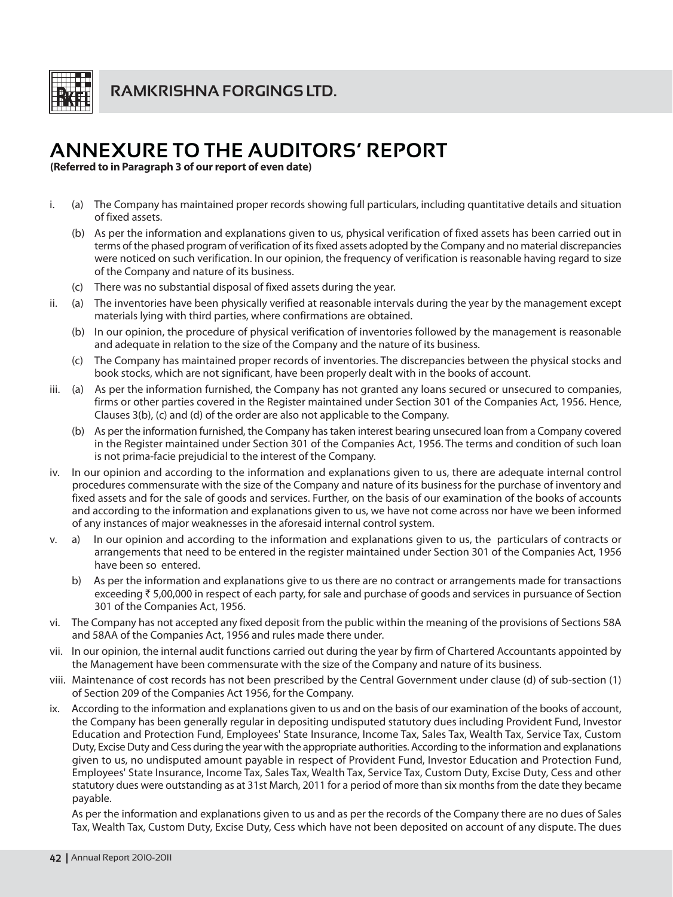# ANNEXURE TO THE AUDITORS' REPORT

**(Referred to in Paragraph 3 of our report of even date)**

i. (a) The Company has maintained proper records showing full particulars, including quantitative details and situation of fixed assets.

(b) As per the information and explanations given to us, physical verification of fixed assets has been carried out in terms of the phased program of verification of its fixed assets adopted by the Company and no material discrepancies were noticed on such verification. In our opinion, the frequency of verification is reasonable having regard to size of the Company and nature of its business.

(c) There was no substantial disposal of fixed assets during the year.

ii. (a) The inventories have been physically verified at reasonable intervals during the year by the management except materials lying with third parties, where confirmations are obtained.

(b) In our opinion, the procedure of physical verification of inventories followed by the management is reasonable and adequate in relation to the size of the Company and the nature of its business.

(c) The Company has maintained proper records of inventories. The discrepancies between the physical stocks and book stocks, which are not significant, have been properly dealt with in the books of account.

iii. (a) As per the information furnished, the Company has not granted any loans secured or unsecured to companies, firms or other parties covered in the Register maintained under Section 301 of the Companies Act, 1956. Hence, Clauses 3(b), (c) and (d) of the order are also not applicable to the Company.

(b) As per the information furnished, the Company has taken interest bearing unsecured loan from a Company covered in the Register maintained under Section 301 of the Companies Act, 1956. The terms and condition of such loan is not prima-facie prejudicial to the interest of the Company.

iv. In our opinion and according to the information and explanations given to us, there are adequate internal control procedures commensurate with the size of the Company and nature of its business for the purchase of inventory and fixed assets and for the sale of goods and services. Further, on the basis of our examination of the books of accounts and according to the information and explanations given to us, we have not come across nor have we been informed of any instances of major weaknesses in the aforesaid internal control system.

v. a) In our opinion and according to the information and explanations given to us, the particulars of contracts or arrangements that need to be entered in the register maintained under Section 301 of the Companies Act, 1956 have been so entered.

b) As per the information and explanations give to us there are no contract or arrangements made for transactions exceeding ₹ 5,00,000 in respect of each party, for sale and purchase of goods and services in pursuance of Section 301 of the Companies Act, 1956.

vi. The Company has not accepted any fixed deposit from the public within the meaning of the provisions of Sections 58A and 58AA of the Companies Act, 1956 and rules made there under.

vii. In our opinion, the internal audit functions carried out during the year by firm of Chartered Accountants appointed by the Management have been commensurate with the size of the Company and nature of its business.

viii. Maintenance of cost records has not been prescribed by the Central Government under clause (d) of sub-section (1) of Section 209 of the Companies Act 1956, for the Company.

ix. According to the information and explanations given to us and on the basis of our examination of the books of account, the Company has been generally regular in depositing undisputed statutory dues including Provident Fund, Investor Education and Protection Fund, Employees' State Insurance, Income Tax, Sales Tax, Wealth Tax, Service Tax, Custom Duty, Excise Duty and Cess during the year with the appropriate authorities. According to the information and explanations given to us, no undisputed amount payable in respect of Provident Fund, Investor Education and Protection Fund, Employees' State Insurance, Income Tax, Sales Tax, Wealth Tax, Service Tax, Custom Duty, Excise Duty, Cess and other statutory dues were outstanding as at 31st March, 2011 for a period of more than six months from the date they became payable.

As per the information and explanations given to us and as per the records of the Company there are no dues of Sales Tax, Wealth Tax, Custom Duty, Excise Duty, Cess which have not been deposited on account of any dispute. The dues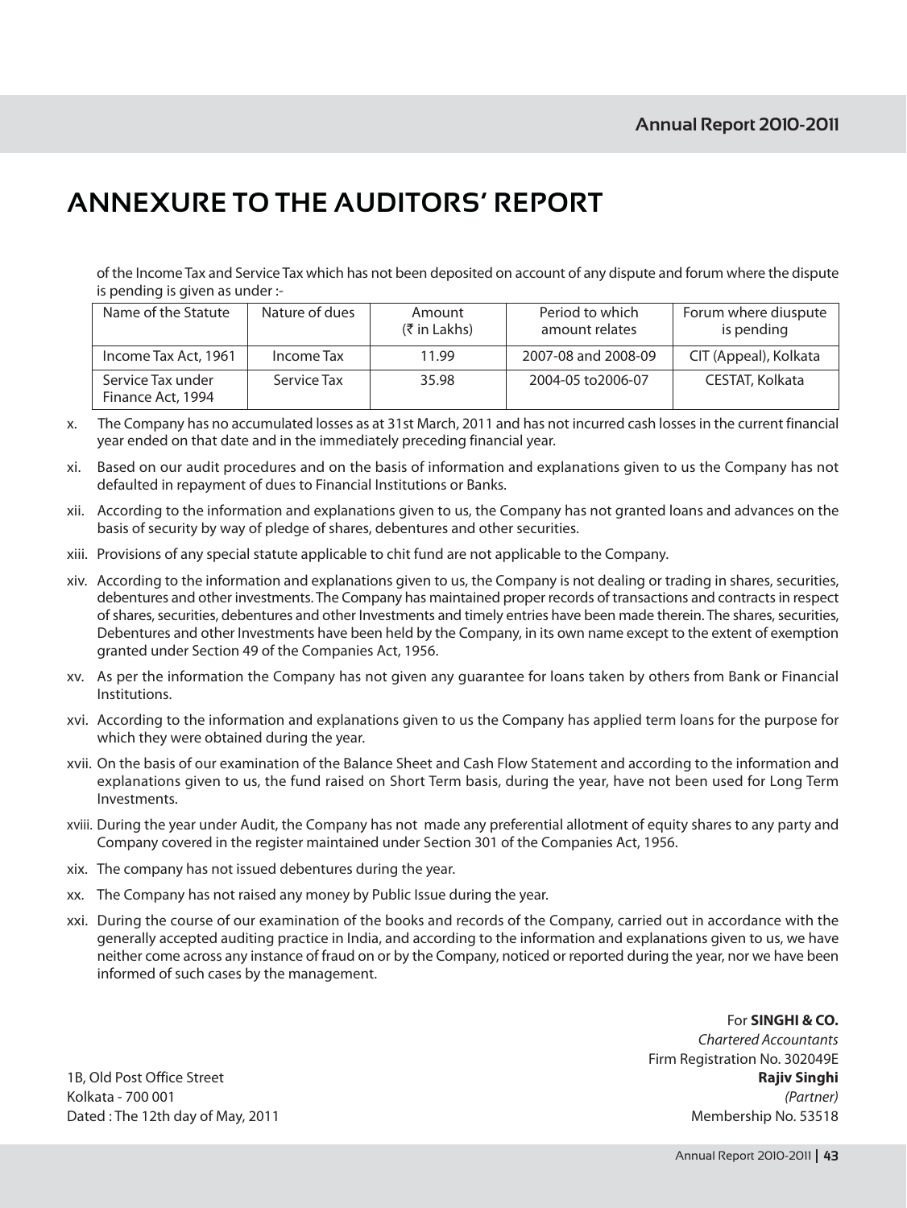# ANNEXURE TO THE AUDITORS' REPORT

of the Income Tax and Service Tax which has not been deposited on account of any dispute and forum where the dispute is pending is given as under :-

| Name of the Statute | Nature of dues | Amount (₹ in Lakhs) | Period to which amount relates | Forum where diuspute is pending |
|---|---|---|---|---|
| Income Tax Act, 1961 | Income Tax | 11.99 | 2007-08 and 2008-09 | CIT (Appeal), Kolkata |
| Service Tax under Finance Act, 1994 | Service Tax | 35.98 | 2004-05 to2006-07 | CESTAT, Kolkata |

x. The Company has no accumulated losses as at 31st March, 2011 and has not incurred cash losses in the current financial year ended on that date and in the immediately preceding financial year.

xi. Based on our audit procedures and on the basis of information and explanations given to us the Company has not defaulted in repayment of dues to Financial Institutions or Banks.

xii. According to the information and explanations given to us, the Company has not granted loans and advances on the basis of security by way of pledge of shares, debentures and other securities.

xiii. Provisions of any special statute applicable to chit fund are not applicable to the Company.

xiv. According to the information and explanations given to us, the Company is not dealing or trading in shares, securities, debentures and other investments. The Company has maintained proper records of transactions and contracts in respect of shares, securities, debentures and other Investments and timely entries have been made therein. The shares, securities, Debentures and other Investments have been held by the Company, in its own name except to the extent of exemption granted under Section 49 of the Companies Act, 1956.

xv. As per the information the Company has not given any guarantee for loans taken by others from Bank or Financial Institutions.

xvi. According to the information and explanations given to us the Company has applied term loans for the purpose for which they were obtained during the year.

xvii. On the basis of our examination of the Balance Sheet and Cash Flow Statement and according to the information and explanations given to us, the fund raised on Short Term basis, during the year, have not been used for Long Term Investments.

xviii. During the year under Audit, the Company has not made any preferential allotment of equity shares to any party and Company covered in the register maintained under Section 301 of the Companies Act, 1956.

xix. The company has not issued debentures during the year.

xx. The Company has not raised any money by Public Issue during the year.

xxi. During the course of our examination of the books and records of the Company, carried out in accordance with the generally accepted auditing practice in India, and according to the information and explanations given to us, we have neither come across any instance of fraud on or by the Company, noticed or reported during the year, nor we have been informed of such cases by the management.

For **SINGHI & CO.**
*Chartered Accountants*
Firm Registration No. 302049E
**Rajiv Singhi**
*(Partner)*
Membership No. 53518

1B, Old Post Office Street
Kolkata - 700 001
Dated : The 12th day of May, 2011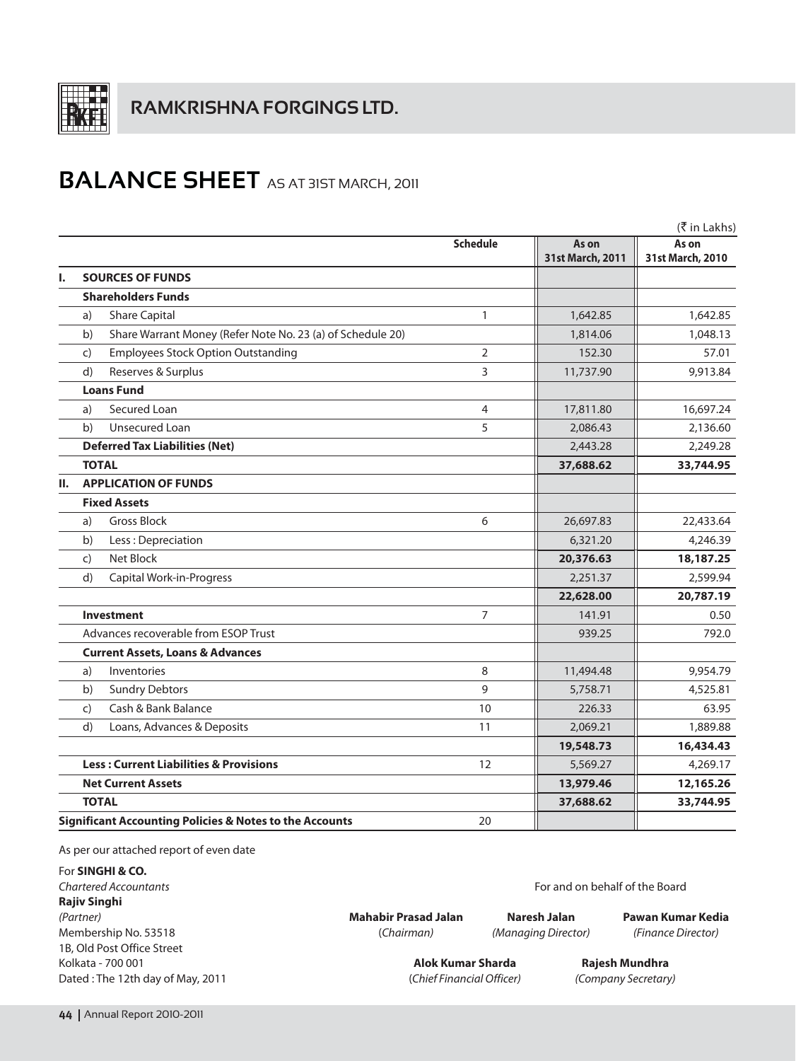# RAMKRISHNA FORGINGS LTD.

## BALANCE SHEET AS AT 31ST MARCH, 2011

(₹ in Lakhs)

| | | Schedule | As on 31st March, 2011 | As on 31st March, 2010 |
|---|---|---|---|---|
| **I.** | **SOURCES OF FUNDS** | | | |
| | **Shareholders Funds** | | | |
| | a) Share Capital | 1 | 1,642.85 | 1,642.85 |
| | b) Share Warrant Money (Refer Note No. 23 (a) of Schedule 20) | | 1,814.06 | 1,048.13 |
| | c) Employees Stock Option Outstanding | 2 | 152.30 | 57.01 |
| | d) Reserves & Surplus | 3 | 11,737.90 | 9,913.84 |
| | **Loans Fund** | | | |
| | a) Secured Loan | 4 | 17,811.80 | 16,697.24 |
| | b) Unsecured Loan | 5 | 2,086.43 | 2,136.60 |
| | **Deferred Tax Liabilities (Net)** | | 2,443.28 | 2,249.28 |
| | **TOTAL** | | **37,688.62** | **33,744.95** |
| **II.** | **APPLICATION OF FUNDS** | | | |
| | **Fixed Assets** | | | |
| | a) Gross Block | 6 | 26,697.83 | 22,433.64 |
| | b) Less : Depreciation | | 6,321.20 | 4,246.39 |
| | c) Net Block | | **20,376.63** | **18,187.25** |
| | d) Capital Work-in-Progress | | 2,251.37 | 2,599.94 |
| | | | **22,628.00** | **20,787.19** |
| | **Investment** | 7 | 141.91 | 0.50 |
| | Advances recoverable from ESOP Trust | | 939.25 | 792.0 |
| | **Current Assets, Loans & Advances** | | | |
| | a) Inventories | 8 | 11,494.48 | 9,954.79 |
| | b) Sundry Debtors | 9 | 5,758.71 | 4,525.81 |
| | c) Cash & Bank Balance | 10 | 226.33 | 63.95 |
| | d) Loans, Advances & Deposits | 11 | 2,069.21 | 1,889.88 |
| | | | **19,548.73** | **16,434.43** |
| | **Less : Current Liabilities & Provisions** | 12 | 5,569.27 | 4,269.17 |
| | **Net Current Assets** | | **13,979.46** | **12,165.26** |
| | **TOTAL** | | **37,688.62** | **33,744.95** |
| | **Significant Accounting Policies & Notes to the Accounts** | 20 | | |

As per our attached report of even date

For **SINGHI & CO.**
*Chartered Accountants*
**Rajiv Singhi**
*(Partner)*
Membership No. 53518
1B, Old Post Office Street
Kolkata - 700 001
Dated : The 12th day of May, 2011

For and on behalf of the Board

**Mahabir Prasad Jalan** (*Chairman*)

**Naresh Jalan** *(Managing Director)*

**Pawan Kumar Kedia** *(Finance Director)*

**Alok Kumar Sharda** (*Chief Financial Officer*)

**Rajesh Mundhra** *(Company Secretary)*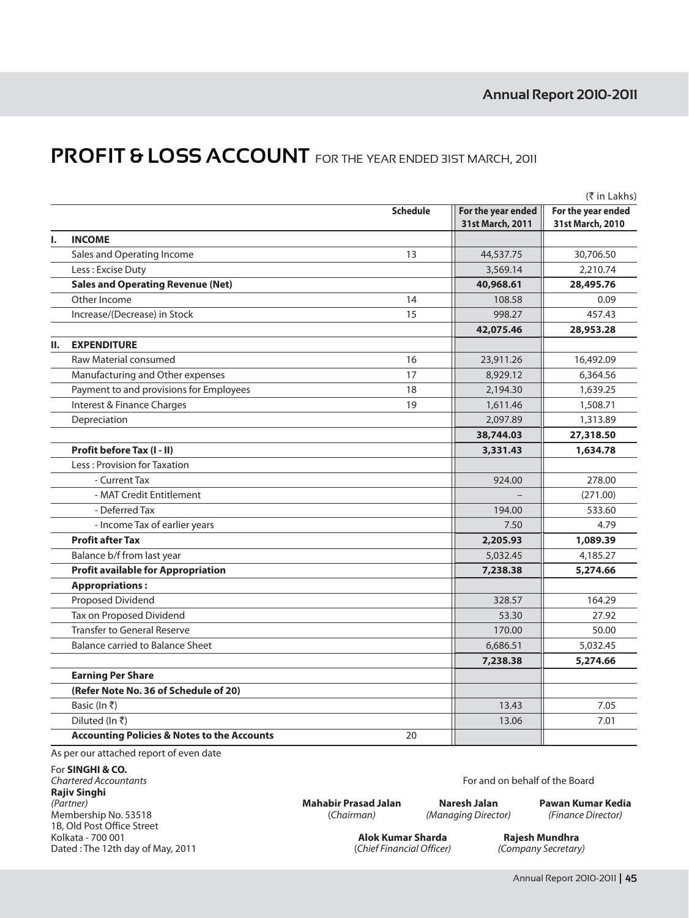# PROFIT & LOSS ACCOUNT FOR THE YEAR ENDED 31ST MARCH, 2011

(₹ in Lakhs)

| | | Schedule | For the year ended 31st March, 2011 | For the year ended 31st March, 2010 |
|---|---|---|---|---|
| **I.** | **INCOME** | | | |
| | Sales and Operating Income | 13 | 44,537.75 | 30,706.50 |
| | Less : Excise Duty | | 3,569.14 | 2,210.74 |
| | **Sales and Operating Revenue (Net)** | | **40,968.61** | **28,495.76** |
| | Other Income | 14 | 108.58 | 0.09 |
| | Increase/(Decrease) in Stock | 15 | 998.27 | 457.43 |
| | | | **42,075.46** | **28,953.28** |
| **II.** | **EXPENDITURE** | | | |
| | Raw Material consumed | 16 | 23,911.26 | 16,492.09 |
| | Manufacturing and Other expenses | 17 | 8,929.12 | 6,364.56 |
| | Payment to and provisions for Employees | 18 | 2,194.30 | 1,639.25 |
| | Interest & Finance Charges | 19 | 1,611.46 | 1,508.71 |
| | Depreciation | | 2,097.89 | 1,313.89 |
| | | | **38,744.03** | **27,318.50** |
| | **Profit before Tax (I - II)** | | **3,331.43** | **1,634.78** |
| | Less : Provision for Taxation | | | |
| | - Current Tax | | 924.00 | 278.00 |
| | - MAT Credit Entitlement | | – | (271.00) |
| | - Deferred Tax | | 194.00 | 533.60 |
| | - Income Tax of earlier years | | 7.50 | 4.79 |
| | **Profit after Tax** | | **2,205.93** | **1,089.39** |
| | Balance b/f from last year | | 5,032.45 | 4,185.27 |
| | **Profit available for Appropriation** | | **7,238.38** | **5,274.66** |
| | **Appropriations :** | | | |
| | Proposed Dividend | | 328.57 | 164.29 |
| | Tax on Proposed Dividend | | 53.30 | 27.92 |
| | Transfer to General Reserve | | 170.00 | 50.00 |
| | Balance carried to Balance Sheet | | 6,686.51 | 5,032.45 |
| | | | **7,238.38** | **5,274.66** |
| | **Earning Per Share** | | | |
| | **(Refer Note No. 36 of Schedule of 20)** | | | |
| | Basic (In ₹) | | 13.43 | 7.05 |
| | Diluted (In ₹) | | 13.06 | 7.01 |
| | **Accounting Policies & Notes to the Accounts** | 20 | | |

As per our attached report of even date

For **SINGHI & CO.**
*Chartered Accountants*
**Rajiv Singhi**
*(Partner)*
Membership No. 53518
1B, Old Post Office Street
Kolkata - 700 001
Dated : The 12th day of May, 2011

For and on behalf of the Board

**Mahabir Prasad Jalan** (*Chairman*)
**Naresh Jalan** *(Managing Director)*
**Pawan Kumar Kedia** *(Finance Director)*
**Alok Kumar Sharda** (*Chief Financial Officer*)
**Rajesh Mundhra** *(Company Secretary)*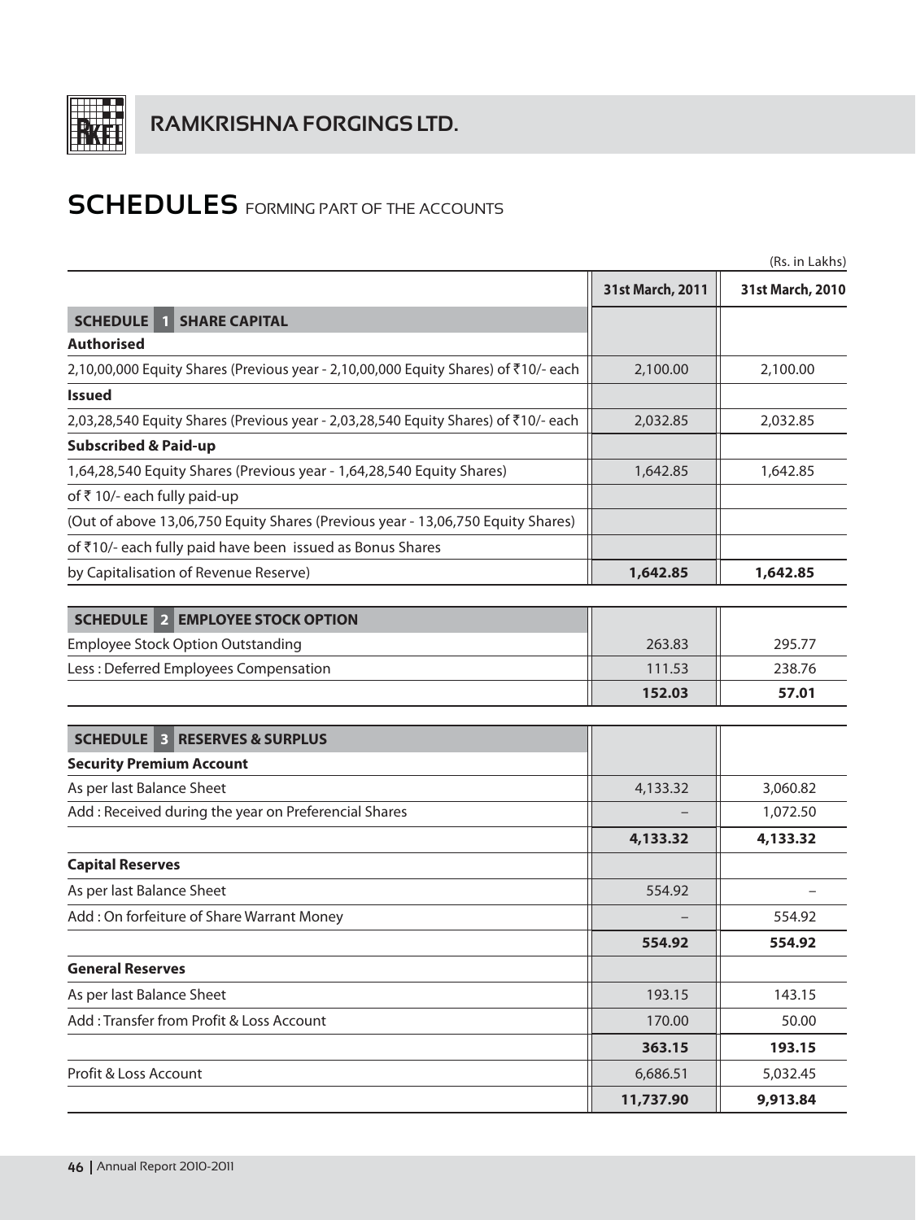# SCHEDULES FORMING PART OF THE ACCOUNTS

(Rs. in Lakhs)

| | 31st March, 2011 | 31st March, 2010 |
|---|---|---|
| **SCHEDULE 1 SHARE CAPITAL** | | |
| **Authorised** | | |
| 2,10,00,000 Equity Shares (Previous year - 2,10,00,000 Equity Shares) of ₹10/- each | 2,100.00 | 2,100.00 |
| **Issued** | | |
| 2,03,28,540 Equity Shares (Previous year - 2,03,28,540 Equity Shares) of ₹10/- each | 2,032.85 | 2,032.85 |
| **Subscribed & Paid-up** | | |
| 1,64,28,540 Equity Shares (Previous year - 1,64,28,540 Equity Shares) | 1,642.85 | 1,642.85 |
| of ₹ 10/- each fully paid-up | | |
| (Out of above 13,06,750 Equity Shares (Previous year - 13,06,750 Equity Shares) | | |
| of ₹10/- each fully paid have been issued as Bonus Shares | | |
| by Capitalisation of Revenue Reserve) | **1,642.85** | **1,642.85** |

| | 31st March, 2011 | 31st March, 2010 |
|---|---|---|
| **SCHEDULE 2 EMPLOYEE STOCK OPTION** | | |
| Employee Stock Option Outstanding | 263.83 | 295.77 |
| Less : Deferred Employees Compensation | 111.53 | 238.76 |
| | **152.03** | **57.01** |

| | 31st March, 2011 | 31st March, 2010 |
|---|---|---|
| **SCHEDULE 3 RESERVES & SURPLUS** | | |
| **Security Premium Account** | | |
| As per last Balance Sheet | 4,133.32 | 3,060.82 |
| Add : Received during the year on Preferencial Shares | – | 1,072.50 |
| | **4,133.32** | **4,133.32** |
| **Capital Reserves** | | |
| As per last Balance Sheet | 554.92 | – |
| Add : On forfeiture of Share Warrant Money | – | 554.92 |
| | **554.92** | **554.92** |
| **General Reserves** | | |
| As per last Balance Sheet | 193.15 | 143.15 |
| Add : Transfer from Profit & Loss Account | 170.00 | 50.00 |
| | **363.15** | **193.15** |
| Profit & Loss Account | 6,686.51 | 5,032.45 |
| | **11,737.90** | **9,913.84** |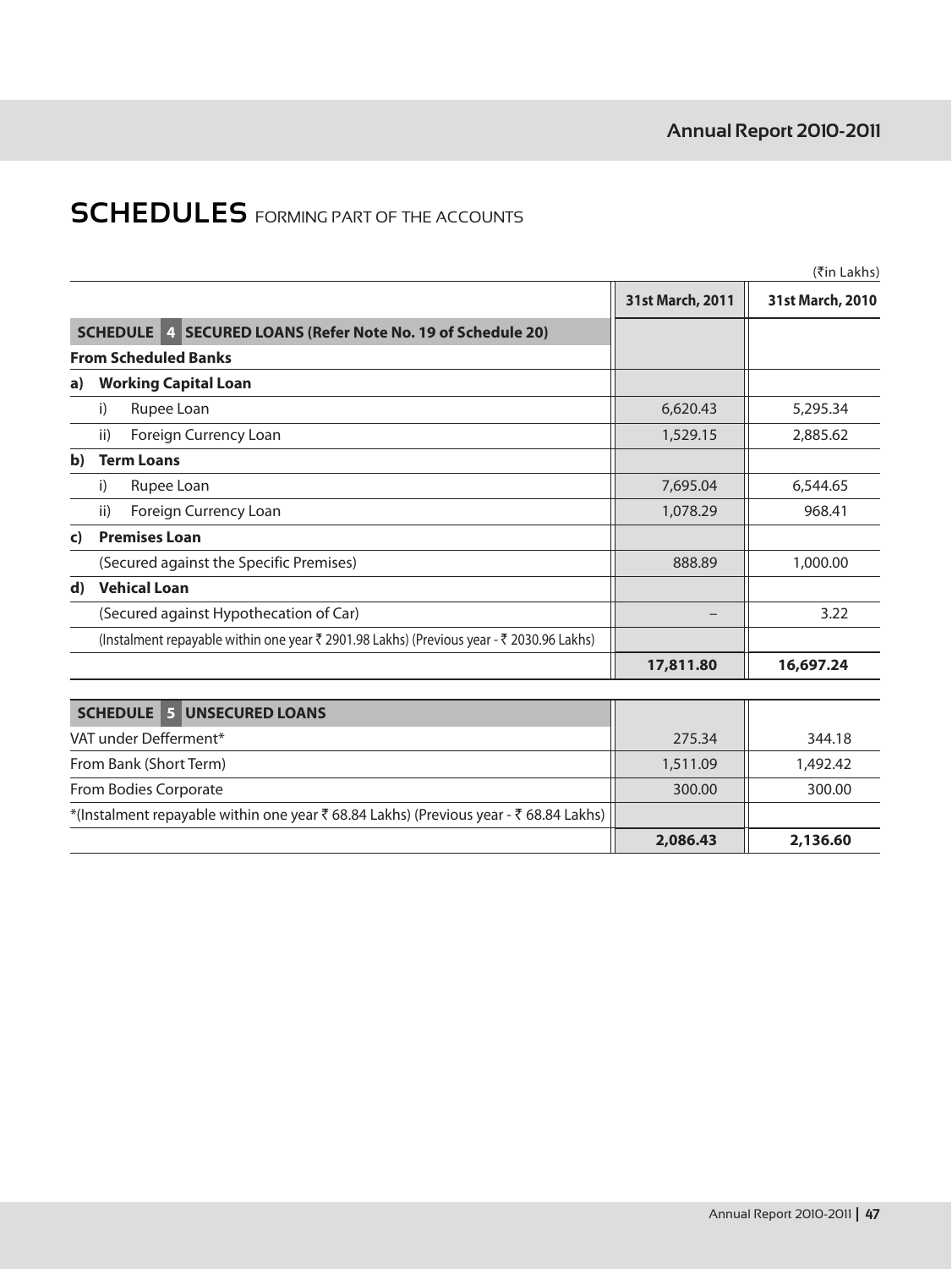# SCHEDULES FORMING PART OF THE ACCOUNTS

(₹in Lakhs)

| | 31st March, 2011 | 31st March, 2010 |
|---|---|---|
| **SCHEDULE 4 SECURED LOANS (Refer Note No. 19 of Schedule 20)** | | |
| **From Scheduled Banks** | | |
| **a) Working Capital Loan** | | |
| i) Rupee Loan | 6,620.43 | 5,295.34 |
| ii) Foreign Currency Loan | 1,529.15 | 2,885.62 |
| **b) Term Loans** | | |
| i) Rupee Loan | 7,695.04 | 6,544.65 |
| ii) Foreign Currency Loan | 1,078.29 | 968.41 |
| **c) Premises Loan** | | |
| (Secured against the Specific Premises) | 888.89 | 1,000.00 |
| **d) Vehical Loan** | | |
| (Secured against Hypothecation of Car) | – | 3.22 |
| (Instalment repayable within one year ₹ 2901.98 Lakhs) (Previous year - ₹ 2030.96 Lakhs) | | |
| | **17,811.80** | **16,697.24** |

| | 31st March, 2011 | 31st March, 2010 |
|---|---|---|
| **SCHEDULE 5 UNSECURED LOANS** | | |
| VAT under Defferment* | 275.34 | 344.18 |
| From Bank (Short Term) | 1,511.09 | 1,492.42 |
| From Bodies Corporate | 300.00 | 300.00 |
| *(Instalment repayable within one year ₹ 68.84 Lakhs) (Previous year - ₹ 68.84 Lakhs) | | |
| | **2,086.43** | **2,136.60** |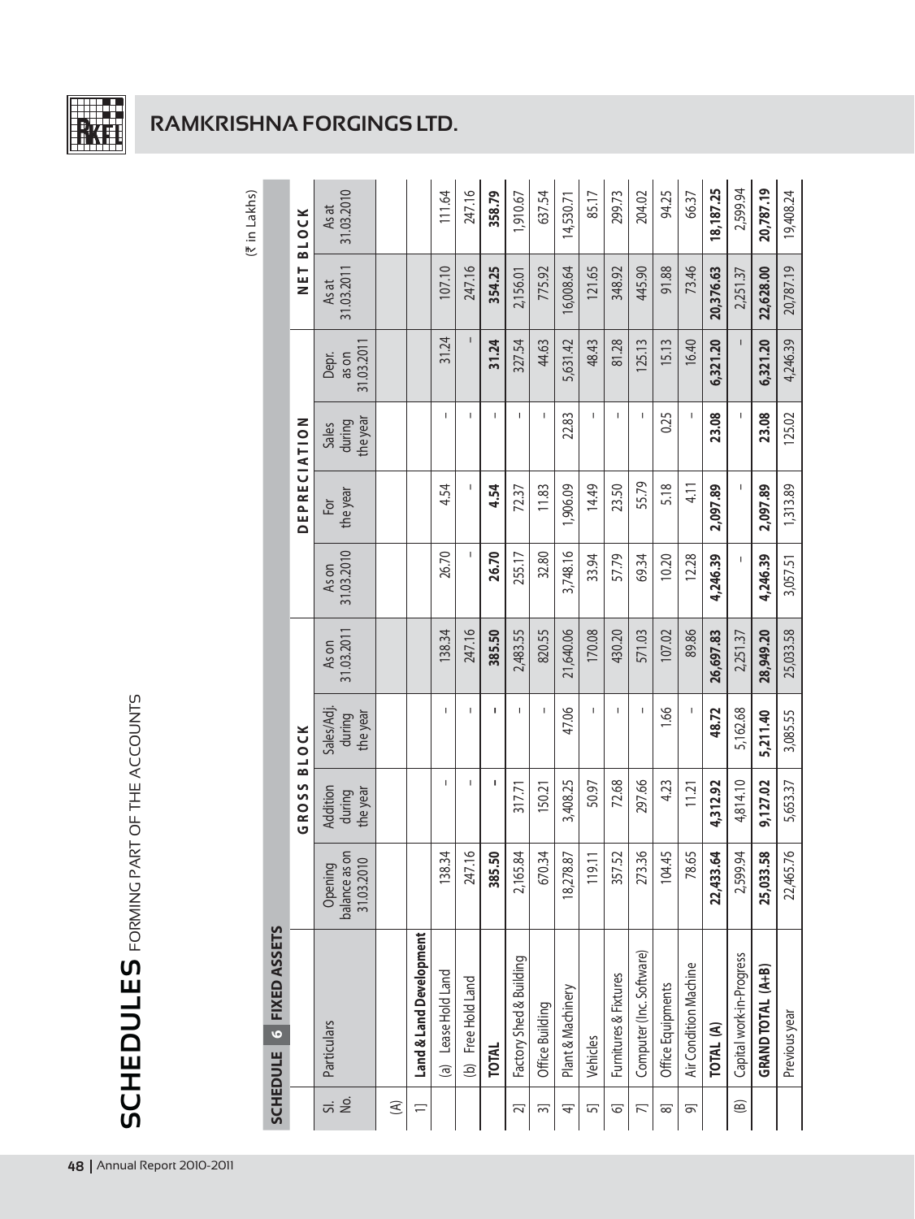# RAMKRISHNA FORGINGS LTD.

## SCHEDULES FORMING PART OF THE ACCOUNTS

### SCHEDULE 6 FIXED ASSETS

(₹ in Lakhs)

| Sl. No. | Particulars | GROSS BLOCK | | | | DEPRECIATION | | | | NET BLOCK | |
|---|---|---|---|---|---|---|---|---|---|---|---|
| | | Opening balance as on 31.03.2010 | Addition during the year | Sales/Adj. during the year | As on 31.03.2011 | As on 31.03.2010 | For the year | Sales during the year | Depr. as on 31.03.2011 | As at 31.03.2011 | As at 31.03.2010 |
| (A) | | | | | | | | | | | |
| 1] | **Land & Land Development** | | | | | | | | | | |
| | (a) Lease Hold Land | 138.34 | - | - | 138.34 | 26.70 | 4.54 | - | 31.24 | 107.10 | 111.64 |
| | (b) Free Hold Land | 247.16 | - | - | 247.16 | - | - | - | - | 247.16 | 247.16 |
| | **TOTAL** | **385.50** | **-** | **-** | **385.50** | **26.70** | **4.54** | **-** | **31.24** | **354.25** | **358.79** |
| 2] | Factory Shed & Building | 2,165.84 | 317.71 | - | 2,483.55 | 255.17 | 72.37 | - | 327.54 | 2,156.01 | 1,910.67 |
| 3] | Office Building | 670.34 | 150.21 | - | 820.55 | 32.80 | 11.83 | - | 44.63 | 775.92 | 637.54 |
| 4] | Plant & Machinery | 18,278.87 | 3,408.25 | 47.06 | 21,640.06 | 3,748.16 | 1,906.09 | 22.83 | 5,631.42 | 16,008.64 | 14,530.71 |
| 5] | Vehicles | 119.11 | 50.97 | - | 170.08 | 33.94 | 14.49 | - | 48.43 | 121.65 | 85.17 |
| 6] | Furnitures & Fixtures | 357.52 | 72.68 | - | 430.20 | 57.79 | 23.50 | - | 81.28 | 348.92 | 299.73 |
| 7] | Computer (Inc. Software) | 273.36 | 297.66 | - | 571.03 | 69.34 | 55.79 | - | 125.13 | 445.90 | 204.02 |
| 8] | Office Equipments | 104.45 | 4.23 | 1.66 | 107.02 | 10.20 | 5.18 | 0.25 | 15.13 | 91.88 | 94.25 |
| 9] | Air Condition Machine | 78.65 | 11.21 | - | 89.86 | 12.28 | 4.11 | - | 16.40 | 73.46 | 66.37 |
| | **TOTAL (A)** | **22,433.64** | **4,312.92** | **48.72** | **26,697.83** | **4,246.39** | **2,097.89** | **23.08** | **6,321.20** | **20,376.63** | **18,187.25** |
| (B) | Capital work-in-Progress | 2,599.94 | 4,814.10 | 5,162.68 | 2,251.37 | - | - | - | - | 2,251.37 | 2,599.94 |
| | **GRAND TOTAL (A+B)** | **25,033.58** | **9,127.02** | **5,211.40** | **28,949.20** | **4,246.39** | **2,097.89** | **23.08** | **6,321.20** | **22,628.00** | **20,787.19** |
| | Previous year | 22,465.76 | 5,653.37 | 3,085.55 | 25,033.58 | 3,057.51 | 1,313.89 | 125.02 | 4,246.39 | 20,787.19 | 19,408.24 |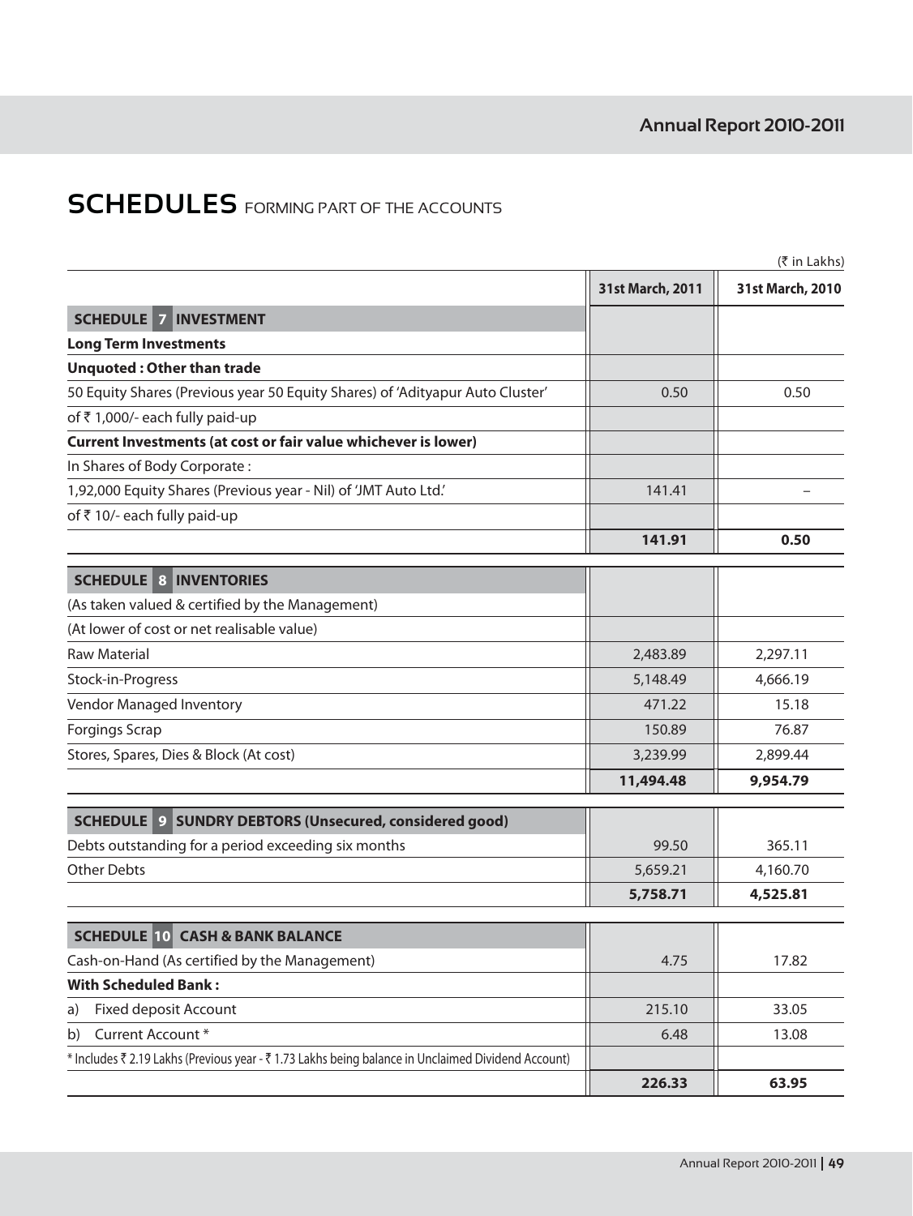# SCHEDULES FORMING PART OF THE ACCOUNTS

(₹ in Lakhs)

| | 31st March, 2011 | 31st March, 2010 |
|---|---|---|
| **SCHEDULE 7 INVESTMENT** | | |
| **Long Term Investments** | | |
| **Unquoted : Other than trade** | | |
| 50 Equity Shares (Previous year 50 Equity Shares) of 'Adityapur Auto Cluster' | 0.50 | 0.50 |
| of ₹ 1,000/- each fully paid-up | | |
| **Current Investments (at cost or fair value whichever is lower)** | | |
| In Shares of Body Corporate : | | |
| 1,92,000 Equity Shares (Previous year - Nil) of 'JMT Auto Ltd.' | 141.41 | – |
| of ₹ 10/- each fully paid-up | | |
| | **141.91** | **0.50** |
| **SCHEDULE 8 INVENTORIES** | | |
| (As taken valued & certified by the Management) | | |
| (At lower of cost or net realisable value) | | |
| Raw Material | 2,483.89 | 2,297.11 |
| Stock-in-Progress | 5,148.49 | 4,666.19 |
| Vendor Managed Inventory | 471.22 | 15.18 |
| Forgings Scrap | 150.89 | 76.87 |
| Stores, Spares, Dies & Block (At cost) | 3,239.99 | 2,899.44 |
| | **11,494.48** | **9,954.79** |
| **SCHEDULE 9 SUNDRY DEBTORS (Unsecured, considered good)** | | |
| Debts outstanding for a period exceeding six months | 99.50 | 365.11 |
| Other Debts | 5,659.21 | 4,160.70 |
| | **5,758.71** | **4,525.81** |
| **SCHEDULE 10 CASH & BANK BALANCE** | | |
| Cash-on-Hand (As certified by the Management) | 4.75 | 17.82 |
| **With Scheduled Bank :** | | |
| a) Fixed deposit Account | 215.10 | 33.05 |
| b) Current Account * | 6.48 | 13.08 |
| * Includes ₹ 2.19 Lakhs (Previous year - ₹ 1.73 Lakhs being balance in Unclaimed Dividend Account) | | |
| | **226.33** | **63.95** |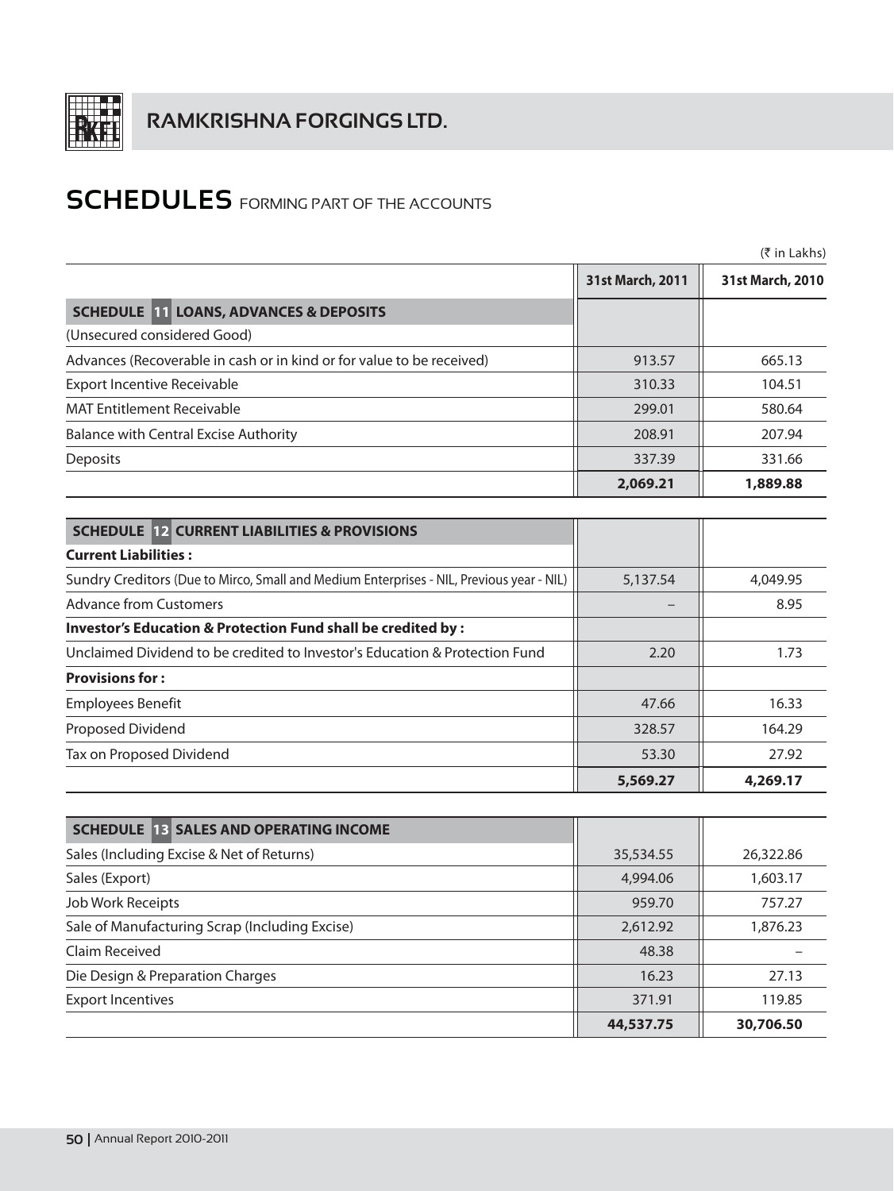# SCHEDULES FORMING PART OF THE ACCOUNTS

(₹ in Lakhs)

| | 31st March, 2011 | 31st March, 2010 |
|---|---|---|
| **SCHEDULE 11 LOANS, ADVANCES & DEPOSITS** | | |
| (Unsecured considered Good) | | |
| Advances (Recoverable in cash or in kind or for value to be received) | 913.57 | 665.13 |
| Export Incentive Receivable | 310.33 | 104.51 |
| MAT Entitlement Receivable | 299.01 | 580.64 |
| Balance with Central Excise Authority | 208.91 | 207.94 |
| Deposits | 337.39 | 331.66 |
| | **2,069.21** | **1,889.88** |

| | 31st March, 2011 | 31st March, 2010 |
|---|---|---|
| **SCHEDULE 12 CURRENT LIABILITIES & PROVISIONS** | | |
| **Current Liabilities :** | | |
| Sundry Creditors (Due to Mirco, Small and Medium Enterprises - NIL, Previous year - NIL) | 5,137.54 | 4,049.95 |
| Advance from Customers | – | 8.95 |
| **Investor's Education & Protection Fund shall be credited by :** | | |
| Unclaimed Dividend to be credited to Investor's Education & Protection Fund | 2.20 | 1.73 |
| **Provisions for :** | | |
| Employees Benefit | 47.66 | 16.33 |
| Proposed Dividend | 328.57 | 164.29 |
| Tax on Proposed Dividend | 53.30 | 27.92 |
| | **5,569.27** | **4,269.17** |

| | 31st March, 2011 | 31st March, 2010 |
|---|---|---|
| **SCHEDULE 13 SALES AND OPERATING INCOME** | | |
| Sales (Including Excise & Net of Returns) | 35,534.55 | 26,322.86 |
| Sales (Export) | 4,994.06 | 1,603.17 |
| Job Work Receipts | 959.70 | 757.27 |
| Sale of Manufacturing Scrap (Including Excise) | 2,612.92 | 1,876.23 |
| Claim Received | 48.38 | – |
| Die Design & Preparation Charges | 16.23 | 27.13 |
| Export Incentives | 371.91 | 119.85 |
| | **44,537.75** | **30,706.50** |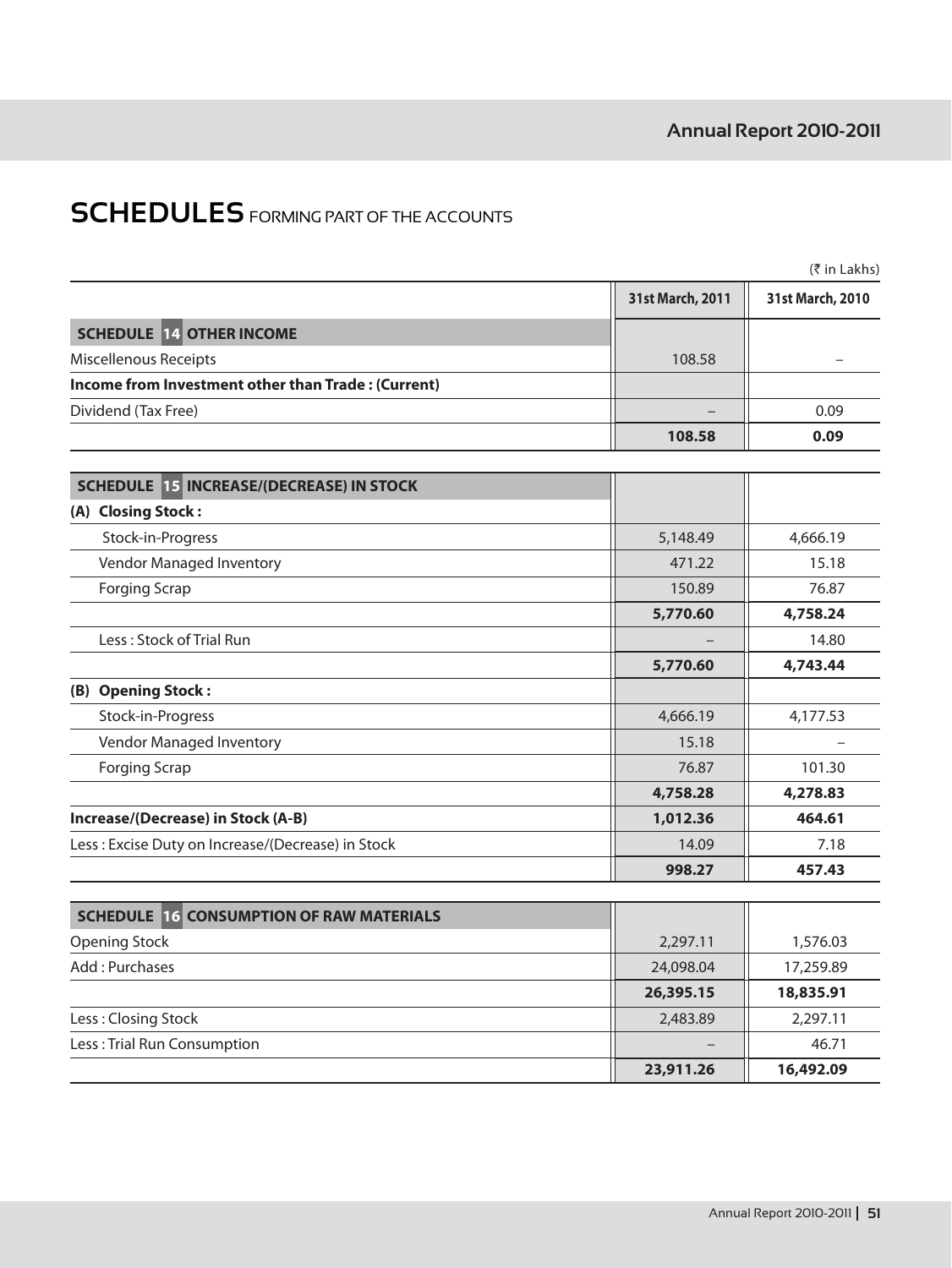# SCHEDULES FORMING PART OF THE ACCOUNTS

(₹ in Lakhs)

| | 31st March, 2011 | 31st March, 2010 |
|---|---|---|
| **SCHEDULE 14 OTHER INCOME** | | |
| Miscellenous Receipts | 108.58 | – |
| **Income from Investment other than Trade : (Current)** | | |
| Dividend (Tax Free) | – | 0.09 |
| | **108.58** | **0.09** |

| | 31st March, 2011 | 31st March, 2010 |
|---|---|---|
| **SCHEDULE 15 INCREASE/(DECREASE) IN STOCK** | | |
| **(A) Closing Stock :** | | |
| Stock-in-Progress | 5,148.49 | 4,666.19 |
| Vendor Managed Inventory | 471.22 | 15.18 |
| Forging Scrap | 150.89 | 76.87 |
| | **5,770.60** | **4,758.24** |
| Less : Stock of Trial Run | – | 14.80 |
| | **5,770.60** | **4,743.44** |
| **(B) Opening Stock :** | | |
| Stock-in-Progress | 4,666.19 | 4,177.53 |
| Vendor Managed Inventory | 15.18 | – |
| Forging Scrap | 76.87 | 101.30 |
| | **4,758.28** | **4,278.83** |
| **Increase/(Decrease) in Stock (A-B)** | **1,012.36** | **464.61** |
| Less : Excise Duty on Increase/(Decrease) in Stock | 14.09 | 7.18 |
| | **998.27** | **457.43** |

| | 31st March, 2011 | 31st March, 2010 |
|---|---|---|
| **SCHEDULE 16 CONSUMPTION OF RAW MATERIALS** | | |
| Opening Stock | 2,297.11 | 1,576.03 |
| Add : Purchases | 24,098.04 | 17,259.89 |
| | **26,395.15** | **18,835.91** |
| Less : Closing Stock | 2,483.89 | 2,297.11 |
| Less : Trial Run Consumption | – | 46.71 |
| | **23,911.26** | **16,492.09** |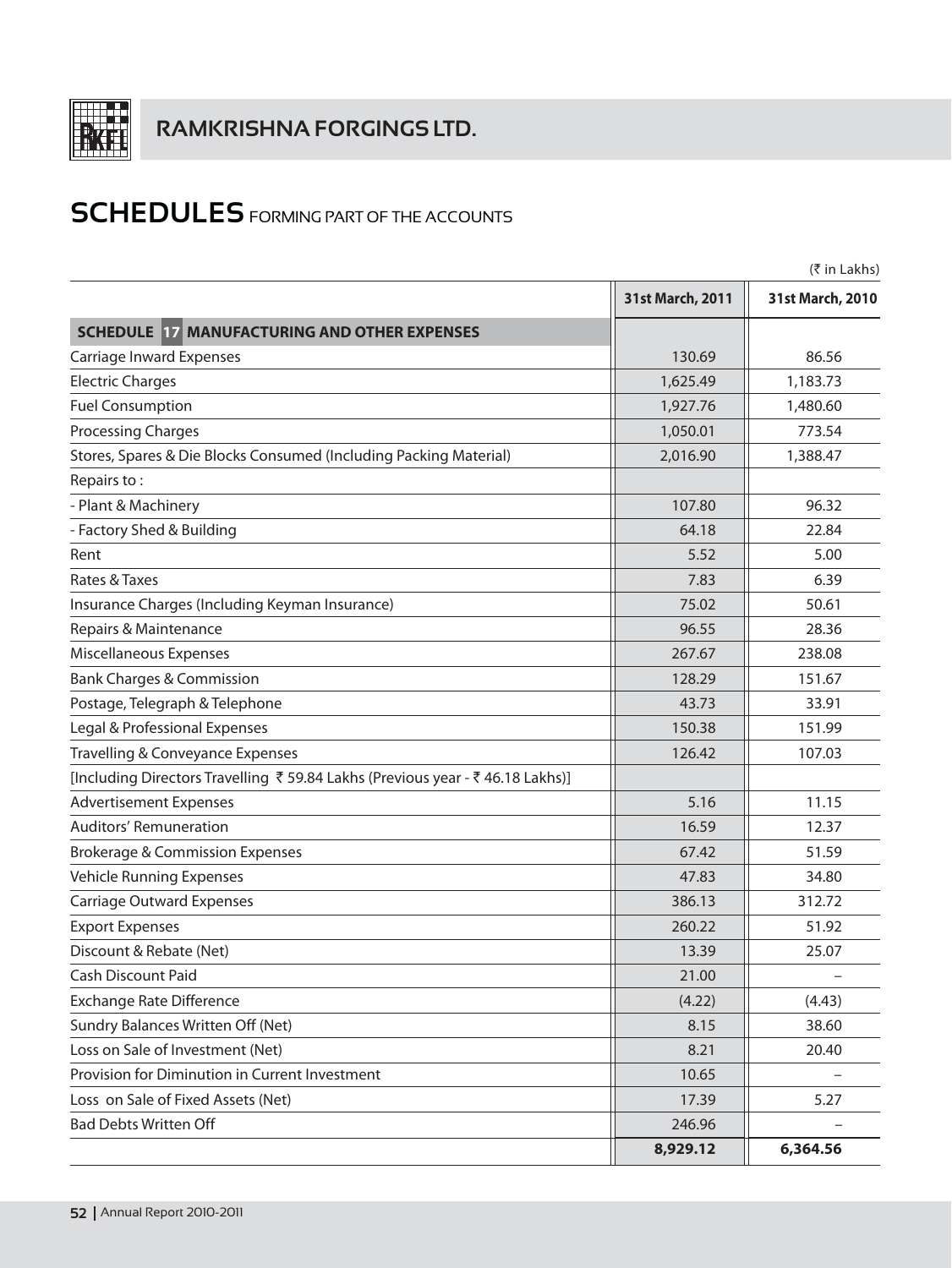# SCHEDULES FORMING PART OF THE ACCOUNTS

(₹ in Lakhs)

| | 31st March, 2011 | 31st March, 2010 |
|---|---|---|
| **SCHEDULE 17 MANUFACTURING AND OTHER EXPENSES** | | |
| Carriage Inward Expenses | 130.69 | 86.56 |
| Electric Charges | 1,625.49 | 1,183.73 |
| Fuel Consumption | 1,927.76 | 1,480.60 |
| Processing Charges | 1,050.01 | 773.54 |
| Stores, Spares & Die Blocks Consumed (Including Packing Material) | 2,016.90 | 1,388.47 |
| Repairs to : | | |
| - Plant & Machinery | 107.80 | 96.32 |
| - Factory Shed & Building | 64.18 | 22.84 |
| Rent | 5.52 | 5.00 |
| Rates & Taxes | 7.83 | 6.39 |
| Insurance Charges (Including Keyman Insurance) | 75.02 | 50.61 |
| Repairs & Maintenance | 96.55 | 28.36 |
| Miscellaneous Expenses | 267.67 | 238.08 |
| Bank Charges & Commission | 128.29 | 151.67 |
| Postage, Telegraph & Telephone | 43.73 | 33.91 |
| Legal & Professional Expenses | 150.38 | 151.99 |
| Travelling & Conveyance Expenses | 126.42 | 107.03 |
| [Including Directors Travelling ₹ 59.84 Lakhs (Previous year - ₹ 46.18 Lakhs)] | | |
| Advertisement Expenses | 5.16 | 11.15 |
| Auditors' Remuneration | 16.59 | 12.37 |
| Brokerage & Commission Expenses | 67.42 | 51.59 |
| Vehicle Running Expenses | 47.83 | 34.80 |
| Carriage Outward Expenses | 386.13 | 312.72 |
| Export Expenses | 260.22 | 51.92 |
| Discount & Rebate (Net) | 13.39 | 25.07 |
| Cash Discount Paid | 21.00 | – |
| Exchange Rate Difference | (4.22) | (4.43) |
| Sundry Balances Written Off (Net) | 8.15 | 38.60 |
| Loss on Sale of Investment (Net) | 8.21 | 20.40 |
| Provision for Diminution in Current Investment | 10.65 | – |
| Loss on Sale of Fixed Assets (Net) | 17.39 | 5.27 |
| Bad Debts Written Off | 246.96 | – |
| | **8,929.12** | **6,364.56** |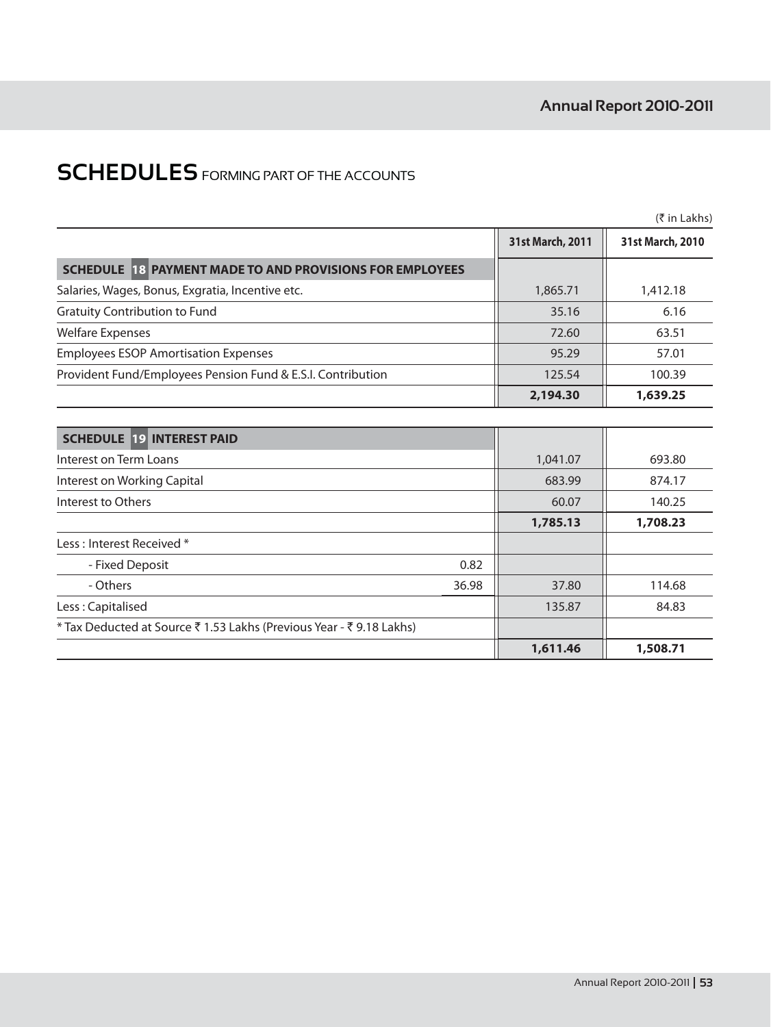# SCHEDULES FORMING PART OF THE ACCOUNTS

(₹ in Lakhs)

| | | 31st March, 2011 | 31st March, 2010 |
|---|---|---|---|
| **SCHEDULE 18 PAYMENT MADE TO AND PROVISIONS FOR EMPLOYEES** | | | |
| Salaries, Wages, Bonus, Exgratia, Incentive etc. | | 1,865.71 | 1,412.18 |
| Gratuity Contribution to Fund | | 35.16 | 6.16 |
| Welfare Expenses | | 72.60 | 63.51 |
| Employees ESOP Amortisation Expenses | | 95.29 | 57.01 |
| Provident Fund/Employees Pension Fund & E.S.I. Contribution | | 125.54 | 100.39 |
| | | **2,194.30** | **1,639.25** |

| | | 31st March, 2011 | 31st March, 2010 |
|---|---|---|---|
| **SCHEDULE 19 INTEREST PAID** | | | |
| Interest on Term Loans | | 1,041.07 | 693.80 |
| Interest on Working Capital | | 683.99 | 874.17 |
| Interest to Others | | 60.07 | 140.25 |
| | | **1,785.13** | **1,708.23** |
| Less : Interest Received * | | | |
| - Fixed Deposit | 0.82 | | |
| - Others | 36.98 | 37.80 | 114.68 |
| Less : Capitalised | | 135.87 | 84.83 |
| * Tax Deducted at Source ₹ 1.53 Lakhs (Previous Year - ₹ 9.18 Lakhs) | | | |
| | | **1,611.46** | **1,508.71** |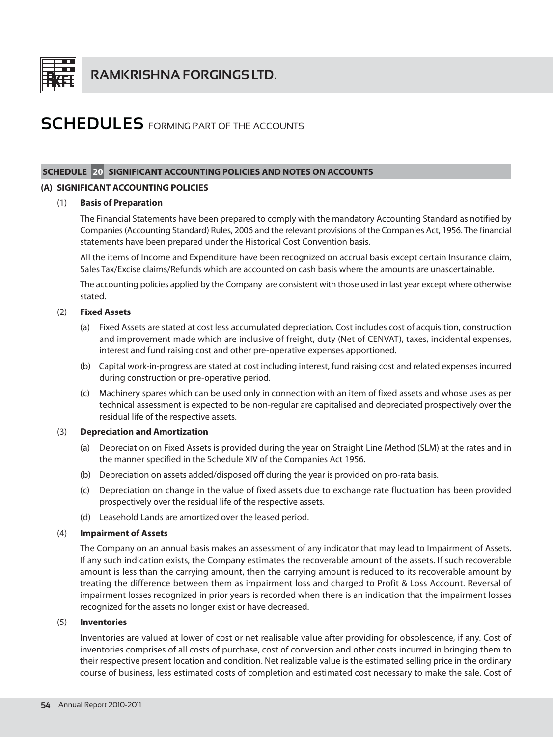# SCHEDULES FORMING PART OF THE ACCOUNTS

## SCHEDULE 20 SIGNIFICANT ACCOUNTING POLICIES AND NOTES ON ACCOUNTS

### (A) SIGNIFICANT ACCOUNTING POLICIES

(1) **Basis of Preparation**

The Financial Statements have been prepared to comply with the mandatory Accounting Standard as notified by Companies (Accounting Standard) Rules, 2006 and the relevant provisions of the Companies Act, 1956. The financial statements have been prepared under the Historical Cost Convention basis.

All the items of Income and Expenditure have been recognized on accrual basis except certain Insurance claim, Sales Tax/Excise claims/Refunds which are accounted on cash basis where the amounts are unascertainable.

The accounting policies applied by the Company are consistent with those used in last year except where otherwise stated.

(2) **Fixed Assets**

(a) Fixed Assets are stated at cost less accumulated depreciation. Cost includes cost of acquisition, construction and improvement made which are inclusive of freight, duty (Net of CENVAT), taxes, incidental expenses, interest and fund raising cost and other pre-operative expenses apportioned.

(b) Capital work-in-progress are stated at cost including interest, fund raising cost and related expenses incurred during construction or pre-operative period.

(c) Machinery spares which can be used only in connection with an item of fixed assets and whose uses as per technical assessment is expected to be non-regular are capitalised and depreciated prospectively over the residual life of the respective assets.

(3) **Depreciation and Amortization**

(a) Depreciation on Fixed Assets is provided during the year on Straight Line Method (SLM) at the rates and in the manner specified in the Schedule XIV of the Companies Act 1956.

(b) Depreciation on assets added/disposed off during the year is provided on pro-rata basis.

(c) Depreciation on change in the value of fixed assets due to exchange rate fluctuation has been provided prospectively over the residual life of the respective assets.

(d) Leasehold Lands are amortized over the leased period.

(4) **Impairment of Assets**

The Company on an annual basis makes an assessment of any indicator that may lead to Impairment of Assets. If any such indication exists, the Company estimates the recoverable amount of the assets. If such recoverable amount is less than the carrying amount, then the carrying amount is reduced to its recoverable amount by treating the difference between them as impairment loss and charged to Profit & Loss Account. Reversal of impairment losses recognized in prior years is recorded when there is an indication that the impairment losses recognized for the assets no longer exist or have decreased.

(5) **Inventories**

Inventories are valued at lower of cost or net realisable value after providing for obsolescence, if any. Cost of inventories comprises of all costs of purchase, cost of conversion and other costs incurred in bringing them to their respective present location and condition. Net realizable value is the estimated selling price in the ordinary course of business, less estimated costs of completion and estimated cost necessary to make the sale. Cost of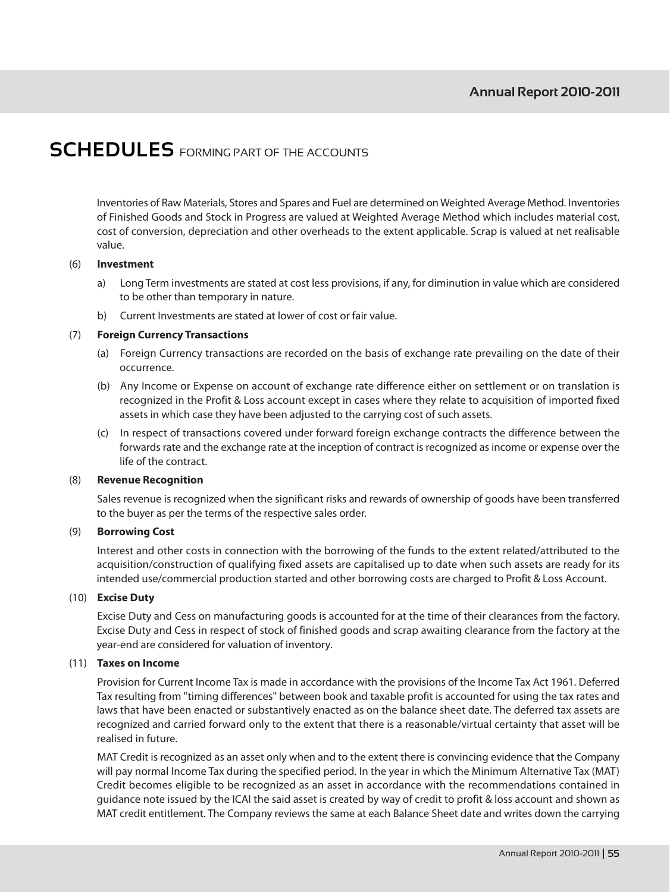# SCHEDULES FORMING PART OF THE ACCOUNTS

Inventories of Raw Materials, Stores and Spares and Fuel are determined on Weighted Average Method. Inventories of Finished Goods and Stock in Progress are valued at Weighted Average Method which includes material cost, cost of conversion, depreciation and other overheads to the extent applicable. Scrap is valued at net realisable value.

(6) **Investment**

a) Long Term investments are stated at cost less provisions, if any, for diminution in value which are considered to be other than temporary in nature.

b) Current Investments are stated at lower of cost or fair value.

(7) **Foreign Currency Transactions**

(a) Foreign Currency transactions are recorded on the basis of exchange rate prevailing on the date of their occurrence.

(b) Any Income or Expense on account of exchange rate difference either on settlement or on translation is recognized in the Profit & Loss account except in cases where they relate to acquisition of imported fixed assets in which case they have been adjusted to the carrying cost of such assets.

(c) In respect of transactions covered under forward foreign exchange contracts the difference between the forwards rate and the exchange rate at the inception of contract is recognized as income or expense over the life of the contract.

(8) **Revenue Recognition**

Sales revenue is recognized when the significant risks and rewards of ownership of goods have been transferred to the buyer as per the terms of the respective sales order.

(9) **Borrowing Cost**

Interest and other costs in connection with the borrowing of the funds to the extent related/attributed to the acquisition/construction of qualifying fixed assets are capitalised up to date when such assets are ready for its intended use/commercial production started and other borrowing costs are charged to Profit & Loss Account.

(10) **Excise Duty**

Excise Duty and Cess on manufacturing goods is accounted for at the time of their clearances from the factory. Excise Duty and Cess in respect of stock of finished goods and scrap awaiting clearance from the factory at the year-end are considered for valuation of inventory.

(11) **Taxes on Income**

Provision for Current Income Tax is made in accordance with the provisions of the Income Tax Act 1961. Deferred Tax resulting from "timing differences" between book and taxable profit is accounted for using the tax rates and laws that have been enacted or substantively enacted as on the balance sheet date. The deferred tax assets are recognized and carried forward only to the extent that there is a reasonable/virtual certainty that asset will be realised in future.

MAT Credit is recognized as an asset only when and to the extent there is convincing evidence that the Company will pay normal Income Tax during the specified period. In the year in which the Minimum Alternative Tax (MAT) Credit becomes eligible to be recognized as an asset in accordance with the recommendations contained in guidance note issued by the ICAI the said asset is created by way of credit to profit & loss account and shown as MAT credit entitlement. The Company reviews the same at each Balance Sheet date and writes down the carrying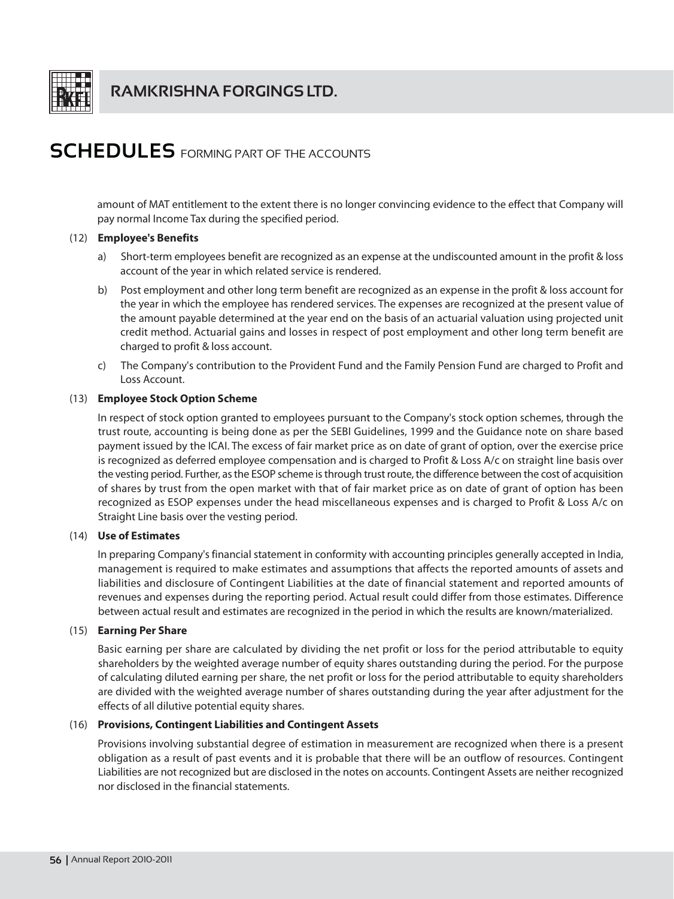# SCHEDULES FORMING PART OF THE ACCOUNTS

amount of MAT entitlement to the extent there is no longer convincing evidence to the effect that Company will pay normal Income Tax during the specified period.

(12) **Employee's Benefits**

a) Short-term employees benefit are recognized as an expense at the undiscounted amount in the profit & loss account of the year in which related service is rendered.

b) Post employment and other long term benefit are recognized as an expense in the profit & loss account for the year in which the employee has rendered services. The expenses are recognized at the present value of the amount payable determined at the year end on the basis of an actuarial valuation using projected unit credit method. Actuarial gains and losses in respect of post employment and other long term benefit are charged to profit & loss account.

c) The Company's contribution to the Provident Fund and the Family Pension Fund are charged to Profit and Loss Account.

(13) **Employee Stock Option Scheme**

In respect of stock option granted to employees pursuant to the Company's stock option schemes, through the trust route, accounting is being done as per the SEBI Guidelines, 1999 and the Guidance note on share based payment issued by the ICAI. The excess of fair market price as on date of grant of option, over the exercise price is recognized as deferred employee compensation and is charged to Profit & Loss A/c on straight line basis over the vesting period. Further, as the ESOP scheme is through trust route, the difference between the cost of acquisition of shares by trust from the open market with that of fair market price as on date of grant of option has been recognized as ESOP expenses under the head miscellaneous expenses and is charged to Profit & Loss A/c on Straight Line basis over the vesting period.

(14) **Use of Estimates**

In preparing Company's financial statement in conformity with accounting principles generally accepted in India, management is required to make estimates and assumptions that affects the reported amounts of assets and liabilities and disclosure of Contingent Liabilities at the date of financial statement and reported amounts of revenues and expenses during the reporting period. Actual result could differ from those estimates. Difference between actual result and estimates are recognized in the period in which the results are known/materialized.

(15) **Earning Per Share**

Basic earning per share are calculated by dividing the net profit or loss for the period attributable to equity shareholders by the weighted average number of equity shares outstanding during the period. For the purpose of calculating diluted earning per share, the net profit or loss for the period attributable to equity shareholders are divided with the weighted average number of shares outstanding during the year after adjustment for the effects of all dilutive potential equity shares.

(16) **Provisions, Contingent Liabilities and Contingent Assets**

Provisions involving substantial degree of estimation in measurement are recognized when there is a present obligation as a result of past events and it is probable that there will be an outflow of resources. Contingent Liabilities are not recognized but are disclosed in the notes on accounts. Contingent Assets are neither recognized nor disclosed in the financial statements.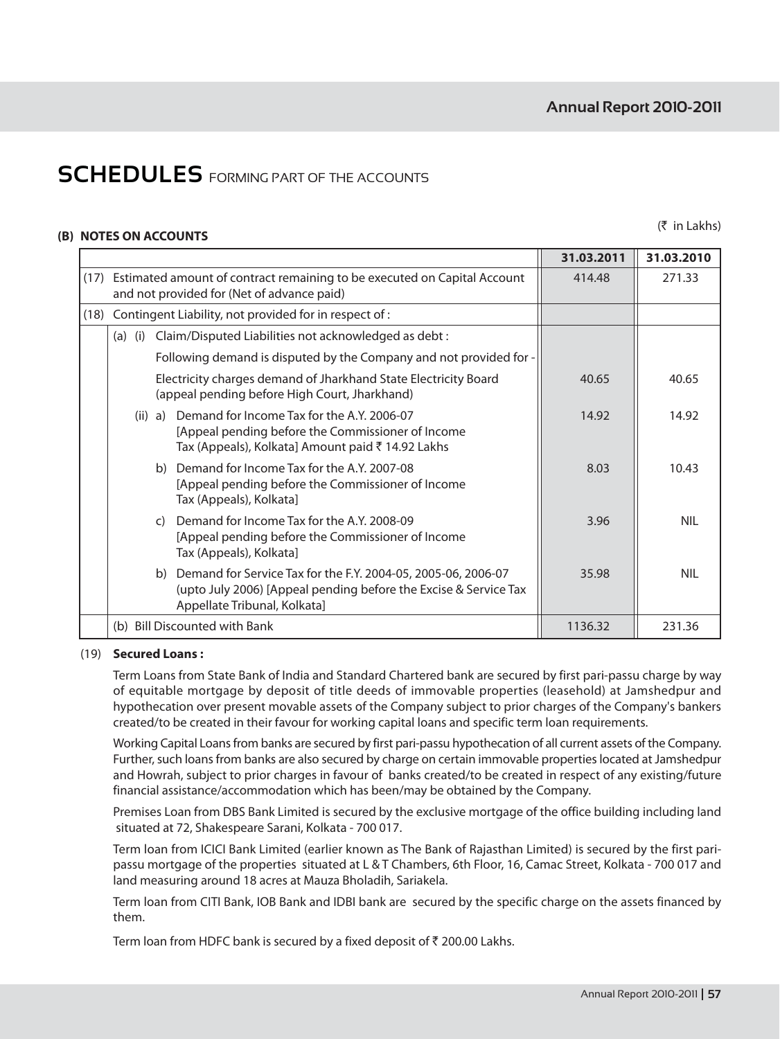# SCHEDULES FORMING PART OF THE ACCOUNTS

## (B) NOTES ON ACCOUNTS

(₹ in Lakhs)

| | | 31.03.2011 | 31.03.2010 |
|---|---|---|---|
| (17) | Estimated amount of contract remaining to be executed on Capital Account and not provided for (Net of advance paid) | 414.48 | 271.33 |
| (18) | Contingent Liability, not provided for in respect of : | | |
| | (a) (i) Claim/Disputed Liabilities not acknowledged as debt : | | |
| | Following demand is disputed by the Company and not provided for - | | |
| | Electricity charges demand of Jharkhand State Electricity Board (appeal pending before High Court, Jharkhand) | 40.65 | 40.65 |
| | (ii) a) Demand for Income Tax for the A.Y. 2006-07 [Appeal pending before the Commissioner of Income Tax (Appeals), Kolkata] Amount paid ₹ 14.92 Lakhs | 14.92 | 14.92 |
| | b) Demand for Income Tax for the A.Y. 2007-08 [Appeal pending before the Commissioner of Income Tax (Appeals), Kolkata] | 8.03 | 10.43 |
| | c) Demand for Income Tax for the A.Y. 2008-09 [Appeal pending before the Commissioner of Income Tax (Appeals), Kolkata] | 3.96 | NIL |
| | b) Demand for Service Tax for the F.Y. 2004-05, 2005-06, 2006-07 (upto July 2006) [Appeal pending before the Excise & Service Tax Appellate Tribunal, Kolkata] | 35.98 | NIL |
| | (b) Bill Discounted with Bank | 1136.32 | 231.36 |

(19) **Secured Loans :**

Term Loans from State Bank of India and Standard Chartered bank are secured by first pari-passu charge by way of equitable mortgage by deposit of title deeds of immovable properties (leasehold) at Jamshedpur and hypothecation over present movable assets of the Company subject to prior charges of the Company's bankers created/to be created in their favour for working capital loans and specific term loan requirements.

Working Capital Loans from banks are secured by first pari-passu hypothecation of all current assets of the Company. Further, such loans from banks are also secured by charge on certain immovable properties located at Jamshedpur and Howrah, subject to prior charges in favour of banks created/to be created in respect of any existing/future financial assistance/accommodation which has been/may be obtained by the Company.

Premises Loan from DBS Bank Limited is secured by the exclusive mortgage of the office building including land situated at 72, Shakespeare Sarani, Kolkata - 700 017.

Term loan from ICICI Bank Limited (earlier known as The Bank of Rajasthan Limited) is secured by the first pari-passu mortgage of the properties situated at L & T Chambers, 6th Floor, 16, Camac Street, Kolkata - 700 017 and land measuring around 18 acres at Mauza Bholadih, Sariakela.

Term loan from CITI Bank, IOB Bank and IDBI bank are secured by the specific charge on the assets financed by them.

Term loan from HDFC bank is secured by a fixed deposit of ₹ 200.00 Lakhs.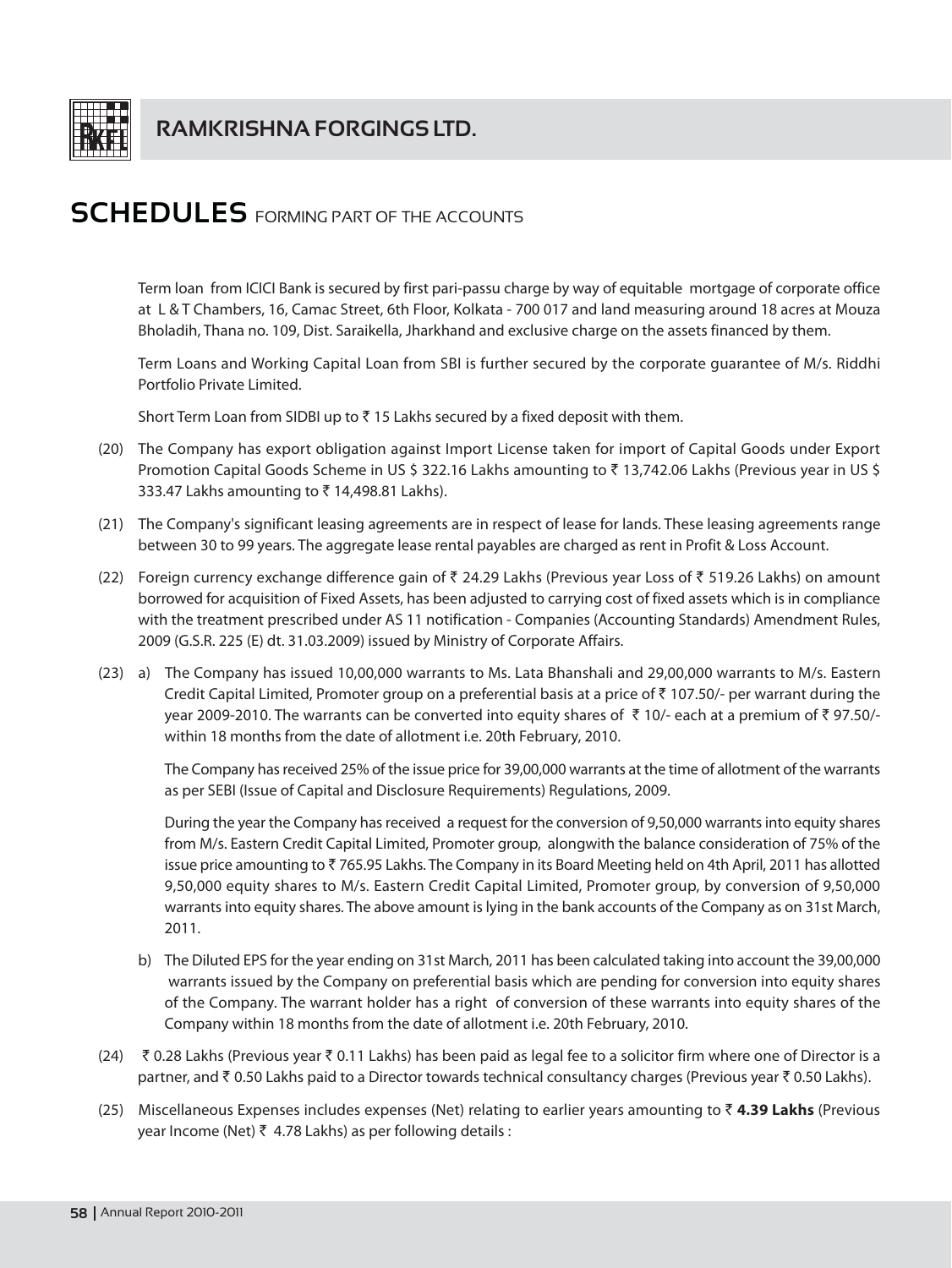# SCHEDULES FORMING PART OF THE ACCOUNTS

Term loan from ICICI Bank is secured by first pari-passu charge by way of equitable mortgage of corporate office at L & T Chambers, 16, Camac Street, 6th Floor, Kolkata - 700 017 and land measuring around 18 acres at Mouza Bholadih, Thana no. 109, Dist. Saraikella, Jharkhand and exclusive charge on the assets financed by them.

Term Loans and Working Capital Loan from SBI is further secured by the corporate guarantee of M/s. Riddhi Portfolio Private Limited.

Short Term Loan from SIDBI up to ₹ 15 Lakhs secured by a fixed deposit with them.

(20) The Company has export obligation against Import License taken for import of Capital Goods under Export Promotion Capital Goods Scheme in US $ 322.16 Lakhs amounting to ₹ 13,742.06 Lakhs (Previous year in US $ 333.47 Lakhs amounting to ₹ 14,498.81 Lakhs).

(21) The Company's significant leasing agreements are in respect of lease for lands. These leasing agreements range between 30 to 99 years. The aggregate lease rental payables are charged as rent in Profit & Loss Account.

(22) Foreign currency exchange difference gain of ₹ 24.29 Lakhs (Previous year Loss of ₹ 519.26 Lakhs) on amount borrowed for acquisition of Fixed Assets, has been adjusted to carrying cost of fixed assets which is in compliance with the treatment prescribed under AS 11 notification - Companies (Accounting Standards) Amendment Rules, 2009 (G.S.R. 225 (E) dt. 31.03.2009) issued by Ministry of Corporate Affairs.

(23) a) The Company has issued 10,00,000 warrants to Ms. Lata Bhanshali and 29,00,000 warrants to M/s. Eastern Credit Capital Limited, Promoter group on a preferential basis at a price of ₹ 107.50/- per warrant during the year 2009-2010. The warrants can be converted into equity shares of ₹ 10/- each at a premium of ₹ 97.50/- within 18 months from the date of allotment i.e. 20th February, 2010.

The Company has received 25% of the issue price for 39,00,000 warrants at the time of allotment of the warrants as per SEBI (Issue of Capital and Disclosure Requirements) Regulations, 2009.

During the year the Company has received a request for the conversion of 9,50,000 warrants into equity shares from M/s. Eastern Credit Capital Limited, Promoter group, alongwith the balance consideration of 75% of the issue price amounting to ₹ 765.95 Lakhs. The Company in its Board Meeting held on 4th April, 2011 has allotted 9,50,000 equity shares to M/s. Eastern Credit Capital Limited, Promoter group, by conversion of 9,50,000 warrants into equity shares. The above amount is lying in the bank accounts of the Company as on 31st March, 2011.

b) The Diluted EPS for the year ending on 31st March, 2011 has been calculated taking into account the 39,00,000 warrants issued by the Company on preferential basis which are pending for conversion into equity shares of the Company. The warrant holder has a right of conversion of these warrants into equity shares of the Company within 18 months from the date of allotment i.e. 20th February, 2010.

(24) ₹ 0.28 Lakhs (Previous year ₹ 0.11 Lakhs) has been paid as legal fee to a solicitor firm where one of Director is a partner, and ₹ 0.50 Lakhs paid to a Director towards technical consultancy charges (Previous year ₹ 0.50 Lakhs).

(25) Miscellaneous Expenses includes expenses (Net) relating to earlier years amounting to ₹ **4.39 Lakhs** (Previous year Income (Net) ₹ 4.78 Lakhs) as per following details :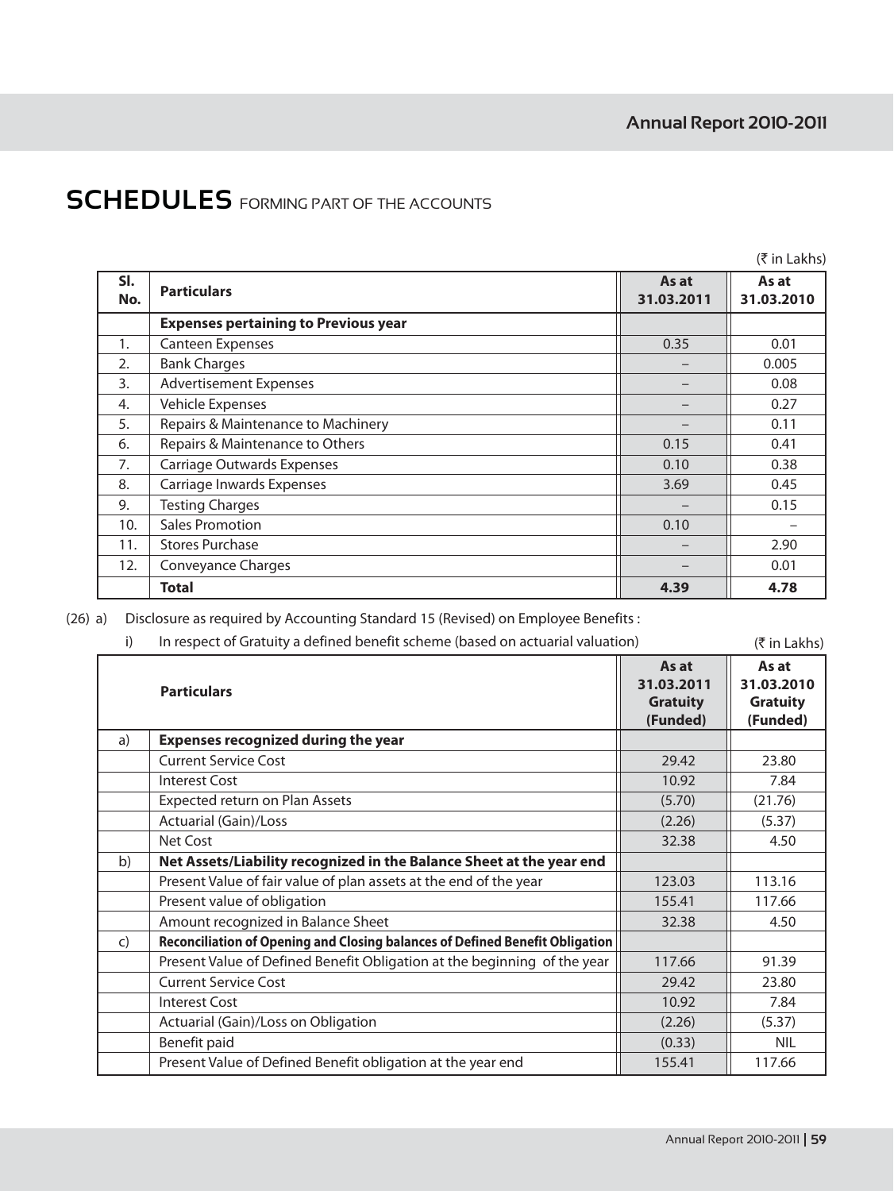# SCHEDULES FORMING PART OF THE ACCOUNTS

(₹ in Lakhs)

| Sl. No. | Particulars | As at 31.03.2011 | As at 31.03.2010 |
|---|---|---|---|
| | **Expenses pertaining to Previous year** | | |
| 1. | Canteen Expenses | 0.35 | 0.01 |
| 2. | Bank Charges | – | 0.005 |
| 3. | Advertisement Expenses | – | 0.08 |
| 4. | Vehicle Expenses | – | 0.27 |
| 5. | Repairs & Maintenance to Machinery | – | 0.11 |
| 6. | Repairs & Maintenance to Others | 0.15 | 0.41 |
| 7. | Carriage Outwards Expenses | 0.10 | 0.38 |
| 8. | Carriage Inwards Expenses | 3.69 | 0.45 |
| 9. | Testing Charges | – | 0.15 |
| 10. | Sales Promotion | 0.10 | – |
| 11. | Stores Purchase | – | 2.90 |
| 12. | Conveyance Charges | – | 0.01 |
| | **Total** | **4.39** | **4.78** |

(26) a) Disclosure as required by Accounting Standard 15 (Revised) on Employee Benefits :

i) In respect of Gratuity a defined benefit scheme (based on actuarial valuation)

(₹ in Lakhs)

| | Particulars | As at 31.03.2011 Gratuity (Funded) | As at 31.03.2010 Gratuity (Funded) |
|---|---|---|---|
| a) | **Expenses recognized during the year** | | |
| | Current Service Cost | 29.42 | 23.80 |
| | Interest Cost | 10.92 | 7.84 |
| | Expected return on Plan Assets | (5.70) | (21.76) |
| | Actuarial (Gain)/Loss | (2.26) | (5.37) |
| | Net Cost | 32.38 | 4.50 |
| b) | **Net Assets/Liability recognized in the Balance Sheet at the year end** | | |
| | Present Value of fair value of plan assets at the end of the year | 123.03 | 113.16 |
| | Present value of obligation | 155.41 | 117.66 |
| | Amount recognized in Balance Sheet | 32.38 | 4.50 |
| c) | **Reconciliation of Opening and Closing balances of Defined Benefit Obligation** | | |
| | Present Value of Defined Benefit Obligation at the beginning of the year | 117.66 | 91.39 |
| | Current Service Cost | 29.42 | 23.80 |
| | Interest Cost | 10.92 | 7.84 |
| | Actuarial (Gain)/Loss on Obligation | (2.26) | (5.37) |
| | Benefit paid | (0.33) | NIL |
| | Present Value of Defined Benefit obligation at the year end | 155.41 | 117.66 |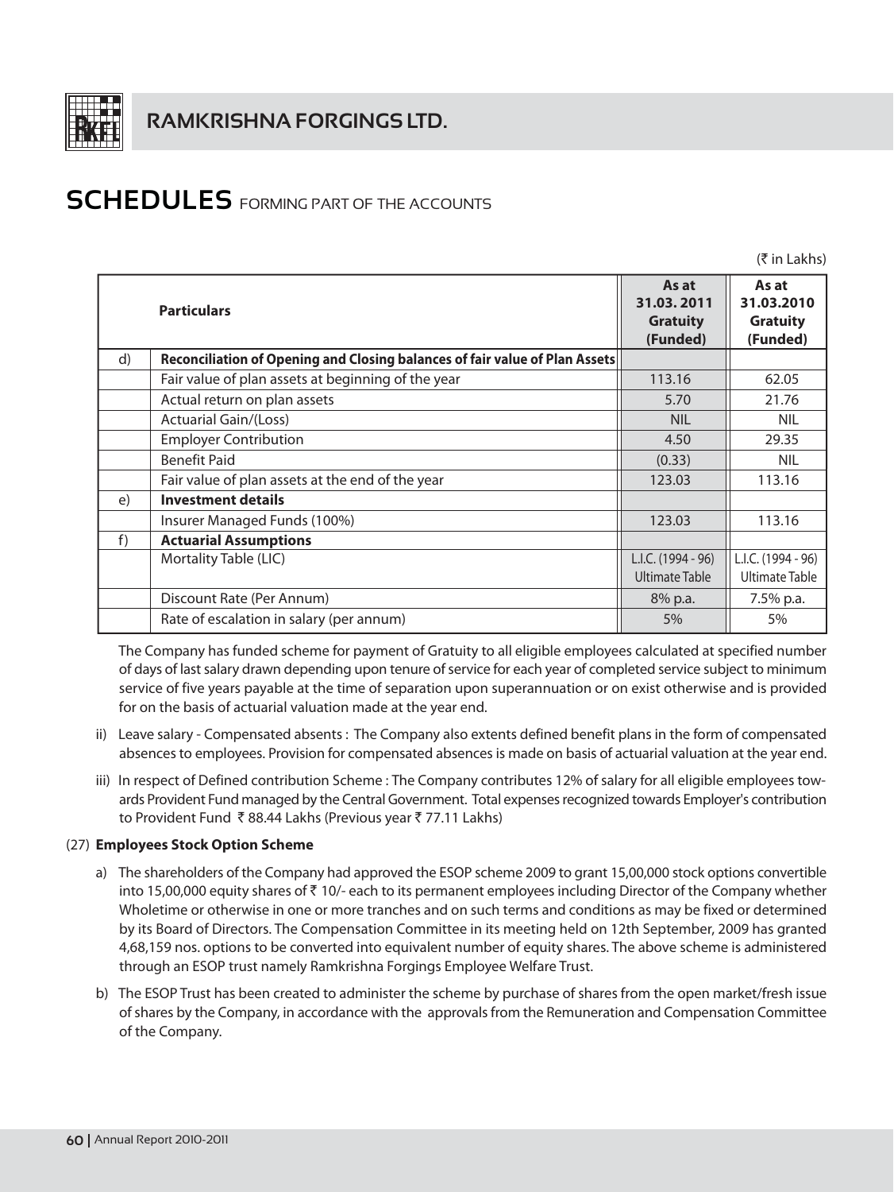# SCHEDULES FORMING PART OF THE ACCOUNTS

(₹ in Lakhs)

| | Particulars | As at 31.03. 2011 Gratuity (Funded) | As at 31.03.2010 Gratuity (Funded) |
|---|---|---|---|
| d) | **Reconciliation of Opening and Closing balances of fair value of Plan Assets** | | |
| | Fair value of plan assets at beginning of the year | 113.16 | 62.05 |
| | Actual return on plan assets | 5.70 | 21.76 |
| | Actuarial Gain/(Loss) | NIL | NIL |
| | Employer Contribution | 4.50 | 29.35 |
| | Benefit Paid | (0.33) | NIL |
| | Fair value of plan assets at the end of the year | 123.03 | 113.16 |
| e) | **Investment details** | | |
| | Insurer Managed Funds (100%) | 123.03 | 113.16 |
| f) | **Actuarial Assumptions** | | |
| | Mortality Table (LIC) | L.I.C. (1994 - 96) Ultimate Table | L.I.C. (1994 - 96) Ultimate Table |
| | Discount Rate (Per Annum) | 8% p.a. | 7.5% p.a. |
| | Rate of escalation in salary (per annum) | 5% | 5% |

The Company has funded scheme for payment of Gratuity to all eligible employees calculated at specified number of days of last salary drawn depending upon tenure of service for each year of completed service subject to minimum service of five years payable at the time of separation upon superannuation or on exist otherwise and is provided for on the basis of actuarial valuation made at the year end.

ii) Leave salary - Compensated absents : The Company also extents defined benefit plans in the form of compensated absences to employees. Provision for compensated absences is made on basis of actuarial valuation at the year end.

iii) In respect of Defined contribution Scheme : The Company contributes 12% of salary for all eligible employees towards Provident Fund managed by the Central Government. Total expenses recognized towards Employer's contribution to Provident Fund ₹ 88.44 Lakhs (Previous year ₹ 77.11 Lakhs)

(27) **Employees Stock Option Scheme**

a) The shareholders of the Company had approved the ESOP scheme 2009 to grant 15,00,000 stock options convertible into 15,00,000 equity shares of ₹ 10/- each to its permanent employees including Director of the Company whether Wholetime or otherwise in one or more tranches and on such terms and conditions as may be fixed or determined by its Board of Directors. The Compensation Committee in its meeting held on 12th September, 2009 has granted 4,68,159 nos. options to be converted into equivalent number of equity shares. The above scheme is administered through an ESOP trust namely Ramkrishna Forgings Employee Welfare Trust.

b) The ESOP Trust has been created to administer the scheme by purchase of shares from the open market/fresh issue of shares by the Company, in accordance with the approvals from the Remuneration and Compensation Committee of the Company.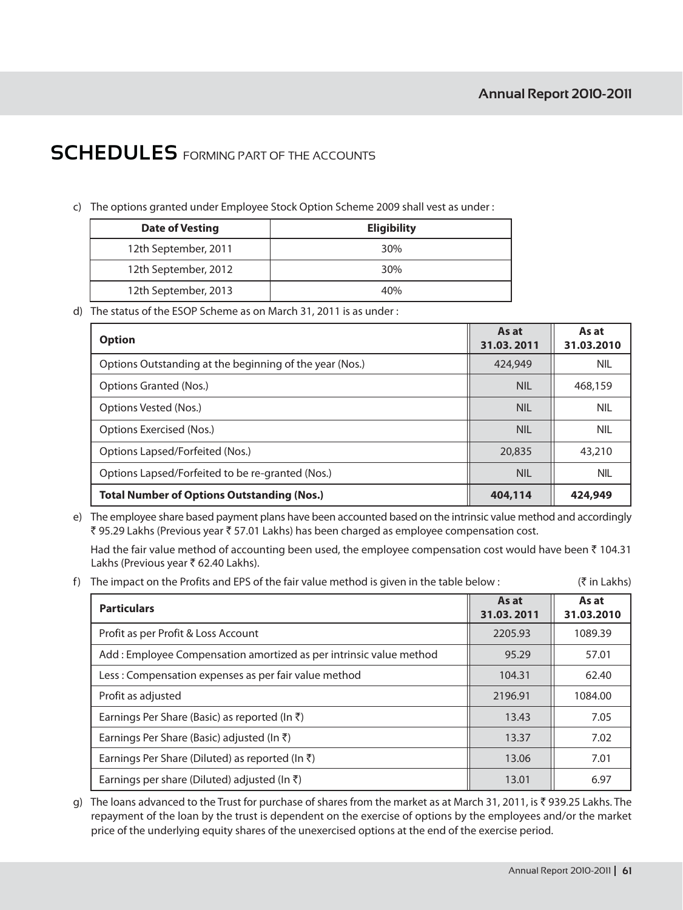# SCHEDULES FORMING PART OF THE ACCOUNTS

c) The options granted under Employee Stock Option Scheme 2009 shall vest as under :

| Date of Vesting | Eligibility |
|---|---|
| 12th September, 2011 | 30% |
| 12th September, 2012 | 30% |
| 12th September, 2013 | 40% |

d) The status of the ESOP Scheme as on March 31, 2011 is as under :

| Option | As at 31.03. 2011 | As at 31.03.2010 |
|---|---|---|
| Options Outstanding at the beginning of the year (Nos.) | 424,949 | NIL |
| Options Granted (Nos.) | NIL | 468,159 |
| Options Vested (Nos.) | NIL | NIL |
| Options Exercised (Nos.) | NIL | NIL |
| Options Lapsed/Forfeited (Nos.) | 20,835 | 43,210 |
| Options Lapsed/Forfeited to be re-granted (Nos.) | NIL | NIL |
| **Total Number of Options Outstanding (Nos.)** | **404,114** | **424,949** |

e) The employee share based payment plans have been accounted based on the intrinsic value method and accordingly ₹ 95.29 Lakhs (Previous year ₹ 57.01 Lakhs) has been charged as employee compensation cost.

Had the fair value method of accounting been used, the employee compensation cost would have been ₹ 104.31 Lakhs (Previous year ₹ 62.40 Lakhs).

f) The impact on the Profits and EPS of the fair value method is given in the table below : (₹ in Lakhs)

| Particulars | As at 31.03. 2011 | As at 31.03.2010 |
|---|---|---|
| Profit as per Profit & Loss Account | 2205.93 | 1089.39 |
| Add : Employee Compensation amortized as per intrinsic value method | 95.29 | 57.01 |
| Less : Compensation expenses as per fair value method | 104.31 | 62.40 |
| Profit as adjusted | 2196.91 | 1084.00 |
| Earnings Per Share (Basic) as reported (In ₹) | 13.43 | 7.05 |
| Earnings Per Share (Basic) adjusted (In ₹) | 13.37 | 7.02 |
| Earnings Per Share (Diluted) as reported (In ₹) | 13.06 | 7.01 |
| Earnings per share (Diluted) adjusted (In ₹) | 13.01 | 6.97 |

g) The loans advanced to the Trust for purchase of shares from the market as at March 31, 2011, is ₹ 939.25 Lakhs. The repayment of the loan by the trust is dependent on the exercise of options by the employees and/or the market price of the underlying equity shares of the unexercised options at the end of the exercise period.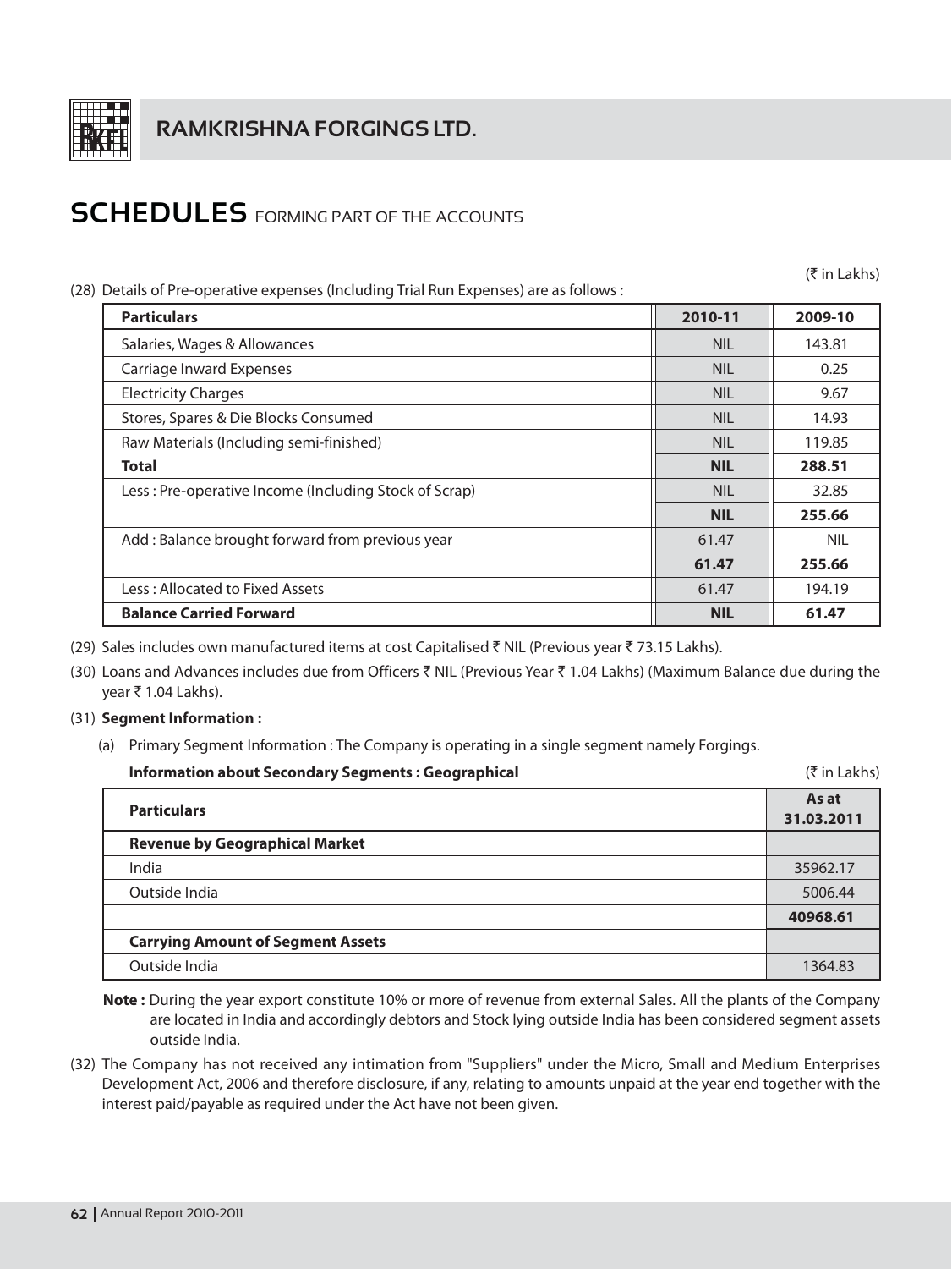## SCHEDULES FORMING PART OF THE ACCOUNTS

(₹ in Lakhs)

(28) Details of Pre-operative expenses (Including Trial Run Expenses) are as follows :

| Particulars | 2010-11 | 2009-10 |
|---|---|---|
| Salaries, Wages & Allowances | NIL | 143.81 |
| Carriage Inward Expenses | NIL | 0.25 |
| Electricity Charges | NIL | 9.67 |
| Stores, Spares & Die Blocks Consumed | NIL | 14.93 |
| Raw Materials (Including semi-finished) | NIL | 119.85 |
| **Total** | **NIL** | **288.51** |
| Less : Pre-operative Income (Including Stock of Scrap) | NIL | 32.85 |
| | **NIL** | **255.66** |
| Add : Balance brought forward from previous year | 61.47 | NIL |
| | **61.47** | **255.66** |
| Less : Allocated to Fixed Assets | 61.47 | 194.19 |
| **Balance Carried Forward** | **NIL** | **61.47** |

(29) Sales includes own manufactured items at cost Capitalised ₹ NIL (Previous year ₹ 73.15 Lakhs).

(30) Loans and Advances includes due from Officers ₹ NIL (Previous Year ₹ 1.04 Lakhs) (Maximum Balance due during the year ₹ 1.04 Lakhs).

(31) **Segment Information :**

(a) Primary Segment Information : The Company is operating in a single segment namely Forgings.

**Information about Secondary Segments : Geographical** (₹ in Lakhs)

| Particulars | As at 31.03.2011 |
|---|---|
| **Revenue by Geographical Market** | |
| India | 35962.17 |
| Outside India | 5006.44 |
| | **40968.61** |
| **Carrying Amount of Segment Assets** | |
| Outside India | 1364.83 |

**Note :** During the year export constitute 10% or more of revenue from external Sales. All the plants of the Company are located in India and accordingly debtors and Stock lying outside India has been considered segment assets outside India.

(32) The Company has not received any intimation from "Suppliers" under the Micro, Small and Medium Enterprises Development Act, 2006 and therefore disclosure, if any, relating to amounts unpaid at the year end together with the interest paid/payable as required under the Act have not been given.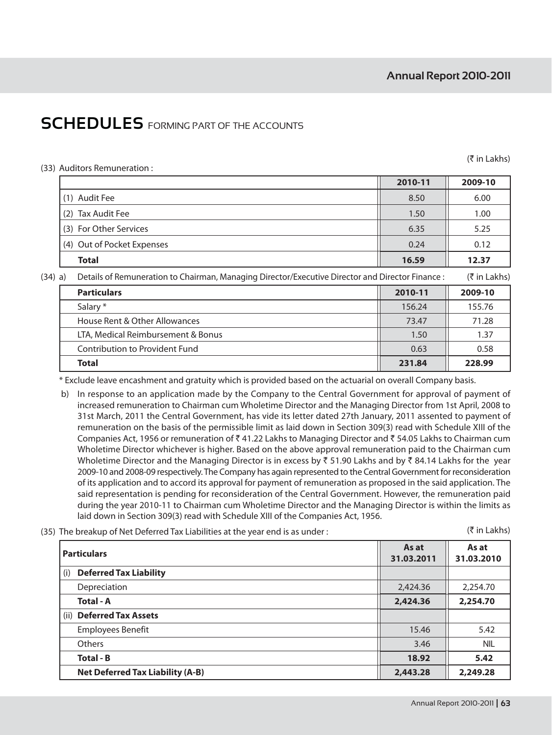# SCHEDULES FORMING PART OF THE ACCOUNTS

(33) Auditors Remuneration :

(₹ in Lakhs)

| | 2010-11 | 2009-10 |
|---|---|---|
| (1) Audit Fee | 8.50 | 6.00 |
| (2) Tax Audit Fee | 1.50 | 1.00 |
| (3) For Other Services | 6.35 | 5.25 |
| (4) Out of Pocket Expenses | 0.24 | 0.12 |
| **Total** | **16.59** | **12.37** |

(34) a) Details of Remuneration to Chairman, Managing Director/Executive Director and Director Finance : (₹ in Lakhs)

| Particulars | 2010-11 | 2009-10 |
|---|---|---|
| Salary * | 156.24 | 155.76 |
| House Rent & Other Allowances | 73.47 | 71.28 |
| LTA, Medical Reimbursement & Bonus | 1.50 | 1.37 |
| Contribution to Provident Fund | 0.63 | 0.58 |
| **Total** | **231.84** | **228.99** |

* Exclude leave encashment and gratuity which is provided based on the actuarial on overall Company basis.

b) In response to an application made by the Company to the Central Government for approval of payment of increased remuneration to Chairman cum Wholetime Director and the Managing Director from 1st April, 2008 to 31st March, 2011 the Central Government, has vide its letter dated 27th January, 2011 assented to payment of remuneration on the basis of the permissible limit as laid down in Section 309(3) read with Schedule XIII of the Companies Act, 1956 or remuneration of ₹ 41.22 Lakhs to Managing Director and ₹ 54.05 Lakhs to Chairman cum Wholetime Director whichever is higher. Based on the above approval remuneration paid to the Chairman cum Wholetime Director and the Managing Director is in excess by ₹ 51.90 Lakhs and by ₹ 84.14 Lakhs for the year 2009-10 and 2008-09 respectively. The Company has again represented to the Central Government for reconsideration of its application and to accord its approval for payment of remuneration as proposed in the said application. The said representation is pending for reconsideration of the Central Government. However, the remuneration paid during the year 2010-11 to Chairman cum Wholetime Director and the Managing Director is within the limits as laid down in Section 309(3) read with Schedule XIII of the Companies Act, 1956.

(35) The breakup of Net Deferred Tax Liabilities at the year end is as under : (₹ in Lakhs)

| Particulars | As at 31.03.2011 | As at 31.03.2010 |
|---|---|---|
| (i) **Deferred Tax Liability** | | |
| Depreciation | 2,424.36 | 2,254.70 |
| **Total - A** | **2,424.36** | **2,254.70** |
| (ii) **Deferred Tax Assets** | | |
| Employees Benefit | 15.46 | 5.42 |
| Others | 3.46 | NIL |
| **Total - B** | **18.92** | **5.42** |
| **Net Deferred Tax Liability (A-B)** | **2,443.28** | **2,249.28** |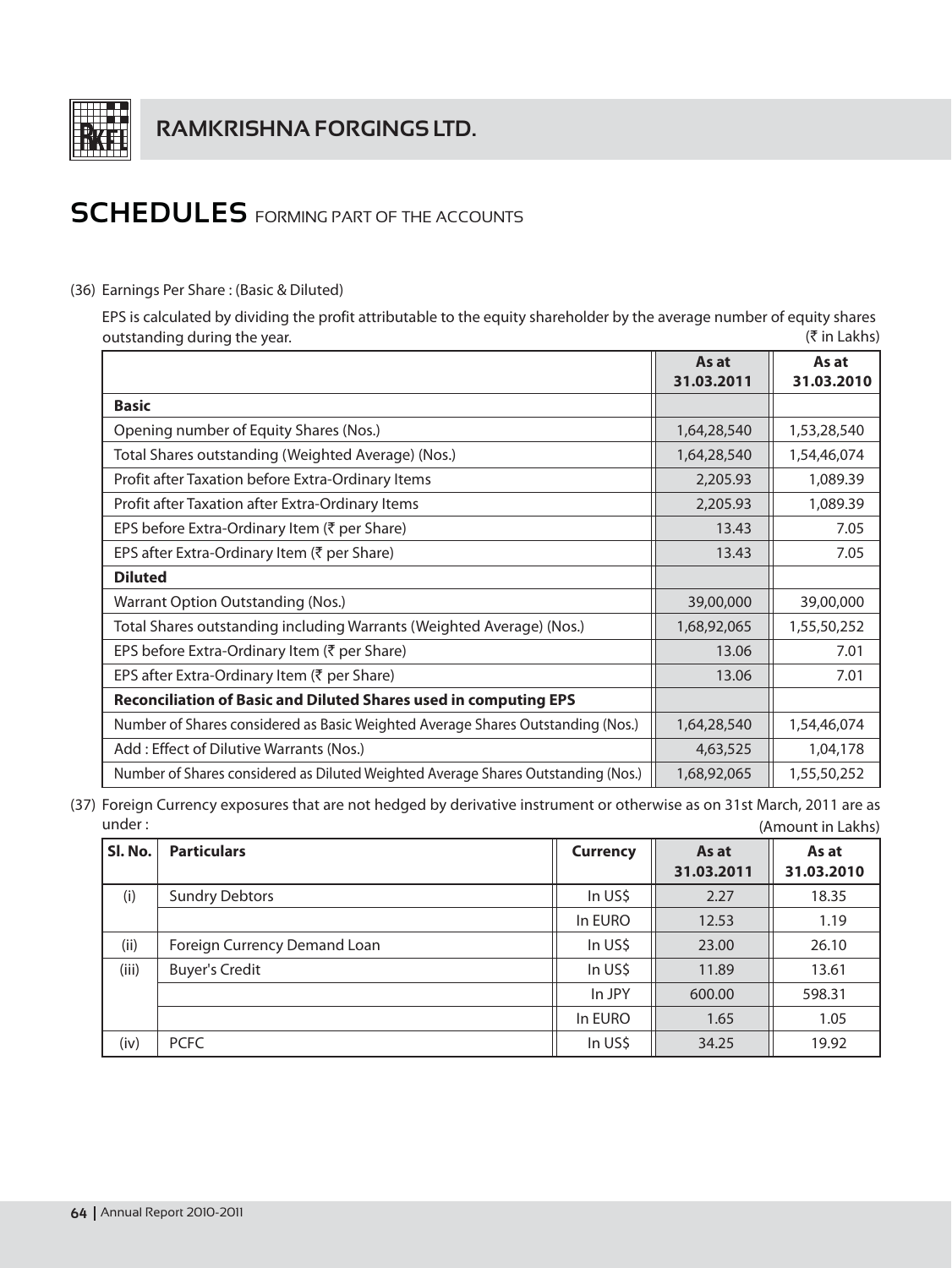# SCHEDULES FORMING PART OF THE ACCOUNTS

(36) Earnings Per Share : (Basic & Diluted)

EPS is calculated by dividing the profit attributable to the equity shareholder by the average number of equity shares outstanding during the year.

(₹ in Lakhs)

| | As at 31.03.2011 | As at 31.03.2010 |
|---|---|---|
| **Basic** | | |
| Opening number of Equity Shares (Nos.) | 1,64,28,540 | 1,53,28,540 |
| Total Shares outstanding (Weighted Average) (Nos.) | 1,64,28,540 | 1,54,46,074 |
| Profit after Taxation before Extra-Ordinary Items | 2,205.93 | 1,089.39 |
| Profit after Taxation after Extra-Ordinary Items | 2,205.93 | 1,089.39 |
| EPS before Extra-Ordinary Item (₹ per Share) | 13.43 | 7.05 |
| EPS after Extra-Ordinary Item (₹ per Share) | 13.43 | 7.05 |
| **Diluted** | | |
| Warrant Option Outstanding (Nos.) | 39,00,000 | 39,00,000 |
| Total Shares outstanding including Warrants (Weighted Average) (Nos.) | 1,68,92,065 | 1,55,50,252 |
| EPS before Extra-Ordinary Item (₹ per Share) | 13.06 | 7.01 |
| EPS after Extra-Ordinary Item (₹ per Share) | 13.06 | 7.01 |
| **Reconciliation of Basic and Diluted Shares used in computing EPS** | | |
| Number of Shares considered as Basic Weighted Average Shares Outstanding (Nos.) | 1,64,28,540 | 1,54,46,074 |
| Add : Effect of Dilutive Warrants (Nos.) | 4,63,525 | 1,04,178 |
| Number of Shares considered as Diluted Weighted Average Shares Outstanding (Nos.) | 1,68,92,065 | 1,55,50,252 |

(37) Foreign Currency exposures that are not hedged by derivative instrument or otherwise as on 31st March, 2011 are as under :

(Amount in Lakhs)

| Sl. No. | Particulars | Currency | As at 31.03.2011 | As at 31.03.2010 |
|---|---|---|---|---|
| (i) | Sundry Debtors | In US$ | 2.27 | 18.35 |
| | | In EURO | 12.53 | 1.19 |
| (ii) | Foreign Currency Demand Loan | In US$ | 23.00 | 26.10 |
| (iii) | Buyer's Credit | In US$ | 11.89 | 13.61 |
| | | In JPY | 600.00 | 598.31 |
| | | In EURO | 1.65 | 1.05 |
| (iv) | PCFC | In US$ | 34.25 | 19.92 |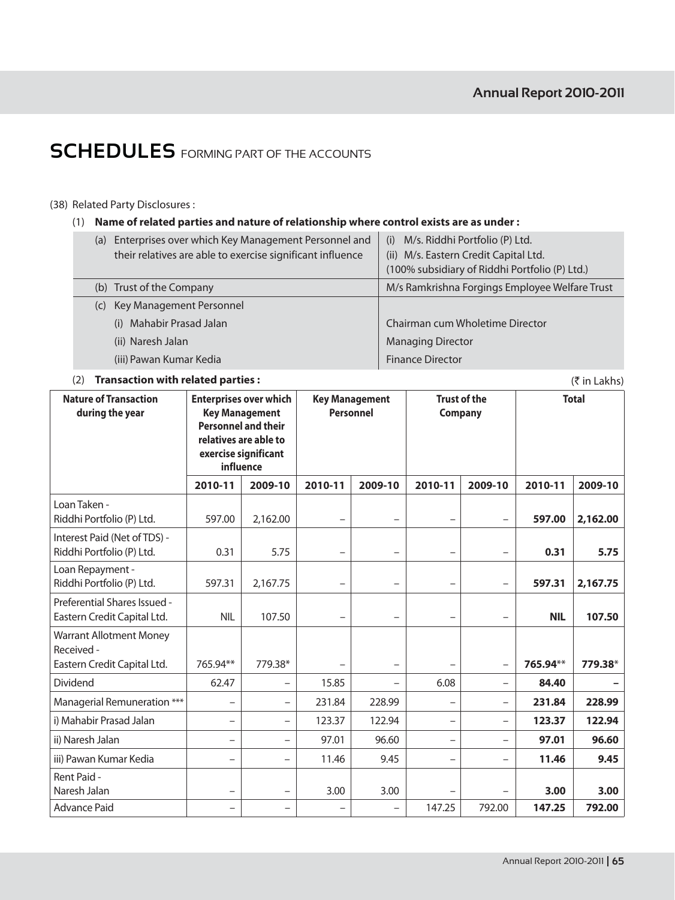# SCHEDULES FORMING PART OF THE ACCOUNTS

(38) Related Party Disclosures :

(1) **Name of related parties and nature of relationship where control exists are as under :**

| | |
|---|---|
| (a) Enterprises over which Key Management Personnel and their relatives are able to exercise significant influence | (i) M/s. Riddhi Portfolio (P) Ltd.<br>(ii) M/s. Eastern Credit Capital Ltd.<br>(100% subsidiary of Riddhi Portfolio (P) Ltd.) |
| (b) Trust of the Company | M/s Ramkrishna Forgings Employee Welfare Trust |
| (c) Key Management Personnel | |
| (i) Mahabir Prasad Jalan | Chairman cum Wholetime Director |
| (ii) Naresh Jalan | Managing Director |
| (iii) Pawan Kumar Kedia | Finance Director |

(2) **Transaction with related parties :**

(₹ in Lakhs)

| Nature of Transaction during the year | Enterprises over which Key Management Personnel and their relatives are able to exercise significant influence | | Key Management Personnel | | Trust of the Company | | Total | |
|---|---|---|---|---|---|---|---|---|
| | 2010-11 | 2009-10 | 2010-11 | 2009-10 | 2010-11 | 2009-10 | 2010-11 | 2009-10 |
| Loan Taken - Riddhi Portfolio (P) Ltd. | 597.00 | 2,162.00 | – | – | – | – | **597.00** | **2,162.00** |
| Interest Paid (Net of TDS) - Riddhi Portfolio (P) Ltd. | 0.31 | 5.75 | – | – | – | – | **0.31** | **5.75** |
| Loan Repayment - Riddhi Portfolio (P) Ltd. | 597.31 | 2,167.75 | – | – | – | – | **597.31** | **2,167.75** |
| Preferential Shares Issued - Eastern Credit Capital Ltd. | NIL | 107.50 | – | – | – | – | **NIL** | **107.50** |
| Warrant Allotment Money Received - Eastern Credit Capital Ltd. | 765.94** | 779.38* | – | – | – | – | **765.94**** | **779.38*** |
| Dividend | 62.47 | – | 15.85 | – | 6.08 | – | **84.40** | **–** |
| Managerial Remuneration *** | – | – | 231.84 | 228.99 | – | – | **231.84** | **228.99** |
| i) Mahabir Prasad Jalan | – | – | 123.37 | 122.94 | – | – | **123.37** | **122.94** |
| ii) Naresh Jalan | – | – | 97.01 | 96.60 | – | – | **97.01** | **96.60** |
| iii) Pawan Kumar Kedia | – | – | 11.46 | 9.45 | – | – | **11.46** | **9.45** |
| Rent Paid - Naresh Jalan | – | – | 3.00 | 3.00 | – | – | **3.00** | **3.00** |
| Advance Paid | – | – | – | – | 147.25 | 792.00 | **147.25** | **792.00** |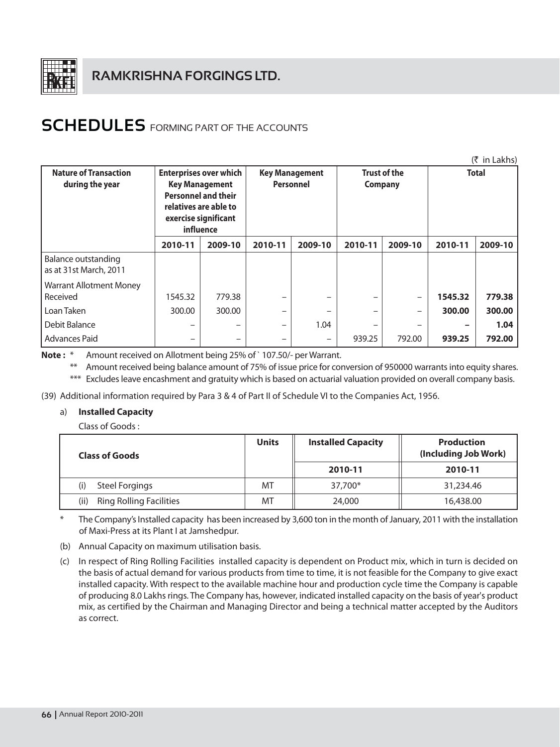# SCHEDULES FORMING PART OF THE ACCOUNTS

(₹ in Lakhs)

| Nature of Transaction during the year | Enterprises over which Key Management Personnel and their relatives are able to exercise significant influence | | Key Management Personnel | | Trust of the Company | | Total | |
|---|---|---|---|---|---|---|---|---|
| | 2010-11 | 2009-10 | 2010-11 | 2009-10 | 2010-11 | 2009-10 | 2010-11 | 2009-10 |
| Balance outstanding as at 31st March, 2011 | | | | | | | | |
| Warrant Allotment Money Received | 1545.32 | 779.38 | – | – | – | – | **1545.32** | **779.38** |
| Loan Taken | 300.00 | 300.00 | – | – | – | – | **300.00** | **300.00** |
| Debit Balance | – | – | – | 1.04 | – | – | **–** | **1.04** |
| Advances Paid | – | – | – | – | 939.25 | 792.00 | **939.25** | **792.00** |

**Note :** * Amount received on Allotment being 25% of ` 107.50/- per Warrant.

** Amount received being balance amount of 75% of issue price for conversion of 950000 warrants into equity shares.

*** Excludes leave encashment and gratuity which is based on actuarial valuation provided on overall company basis.

(39) Additional information required by Para 3 & 4 of Part II of Schedule VI to the Companies Act, 1956.

a) **Installed Capacity**

Class of Goods :

| Class of Goods | Units | Installed Capacity | Production (Including Job Work) |
|---|---|---|---|
| | | 2010-11 | 2010-11 |
| (i) Steel Forgings | MT | 37,700* | 31,234.46 |
| (ii) Ring Rolling Facilities | MT | 24,000 | 16,438.00 |

\* The Company's Installed capacity has been increased by 3,600 ton in the month of January, 2011 with the installation of Maxi-Press at its Plant I at Jamshedpur.

(b) Annual Capacity on maximum utilisation basis.

(c) In respect of Ring Rolling Facilities installed capacity is dependent on Product mix, which in turn is decided on the basis of actual demand for various products from time to time, it is not feasible for the Company to give exact installed capacity. With respect to the available machine hour and production cycle time the Company is capable of producing 8.0 Lakhs rings. The Company has, however, indicated installed capacity on the basis of year's product mix, as certified by the Chairman and Managing Director and being a technical matter accepted by the Auditors as correct.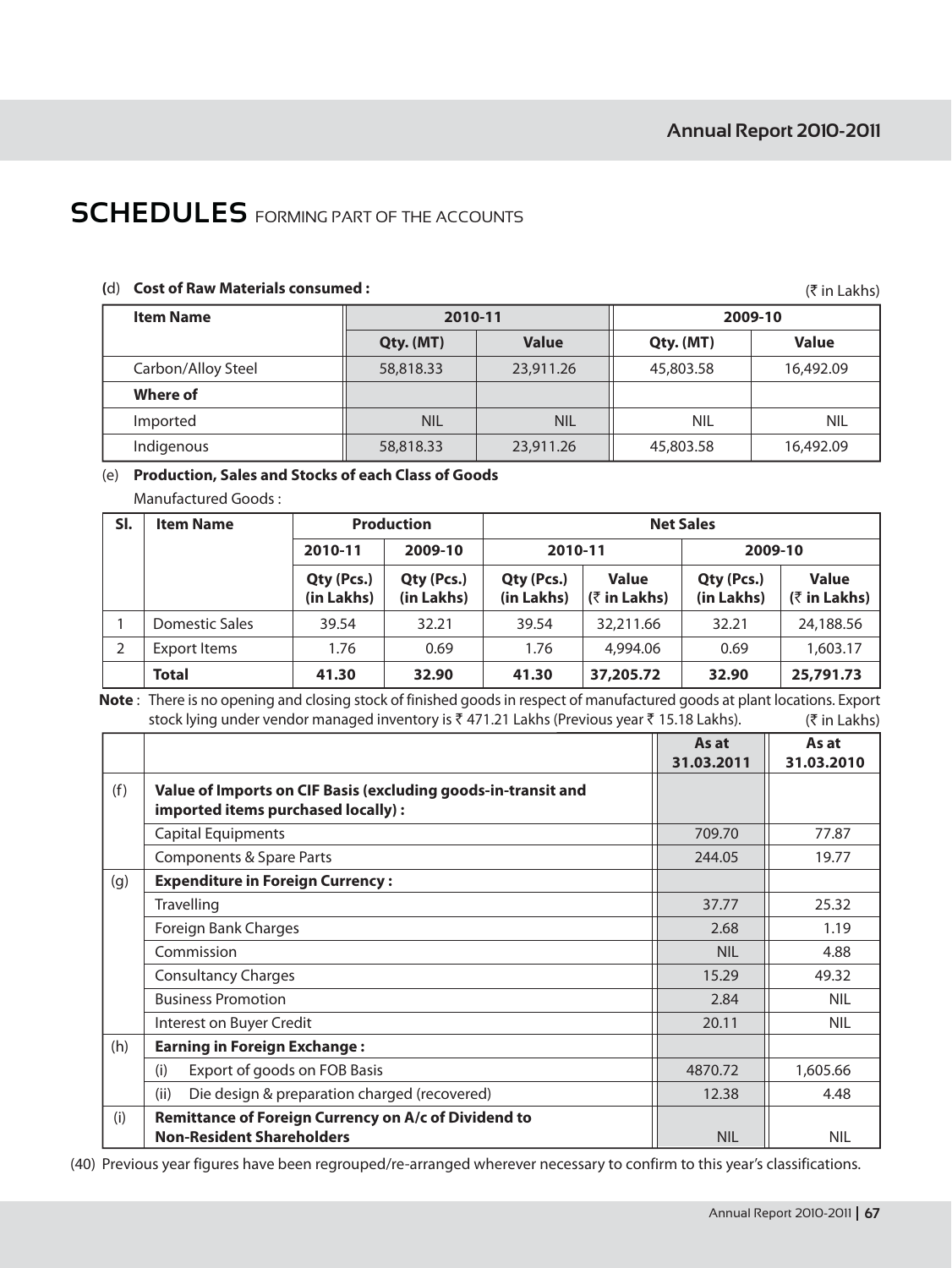# SCHEDULES FORMING PART OF THE ACCOUNTS

(d) **Cost of Raw Materials consumed :**

(₹ in Lakhs)

| Item Name | 2010-11 | | 2009-10 | |
|---|---|---|---|---|
| | Qty. (MT) | Value | Qty. (MT) | Value |
| Carbon/Alloy Steel | 58,818.33 | 23,911.26 | 45,803.58 | 16,492.09 |
| **Where of** | | | | |
| Imported | NIL | NIL | NIL | NIL |
| Indigenous | 58,818.33 | 23,911.26 | 45,803.58 | 16,492.09 |

(e) **Production, Sales and Stocks of each Class of Goods**

Manufactured Goods :

| Sl. | Item Name | Production | | Net Sales | | | |
|---|---|---|---|---|---|---|---|
| | | 2010-11 | 2009-10 | 2010-11 | | 2009-10 | |
| | | Qty (Pcs.) (in Lakhs) | Qty (Pcs.) (in Lakhs) | Qty (Pcs.) (in Lakhs) | Value (₹ in Lakhs) | Qty (Pcs.) (in Lakhs) | Value (₹ in Lakhs) |
| 1 | Domestic Sales | 39.54 | 32.21 | 39.54 | 32,211.66 | 32.21 | 24,188.56 |
| 2 | Export Items | 1.76 | 0.69 | 1.76 | 4,994.06 | 0.69 | 1,603.17 |
| | **Total** | **41.30** | **32.90** | **41.30** | **37,205.72** | **32.90** | **25,791.73** |

**Note** : There is no opening and closing stock of finished goods in respect of manufactured goods at plant locations. Export stock lying under vendor managed inventory is ₹ 471.21 Lakhs (Previous year ₹ 15.18 Lakhs).

(₹ in Lakhs)

| | | As at 31.03.2011 | As at 31.03.2010 |
|---|---|---|---|
| (f) | **Value of Imports on CIF Basis (excluding goods-in-transit and imported items purchased locally) :** | | |
| | Capital Equipments | 709.70 | 77.87 |
| | Components & Spare Parts | 244.05 | 19.77 |
| (g) | **Expenditure in Foreign Currency :** | | |
| | Travelling | 37.77 | 25.32 |
| | Foreign Bank Charges | 2.68 | 1.19 |
| | Commission | NIL | 4.88 |
| | Consultancy Charges | 15.29 | 49.32 |
| | Business Promotion | 2.84 | NIL |
| | Interest on Buyer Credit | 20.11 | NIL |
| (h) | **Earning in Foreign Exchange :** | | |
| | (i) Export of goods on FOB Basis | 4870.72 | 1,605.66 |
| | (ii) Die design & preparation charged (recovered) | 12.38 | 4.48 |
| (i) | **Remittance of Foreign Currency on A/c of Dividend to Non-Resident Shareholders** | NIL | NIL |

(40) Previous year figures have been regrouped/re-arranged wherever necessary to confirm to this year's classifications.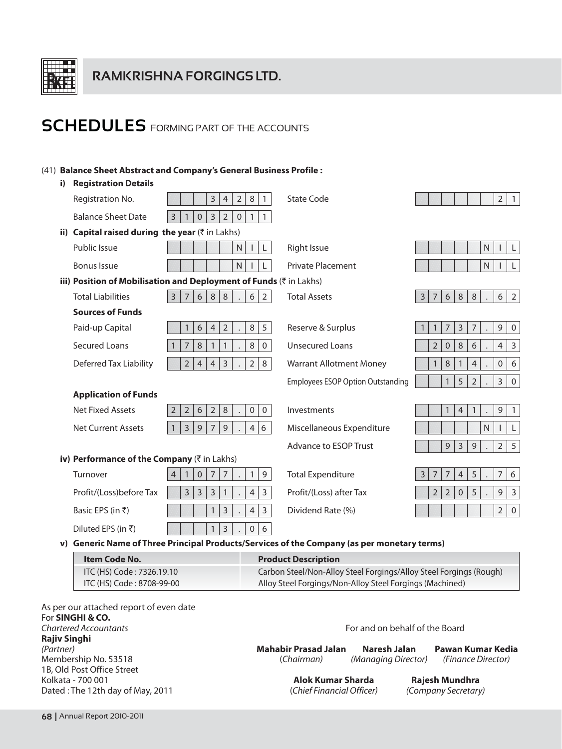# SCHEDULES FORMING PART OF THE ACCOUNTS

(41) **Balance Sheet Abstract and Company's General Business Profile :**

**i) Registration Details**

| | | | |
|---|---|---|---|
| Registration No. | 34281 | State Code | 21 |
| Balance Sheet Date | 31032011 | | |

**ii) Capital raised during the year** (₹ in Lakhs)

| | | | |
|---|---|---|---|
| Public Issue | NIL | Right Issue | NIL |
| Bonus Issue | NIL | Private Placement | NIL |

**iii) Position of Mobilisation and Deployment of Funds** (₹ in Lakhs)

| | | | |
|---|---|---|---|
| Total Liabilities | 37688.62 | Total Assets | 37688.62 |
| **Sources of Funds** | | | |
| Paid-up Capital | 1642.85 | Reserve & Surplus | 11737.90 |
| Secured Loans | 17811.80 | Unsecured Loans | 2086.43 |
| Deferred Tax Liability | 2443.28 | Warrant Allotment Money | 1814.06 |
| | | Employees ESOP Option Outstanding | 152.30 |
| **Application of Funds** | | | |
| Net Fixed Assets | 22628.00 | Investments | 141.91 |
| Net Current Assets | 13979.46 | Miscellaneous Expenditure | NIL |
| | | Advance to ESOP Trust | 939.25 |

**iv) Performance of the Company** (₹ in Lakhs)

| | | | |
|---|---|---|---|
| Turnover | 41077.19 | Total Expenditure | 37745.76 |
| Profit/(Loss)before Tax | 3331.43 | Profit/(Loss) after Tax | 2205.93 |
| Basic EPS (in ₹) | 13.43 | Dividend Rate (%) | 20 |
| Diluted EPS (in ₹) | 13.06 | | |

**v) Generic Name of Three Principal Products/Services of the Company (as per monetary terms)**

| Item Code No. | Product Description |
|---|---|
| ITC (HS) Code : 7326.19.10 | Carbon Steel/Non-Alloy Steel Forgings/Alloy Steel Forgings (Rough) |
| ITC (HS) Code : 8708-99-00 | Alloy Steel Forgings/Non-Alloy Steel Forgings (Machined) |

As per our attached report of even date
For **SINGHI & CO.**
*Chartered Accountants*
**Rajiv Singhi**
*(Partner)*
Membership No. 53518
1B, Old Post Office Street
Kolkata - 700 001
Dated : The 12th day of May, 2011

For and on behalf of the Board

**Mahabir Prasad Jalan** (*Chairman*)
**Naresh Jalan** (*Managing Director*)
**Pawan Kumar Kedia** (*Finance Director*)
**Alok Kumar Sharda** (*Chief Financial Officer*)
**Rajesh Mundhra** (*Company Secretary*)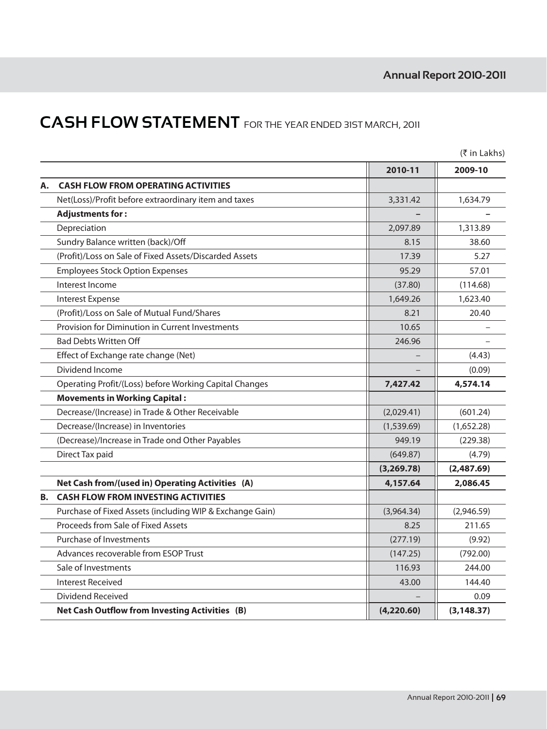# CASH FLOW STATEMENT FOR THE YEAR ENDED 31ST MARCH, 2011

(₹ in Lakhs)

| | | 2010-11 | 2009-10 |
|---|---|---|---|
| **A.** | **CASH FLOW FROM OPERATING ACTIVITIES** | | |
| | Net(Loss)/Profit before extraordinary item and taxes | 3,331.42 | 1,634.79 |
| | **Adjustments for :** | – | – |
| | Depreciation | 2,097.89 | 1,313.89 |
| | Sundry Balance written (back)/Off | 8.15 | 38.60 |
| | (Profit)/Loss on Sale of Fixed Assets/Discarded Assets | 17.39 | 5.27 |
| | Employees Stock Option Expenses | 95.29 | 57.01 |
| | Interest Income | (37.80) | (114.68) |
| | Interest Expense | 1,649.26 | 1,623.40 |
| | (Profit)/Loss on Sale of Mutual Fund/Shares | 8.21 | 20.40 |
| | Provision for Diminution in Current Investments | 10.65 | – |
| | Bad Debts Written Off | 246.96 | – |
| | Effect of Exchange rate change (Net) | – | (4.43) |
| | Dividend Income | – | (0.09) |
| | Operating Profit/(Loss) before Working Capital Changes | **7,427.42** | **4,574.14** |
| | **Movements in Working Capital :** | | |
| | Decrease/(Increase) in Trade & Other Receivable | (2,029.41) | (601.24) |
| | Decrease/(Increase) in Inventories | (1,539.69) | (1,652.28) |
| | (Decrease)/Increase in Trade ond Other Payables | 949.19 | (229.38) |
| | Direct Tax paid | (649.87) | (4.79) |
| | | **(3,269.78)** | **(2,487.69)** |
| | **Net Cash from/(used in) Operating Activities (A)** | **4,157.64** | **2,086.45** |
| **B.** | **CASH FLOW FROM INVESTING ACTIVITIES** | | |
| | Purchase of Fixed Assets (including WIP & Exchange Gain) | (3,964.34) | (2,946.59) |
| | Proceeds from Sale of Fixed Assets | 8.25 | 211.65 |
| | Purchase of Investments | (277.19) | (9.92) |
| | Advances recoverable from ESOP Trust | (147.25) | (792.00) |
| | Sale of Investments | 116.93 | 244.00 |
| | Interest Received | 43.00 | 144.40 |
| | Dividend Received | – | 0.09 |
| | **Net Cash Outflow from Investing Activities (B)** | **(4,220.60)** | **(3,148.37)** |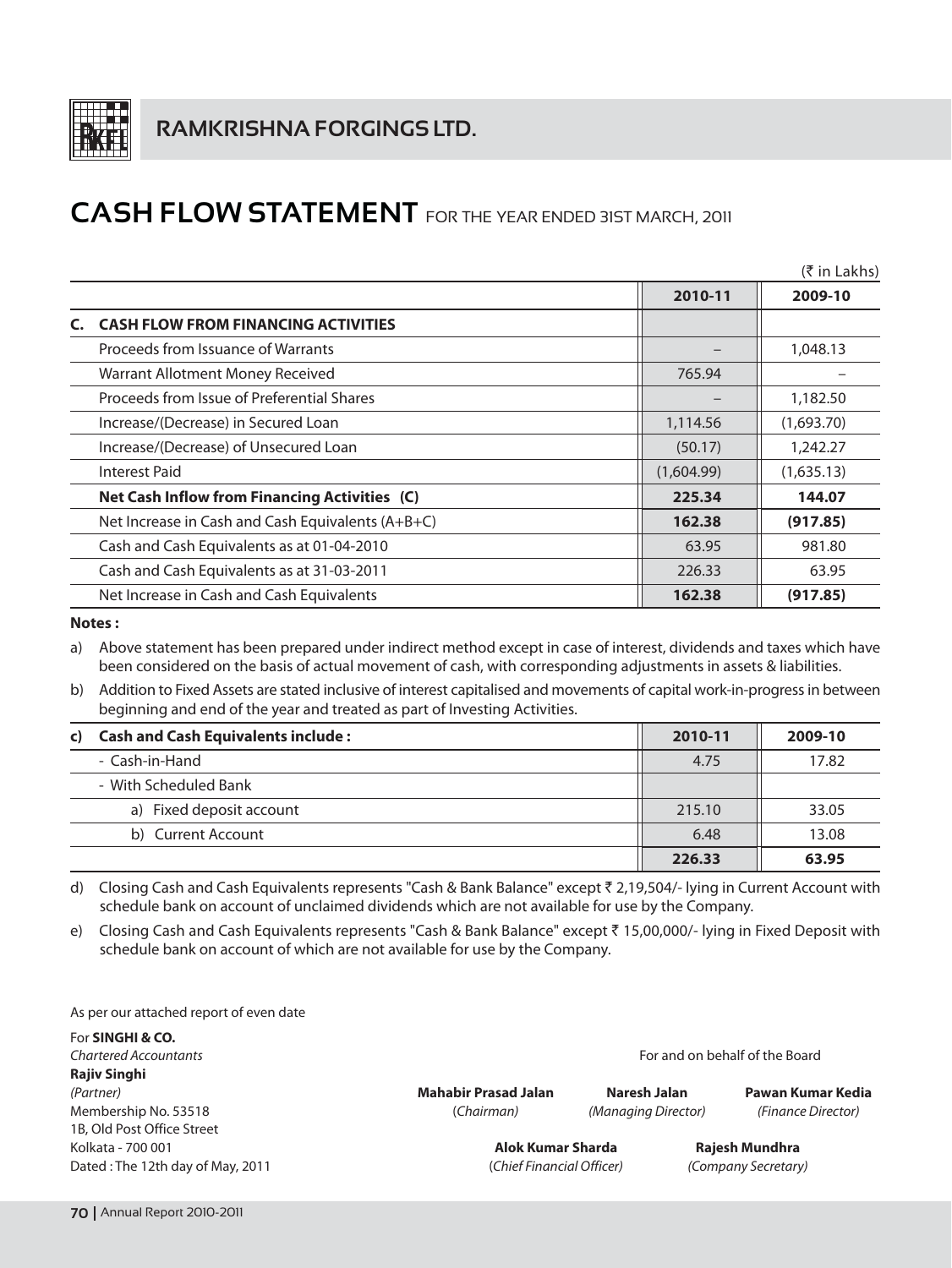# RAMKRISHNA FORGINGS LTD.

# CASH FLOW STATEMENT FOR THE YEAR ENDED 31ST MARCH, 2011

(₹ in Lakhs)

| | 2010-11 | 2009-10 |
|---|---|---|
| **C. CASH FLOW FROM FINANCING ACTIVITIES** | | |
| Proceeds from Issuance of Warrants | – | 1,048.13 |
| Warrant Allotment Money Received | 765.94 | – |
| Proceeds from Issue of Preferential Shares | – | 1,182.50 |
| Increase/(Decrease) in Secured Loan | 1,114.56 | (1,693.70) |
| Increase/(Decrease) of Unsecured Loan | (50.17) | 1,242.27 |
| Interest Paid | (1,604.99) | (1,635.13) |
| **Net Cash Inflow from Financing Activities (C)** | **225.34** | **144.07** |
| Net Increase in Cash and Cash Equivalents (A+B+C) | **162.38** | **(917.85)** |
| Cash and Cash Equivalents as at 01-04-2010 | 63.95 | 981.80 |
| Cash and Cash Equivalents as at 31-03-2011 | 226.33 | 63.95 |
| Net Increase in Cash and Cash Equivalents | **162.38** | **(917.85)** |

**Notes :**

a) Above statement has been prepared under indirect method except in case of interest, dividends and taxes which have been considered on the basis of actual movement of cash, with corresponding adjustments in assets & liabilities.

b) Addition to Fixed Assets are stated inclusive of interest capitalised and movements of capital work-in-progress in between beginning and end of the year and treated as part of Investing Activities.

| c) **Cash and Cash Equivalents include :** | 2010-11 | 2009-10 |
|---|---|---|
| - Cash-in-Hand | 4.75 | 17.82 |
| - With Scheduled Bank | | |
| a) Fixed deposit account | 215.10 | 33.05 |
| b) Current Account | 6.48 | 13.08 |
| | **226.33** | **63.95** |

d) Closing Cash and Cash Equivalents represents "Cash & Bank Balance" except ₹ 2,19,504/- lying in Current Account with schedule bank on account of unclaimed dividends which are not available for use by the Company.

e) Closing Cash and Cash Equivalents represents "Cash & Bank Balance" except ₹ 15,00,000/- lying in Fixed Deposit with schedule bank on account of which are not available for use by the Company.

As per our attached report of even date

For **SINGHI & CO.**
*Chartered Accountants*
**Rajiv Singhi**
*(Partner)*
Membership No. 53518
1B, Old Post Office Street
Kolkata - 700 001
Dated : The 12th day of May, 2011

For and on behalf of the Board

**Mahabir Prasad Jalan** (*Chairman*)
**Naresh Jalan** *(Managing Director)*
**Pawan Kumar Kedia** *(Finance Director)*
**Alok Kumar Sharda** (*Chief Financial Officer*)
**Rajesh Mundhra** *(Company Secretary)*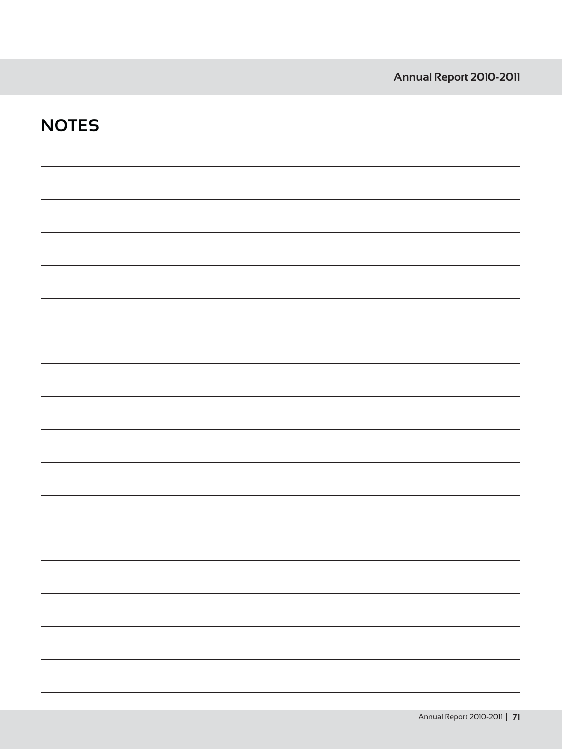# NOTES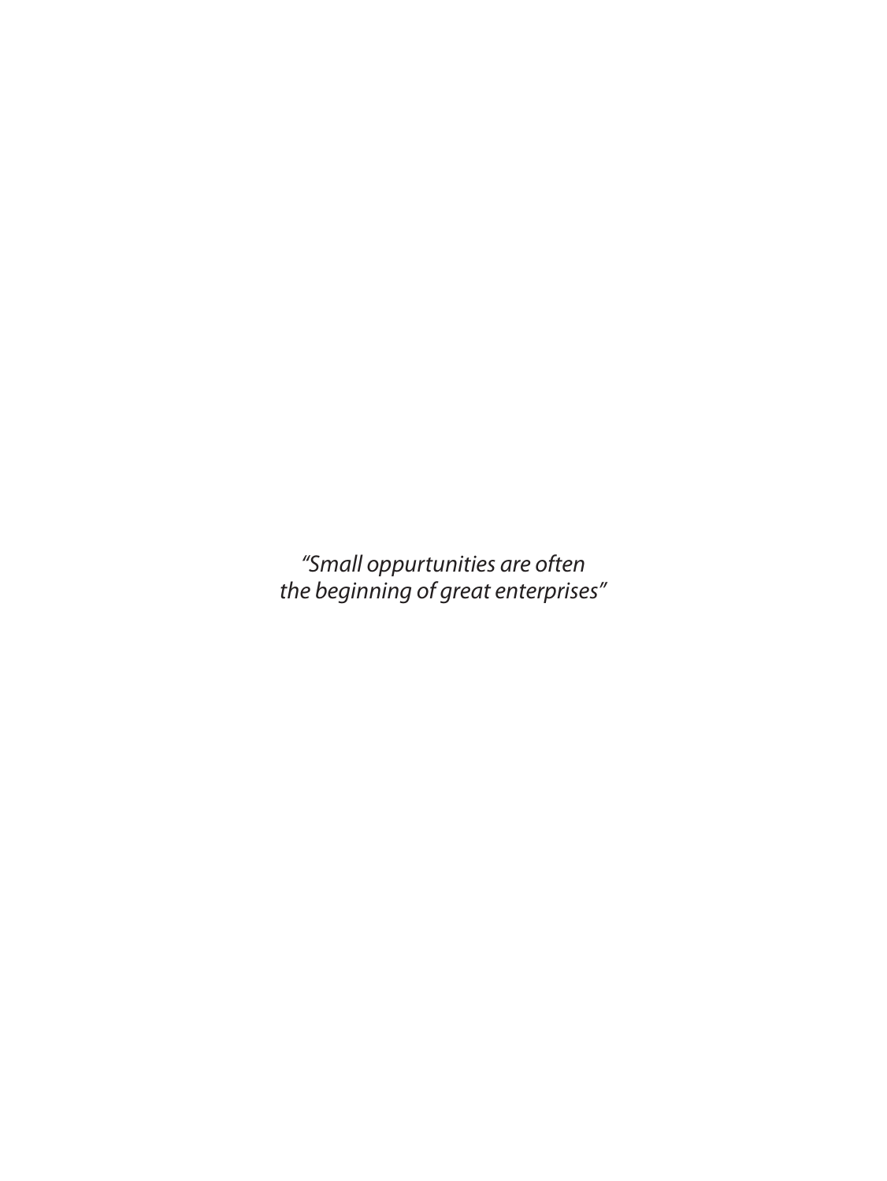*“Small oppurtunities are often*
*the beginning of great enterprises”*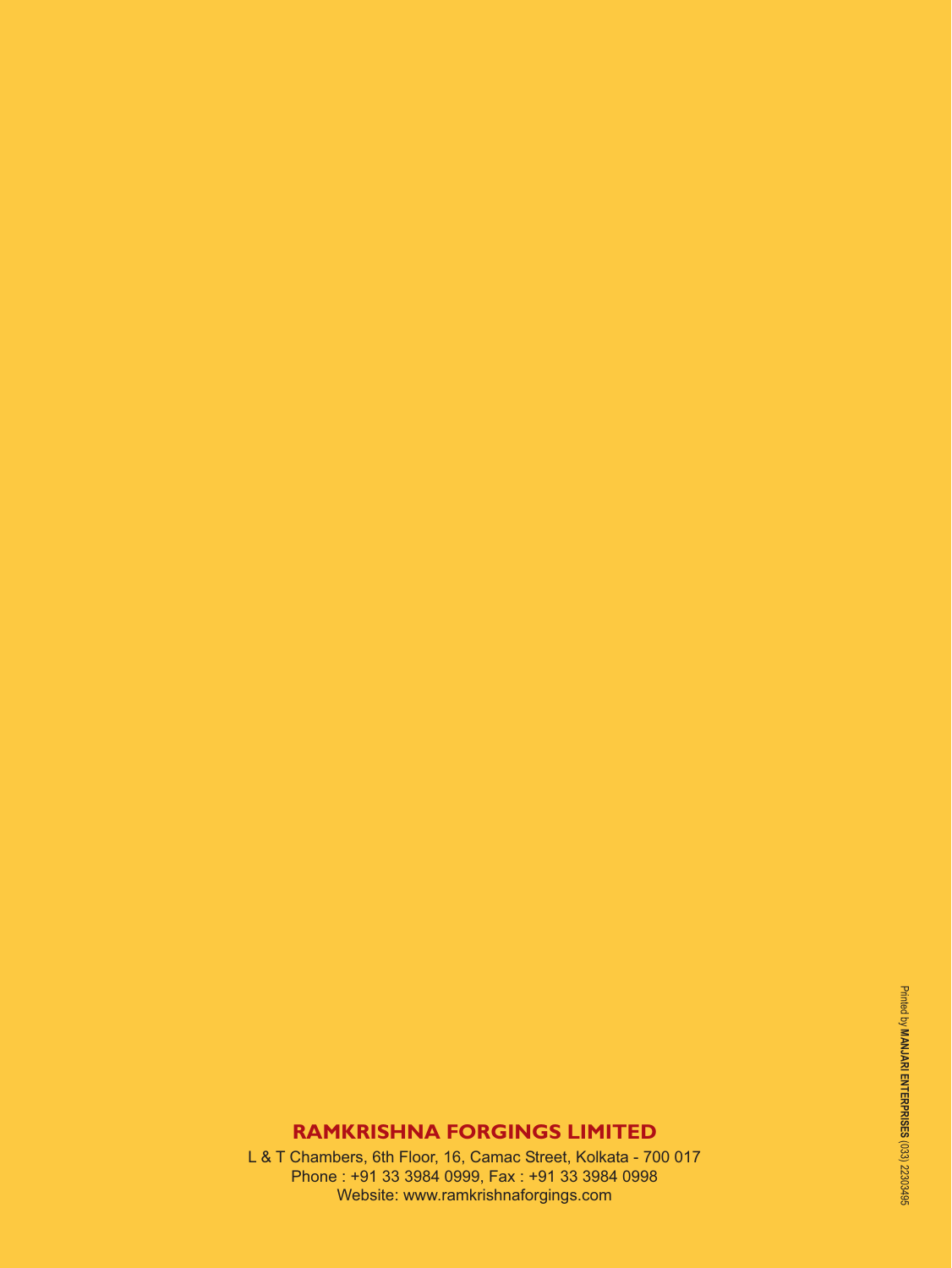**RAMKRISHNA FORGINGS LIMITED**

L & T Chambers, 6th Floor, 16, Camac Street, Kolkata - 700 017
Phone : +91 33 3984 0999, Fax : +91 33 3984 0998
Website: www.ramkrishnaforgings.com

Printed by **MANJARI ENTERPRISES** (033) 22303495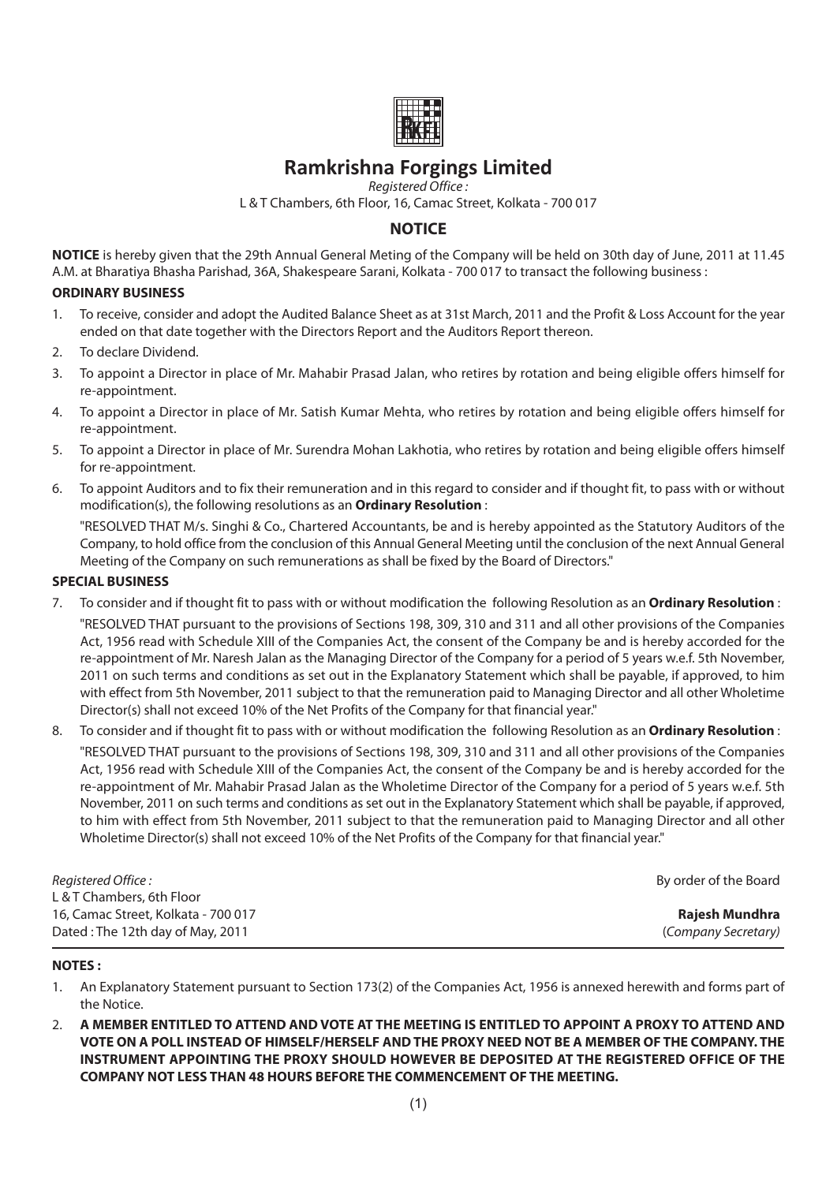# Ramkrishna Forgings Limited

*Registered Office :*
L & T Chambers, 6th Floor, 16, Camac Street, Kolkata - 700 017

## NOTICE

**NOTICE** is hereby given that the 29th Annual General Meting of the Company will be held on 30th day of June, 2011 at 11.45 A.M. at Bharatiya Bhasha Parishad, 36A, Shakespeare Sarani, Kolkata - 700 017 to transact the following business :

### ORDINARY BUSINESS

1. To receive, consider and adopt the Audited Balance Sheet as at 31st March, 2011 and the Profit & Loss Account for the year ended on that date together with the Directors Report and the Auditors Report thereon.
2. To declare Dividend.
3. To appoint a Director in place of Mr. Mahabir Prasad Jalan, who retires by rotation and being eligible offers himself for re-appointment.
4. To appoint a Director in place of Mr. Satish Kumar Mehta, who retires by rotation and being eligible offers himself for re-appointment.
5. To appoint a Director in place of Mr. Surendra Mohan Lakhotia, who retires by rotation and being eligible offers himself for re-appointment.
6. To appoint Auditors and to fix their remuneration and in this regard to consider and if thought fit, to pass with or without modification(s), the following resolutions as an **Ordinary Resolution** :

   "RESOLVED THAT M/s. Singhi & Co., Chartered Accountants, be and is hereby appointed as the Statutory Auditors of the Company, to hold office from the conclusion of this Annual General Meeting until the conclusion of the next Annual General Meeting of the Company on such remunerations as shall be fixed by the Board of Directors."

### SPECIAL BUSINESS

7. To consider and if thought fit to pass with or without modification the following Resolution as an **Ordinary Resolution** :

   "RESOLVED THAT pursuant to the provisions of Sections 198, 309, 310 and 311 and all other provisions of the Companies Act, 1956 read with Schedule XIII of the Companies Act, the consent of the Company be and is hereby accorded for the re-appointment of Mr. Naresh Jalan as the Managing Director of the Company for a period of 5 years w.e.f. 5th November, 2011 on such terms and conditions as set out in the Explanatory Statement which shall be payable, if approved, to him with effect from 5th November, 2011 subject to that the remuneration paid to Managing Director and all other Wholetime Director(s) shall not exceed 10% of the Net Profits of the Company for that financial year."

8. To consider and if thought fit to pass with or without modification the following Resolution as an **Ordinary Resolution** :

   "RESOLVED THAT pursuant to the provisions of Sections 198, 309, 310 and 311 and all other provisions of the Companies Act, 1956 read with Schedule XIII of the Companies Act, the consent of the Company be and is hereby accorded for the re-appointment of Mr. Mahabir Prasad Jalan as the Wholetime Director of the Company for a period of 5 years w.e.f. 5th November, 2011 on such terms and conditions as set out in the Explanatory Statement which shall be payable, if approved, to him with effect from 5th November, 2011 subject to that the remuneration paid to Managing Director and all other Wholetime Director(s) shall not exceed 10% of the Net Profits of the Company for that financial year."

*Registered Office :*
L & T Chambers, 6th Floor
16, Camac Street, Kolkata - 700 017
Dated : The 12th day of May, 2011

By order of the Board

**Rajesh Mundhra**
(*Company Secretary)*

### NOTES :

1. An Explanatory Statement pursuant to Section 173(2) of the Companies Act, 1956 is annexed herewith and forms part of the Notice.
2. **A MEMBER ENTITLED TO ATTEND AND VOTE AT THE MEETING IS ENTITLED TO APPOINT A PROXY TO ATTEND AND VOTE ON A POLL INSTEAD OF HIMSELF/HERSELF AND THE PROXY NEED NOT BE A MEMBER OF THE COMPANY. THE INSTRUMENT APPOINTING THE PROXY SHOULD HOWEVER BE DEPOSITED AT THE REGISTERED OFFICE OF THE COMPANY NOT LESS THAN 48 HOURS BEFORE THE COMMENCEMENT OF THE MEETING.**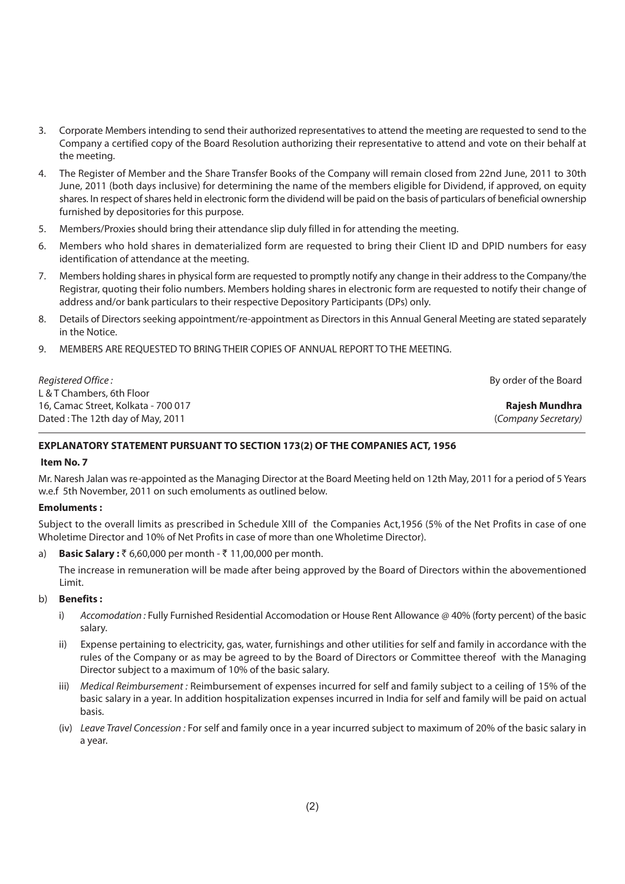3. Corporate Members intending to send their authorized representatives to attend the meeting are requested to send to the Company a certified copy of the Board Resolution authorizing their representative to attend and vote on their behalf at the meeting.

4. The Register of Member and the Share Transfer Books of the Company will remain closed from 22nd June, 2011 to 30th June, 2011 (both days inclusive) for determining the name of the members eligible for Dividend, if approved, on equity shares. In respect of shares held in electronic form the dividend will be paid on the basis of particulars of beneficial ownership furnished by depositories for this purpose.

5. Members/Proxies should bring their attendance slip duly filled in for attending the meeting.

6. Members who hold shares in dematerialized form are requested to bring their Client ID and DPID numbers for easy identification of attendance at the meeting.

7. Members holding shares in physical form are requested to promptly notify any change in their address to the Company/the Registrar, quoting their folio numbers. Members holding shares in electronic form are requested to notify their change of address and/or bank particulars to their respective Depository Participants (DPs) only.

8. Details of Directors seeking appointment/re-appointment as Directors in this Annual General Meeting are stated separately in the Notice.

9. MEMBERS ARE REQUESTED TO BRING THEIR COPIES OF ANNUAL REPORT TO THE MEETING.

*Registered Office :*
L & T Chambers, 6th Floor
16, Camac Street, Kolkata - 700 017
Dated : The 12th day of May, 2011

By order of the Board

**Rajesh Mundhra**
(*Company Secretary*)

**EXPLANATORY STATEMENT PURSUANT TO SECTION 173(2) OF THE COMPANIES ACT, 1956**

**Item No. 7**

Mr. Naresh Jalan was re-appointed as the Managing Director at the Board Meeting held on 12th May, 2011 for a period of 5 Years w.e.f 5th November, 2011 on such emoluments as outlined below.

**Emoluments :**

Subject to the overall limits as prescribed in Schedule XIII of the Companies Act,1956 (5% of the Net Profits in case of one Wholetime Director and 10% of Net Profits in case of more than one Wholetime Director).

a) **Basic Salary :** ₹ 6,60,000 per month - ₹ 11,00,000 per month.

   The increase in remuneration will be made after being approved by the Board of Directors within the abovementioned Limit.

b) **Benefits :**

   i) *Accomodation :* Fully Furnished Residential Accomodation or House Rent Allowance @ 40% (forty percent) of the basic salary.

   ii) Expense pertaining to electricity, gas, water, furnishings and other utilities for self and family in accordance with the rules of the Company or as may be agreed to by the Board of Directors or Committee thereof with the Managing Director subject to a maximum of 10% of the basic salary.

   iii) *Medical Reimbursement :* Reimbursement of expenses incurred for self and family subject to a ceiling of 15% of the basic salary in a year. In addition hospitalization expenses incurred in India for self and family will be paid on actual basis.

   (iv) *Leave Travel Concession :* For self and family once in a year incurred subject to maximum of 20% of the basic salary in a year.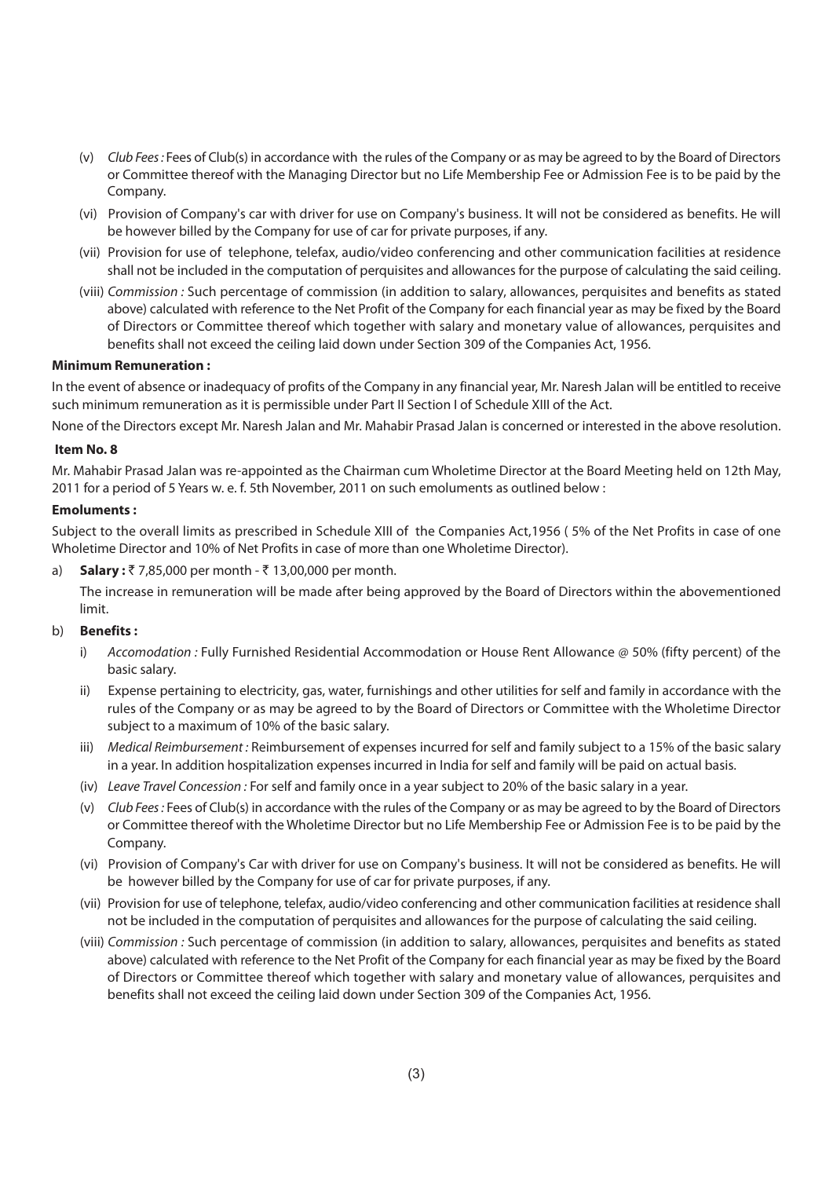(v) *Club Fees :* Fees of Club(s) in accordance with the rules of the Company or as may be agreed to by the Board of Directors or Committee thereof with the Managing Director but no Life Membership Fee or Admission Fee is to be paid by the Company.

(vi) Provision of Company's car with driver for use on Company's business. It will not be considered as benefits. He will be however billed by the Company for use of car for private purposes, if any.

(vii) Provision for use of telephone, telefax, audio/video conferencing and other communication facilities at residence shall not be included in the computation of perquisites and allowances for the purpose of calculating the said ceiling.

(viii) *Commission :* Such percentage of commission (in addition to salary, allowances, perquisites and benefits as stated above) calculated with reference to the Net Profit of the Company for each financial year as may be fixed by the Board of Directors or Committee thereof which together with salary and monetary value of allowances, perquisites and benefits shall not exceed the ceiling laid down under Section 309 of the Companies Act, 1956.

**Minimum Remuneration :**

In the event of absence or inadequacy of profits of the Company in any financial year, Mr. Naresh Jalan will be entitled to receive such minimum remuneration as it is permissible under Part II Section I of Schedule XIII of the Act.

None of the Directors except Mr. Naresh Jalan and Mr. Mahabir Prasad Jalan is concerned or interested in the above resolution.

**Item No. 8**

Mr. Mahabir Prasad Jalan was re-appointed as the Chairman cum Wholetime Director at the Board Meeting held on 12th May, 2011 for a period of 5 Years w. e. f. 5th November, 2011 on such emoluments as outlined below :

**Emoluments :**

Subject to the overall limits as prescribed in Schedule XIII of the Companies Act,1956 ( 5% of the Net Profits in case of one Wholetime Director and 10% of Net Profits in case of more than one Wholetime Director).

a) **Salary :** ₹ 7,85,000 per month - ₹ 13,00,000 per month.

The increase in remuneration will be made after being approved by the Board of Directors within the abovementioned limit.

b) **Benefits :**

i) *Accomodation :* Fully Furnished Residential Accommodation or House Rent Allowance @ 50% (fifty percent) of the basic salary.

ii) Expense pertaining to electricity, gas, water, furnishings and other utilities for self and family in accordance with the rules of the Company or as may be agreed to by the Board of Directors or Committee with the Wholetime Director subject to a maximum of 10% of the basic salary.

iii) *Medical Reimbursement :* Reimbursement of expenses incurred for self and family subject to a 15% of the basic salary in a year. In addition hospitalization expenses incurred in India for self and family will be paid on actual basis.

(iv) *Leave Travel Concession :* For self and family once in a year subject to 20% of the basic salary in a year.

(v) *Club Fees :* Fees of Club(s) in accordance with the rules of the Company or as may be agreed to by the Board of Directors or Committee thereof with the Wholetime Director but no Life Membership Fee or Admission Fee is to be paid by the Company.

(vi) Provision of Company's Car with driver for use on Company's business. It will not be considered as benefits. He will be however billed by the Company for use of car for private purposes, if any.

(vii) Provision for use of telephone, telefax, audio/video conferencing and other communication facilities at residence shall not be included in the computation of perquisites and allowances for the purpose of calculating the said ceiling.

(viii) *Commission :* Such percentage of commission (in addition to salary, allowances, perquisites and benefits as stated above) calculated with reference to the Net Profit of the Company for each financial year as may be fixed by the Board of Directors or Committee thereof which together with salary and monetary value of allowances, perquisites and benefits shall not exceed the ceiling laid down under Section 309 of the Companies Act, 1956.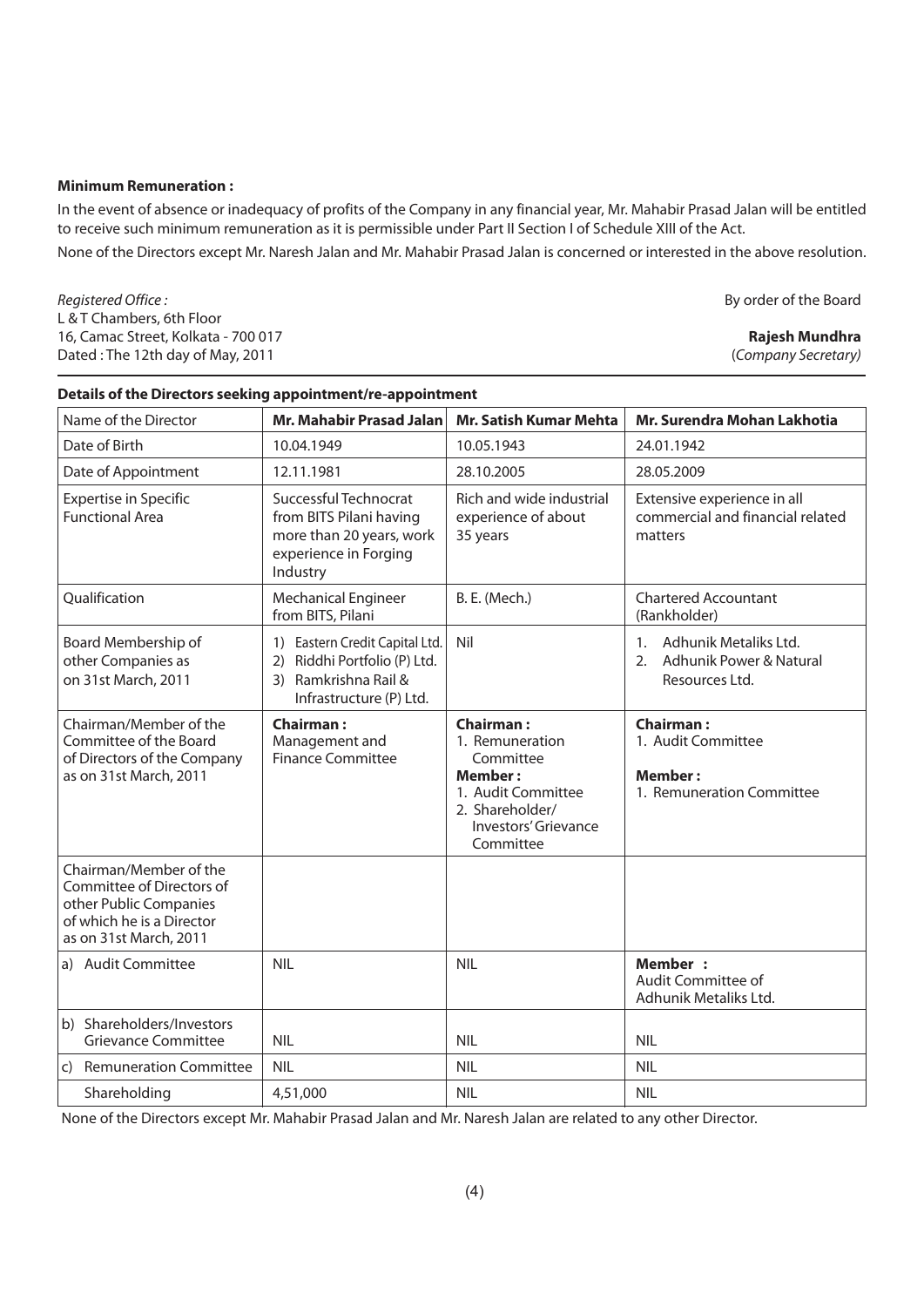**Minimum Remuneration :**

In the event of absence or inadequacy of profits of the Company in any financial year, Mr. Mahabir Prasad Jalan will be entitled to receive such minimum remuneration as it is permissible under Part II Section I of Schedule XIII of the Act.

None of the Directors except Mr. Naresh Jalan and Mr. Mahabir Prasad Jalan is concerned or interested in the above resolution.

*Registered Office :*
L & T Chambers, 6th Floor
16, Camac Street, Kolkata - 700 017
Dated : The 12th day of May, 2011

By order of the Board

**Rajesh Mundhra**
(*Company Secretary*)

**Details of the Directors seeking appointment/re-appointment**

| Name of the Director | **Mr. Mahabir Prasad Jalan** | **Mr. Satish Kumar Mehta** | **Mr. Surendra Mohan Lakhotia** |
|---|---|---|---|
| Date of Birth | 10.04.1949 | 10.05.1943 | 24.01.1942 |
| Date of Appointment | 12.11.1981 | 28.10.2005 | 28.05.2009 |
| Expertise in Specific Functional Area | Successful Technocrat from BITS Pilani having more than 20 years, work experience in Forging Industry | Rich and wide industrial experience of about 35 years | Extensive experience in all commercial and financial related matters |
| Qualification | Mechanical Engineer from BITS, Pilani | B. E. (Mech.) | Chartered Accountant (Rankholder) |
| Board Membership of other Companies as on 31st March, 2011 | 1) Eastern Credit Capital Ltd. 2) Riddhi Portfolio (P) Ltd. 3) Ramkrishna Rail & Infrastructure (P) Ltd. | Nil | 1. Adhunik Metaliks Ltd. 2. Adhunik Power & Natural Resources Ltd. |
| Chairman/Member of the Committee of the Board of Directors of the Company as on 31st March, 2011 | **Chairman :** Management and Finance Committee | **Chairman :** 1. Remuneration Committee **Member :** 1. Audit Committee 2. Shareholder/ Investors' Grievance Committee | **Chairman :** 1. Audit Committee **Member :** 1. Remuneration Committee |
| Chairman/Member of the Committee of Directors of other Public Companies of which he is a Director as on 31st March, 2011 | | | |
| a) Audit Committee | NIL | NIL | **Member :** Audit Committee of Adhunik Metaliks Ltd. |
| b) Shareholders/Investors Grievance Committee | NIL | NIL | NIL |
| c) Remuneration Committee | NIL | NIL | NIL |
| Shareholding | 4,51,000 | NIL | NIL |

None of the Directors except Mr. Mahabir Prasad Jalan and Mr. Naresh Jalan are related to any other Director.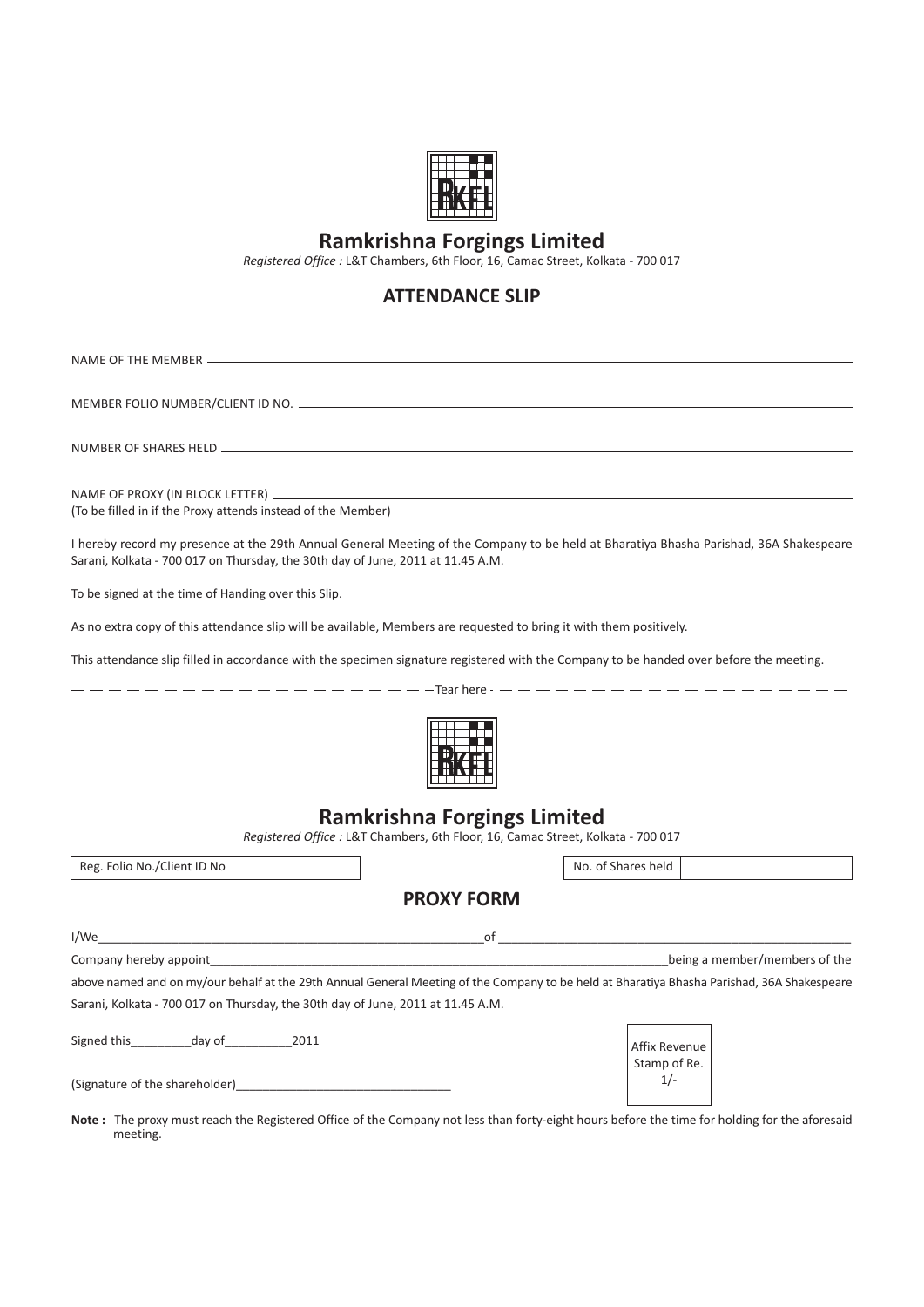# Ramkrishna Forgings Limited

*Registered Office :* L&T Chambers, 6th Floor, 16, Camac Street, Kolkata - 700 017

## ATTENDANCE SLIP

NAME OF THE MEMBER ____________________________________________

MEMBER FOLIO NUMBER/CLIENT ID NO. ____________________________________________

NUMBER OF SHARES HELD ____________________________________________

NAME OF PROXY (IN BLOCK LETTER) ____________________________________________
(To be filled in if the Proxy attends instead of the Member)

I hereby record my presence at the 29th Annual General Meeting of the Company to be held at Bharatiya Bhasha Parishad, 36A Shakespeare Sarani, Kolkata - 700 017 on Thursday, the 30th day of June, 2011 at 11.45 A.M.

To be signed at the time of Handing over this Slip.

As no extra copy of this attendance slip will be available, Members are requested to bring it with them positively.

This attendance slip filled in accordance with the specimen signature registered with the Company to be handed over before the meeting.

— — — — — — — — — — — — — — — — — — — — Tear here - — — — — — — — — — — — — — — — — — — —

# Ramkrishna Forgings Limited

*Registered Office :* L&T Chambers, 6th Floor, 16, Camac Street, Kolkata - 700 017

| Reg. Folio No./Client ID No | | No. of Shares held | |
|---|---|---|---|

## PROXY FORM

I/We____________________________________________of ____________________________________________

Company hereby appoint____________________________________________being a member/members of the above named and on my/our behalf at the 29th Annual General Meeting of the Company to be held at Bharatiya Bhasha Parishad, 36A Shakespeare Sarani, Kolkata - 700 017 on Thursday, the 30th day of June, 2011 at 11.45 A.M.

Signed this_________day of__________2011

(Signature of the shareholder)________________________________

Affix Revenue Stamp of Re. 1/-

**Note :** The proxy must reach the Registered Office of the Company not less than forty-eight hours before the time for holding for the aforesaid meeting.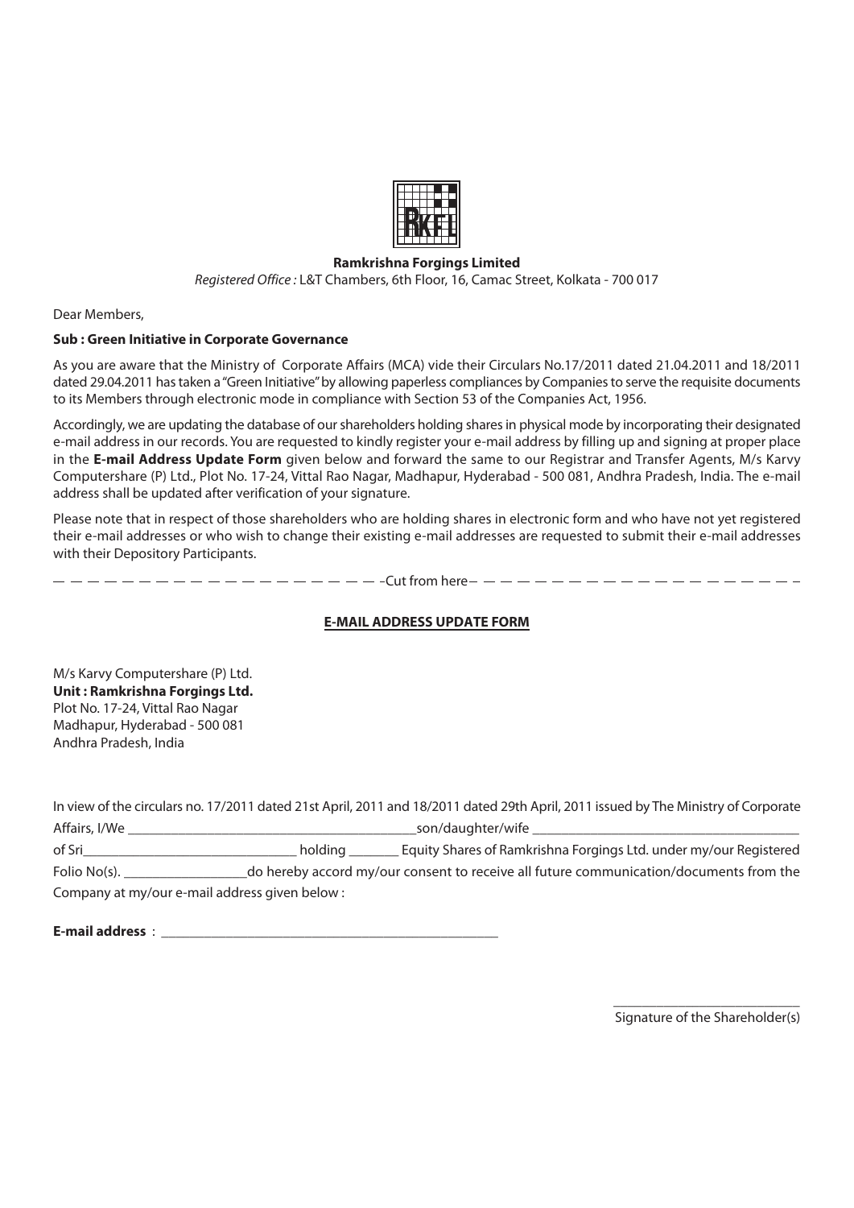**Ramkrishna Forgings Limited**

*Registered Office :* L&T Chambers, 6th Floor, 16, Camac Street, Kolkata - 700 017

Dear Members,

**Sub : Green Initiative in Corporate Governance**

As you are aware that the Ministry of Corporate Affairs (MCA) vide their Circulars No.17/2011 dated 21.04.2011 and 18/2011 dated 29.04.2011 has taken a "Green Initiative" by allowing paperless compliances by Companies to serve the requisite documents to its Members through electronic mode in compliance with Section 53 of the Companies Act, 1956.

Accordingly, we are updating the database of our shareholders holding shares in physical mode by incorporating their designated e-mail address in our records. You are requested to kindly register your e-mail address by filling up and signing at proper place in the **E-mail Address Update Form** given below and forward the same to our Registrar and Transfer Agents, M/s Karvy Computershare (P) Ltd., Plot No. 17-24, Vittal Rao Nagar, Madhapur, Hyderabad - 500 081, Andhra Pradesh, India. The e-mail address shall be updated after verification of your signature.

Please note that in respect of those shareholders who are holding shares in electronic form and who have not yet registered their e-mail addresses or who wish to change their existing e-mail addresses are requested to submit their e-mail addresses with their Depository Participants.

— — — — — — — — — — — — — — — — — — — — -Cut from here— — — — — — — — — — — — — — — — — — — — —

**E-MAIL ADDRESS UPDATE FORM**

M/s Karvy Computershare (P) Ltd.
**Unit : Ramkrishna Forgings Ltd.**
Plot No. 17-24, Vittal Rao Nagar
Madhapur, Hyderabad - 500 081
Andhra Pradesh, India

In view of the circulars no. 17/2011 dated 21st April, 2011 and 18/2011 dated 29th April, 2011 issued by The Ministry of Corporate Affairs, I/We ________________________________________son/daughter/wife ____________________________________ of Sri_____________________________ holding _______ Equity Shares of Ramkrishna Forgings Ltd. under my/our Registered Folio No(s). _________________do hereby accord my/our consent to receive all future communication/documents from the Company at my/our e-mail address given below :

**E-mail address** : ________________________________________________

__________________________
Signature of the Shareholder(s)